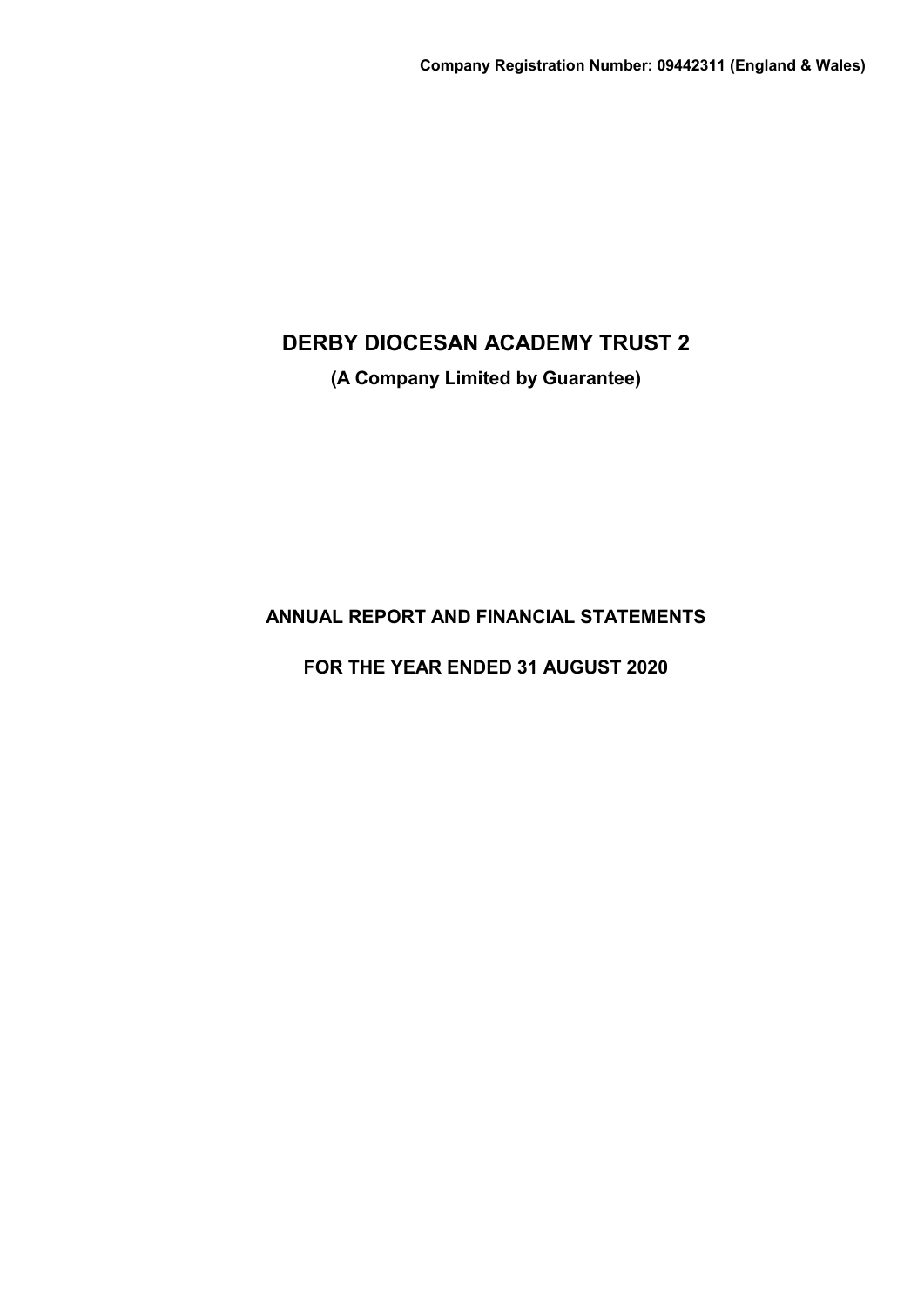**Company Registration Number: 09442311 (England & Wales)**

# DERBY DIOCESAN ACADEMY TRUST 2

**(A Company Limited by Guarantee)**

## ANNUAL REPORT AND FINANCIAL STATEMENTS

## FOR THE YEAR ENDED 31 AUGUST 2020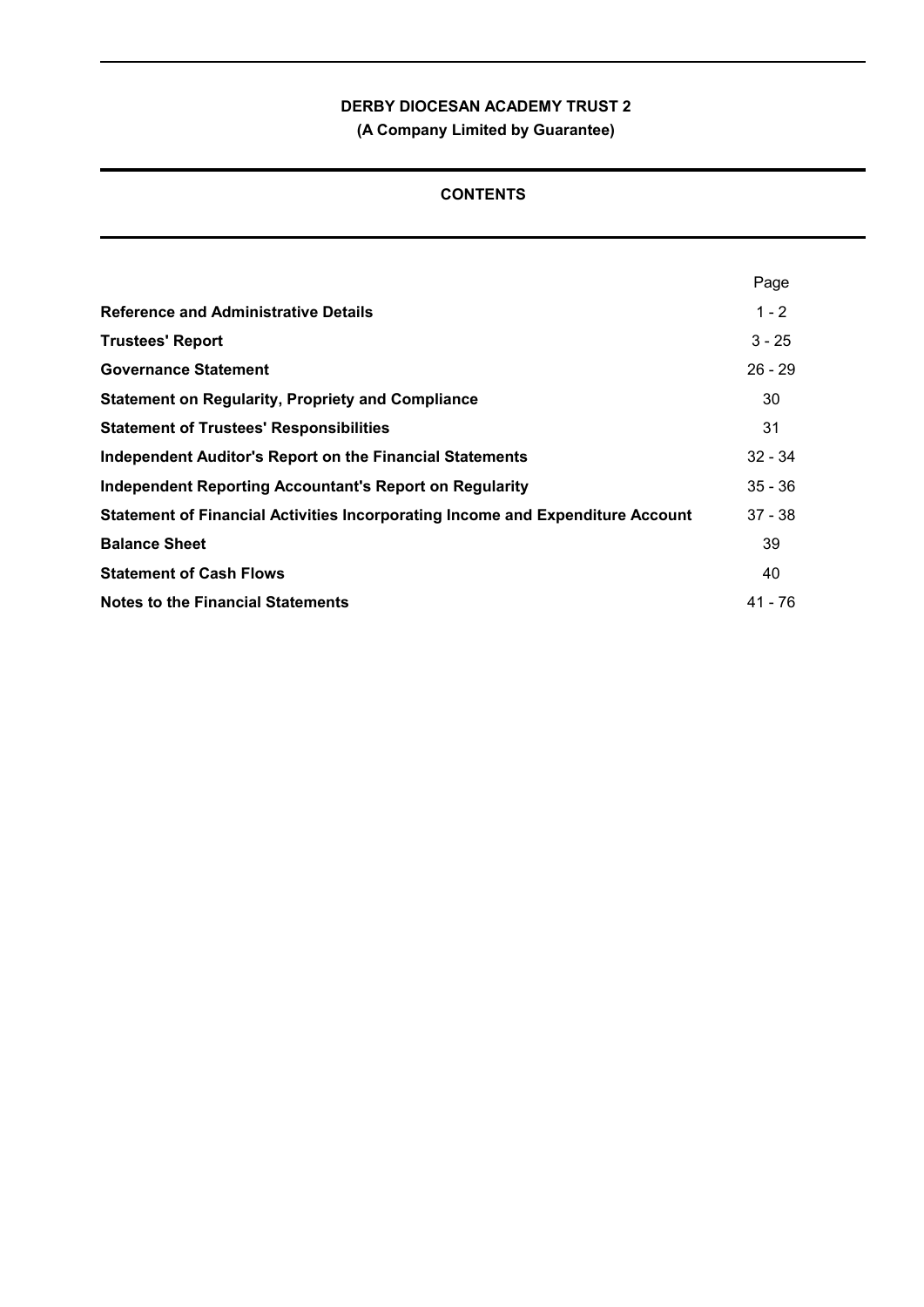**DERBY DIOCESAN ACADEMY TRUST 2**

**(A Company Limited by Guarantee)**

## CONTENTS

| | Page |
|---|---|
| **Reference and Administrative Details** | 1 - 2 |
| **Trustees' Report** | 3 - 25 |
| **Governance Statement** | 26 - 29 |
| **Statement on Regularity, Propriety and Compliance** | 30 |
| **Statement of Trustees' Responsibilities** | 31 |
| **Independent Auditor's Report on the Financial Statements** | 32 - 34 |
| **Independent Reporting Accountant's Report on Regularity** | 35 - 36 |
| **Statement of Financial Activities Incorporating Income and Expenditure Account** | 37 - 38 |
| **Balance Sheet** | 39 |
| **Statement of Cash Flows** | 40 |
| **Notes to the Financial Statements** | 41 - 76 |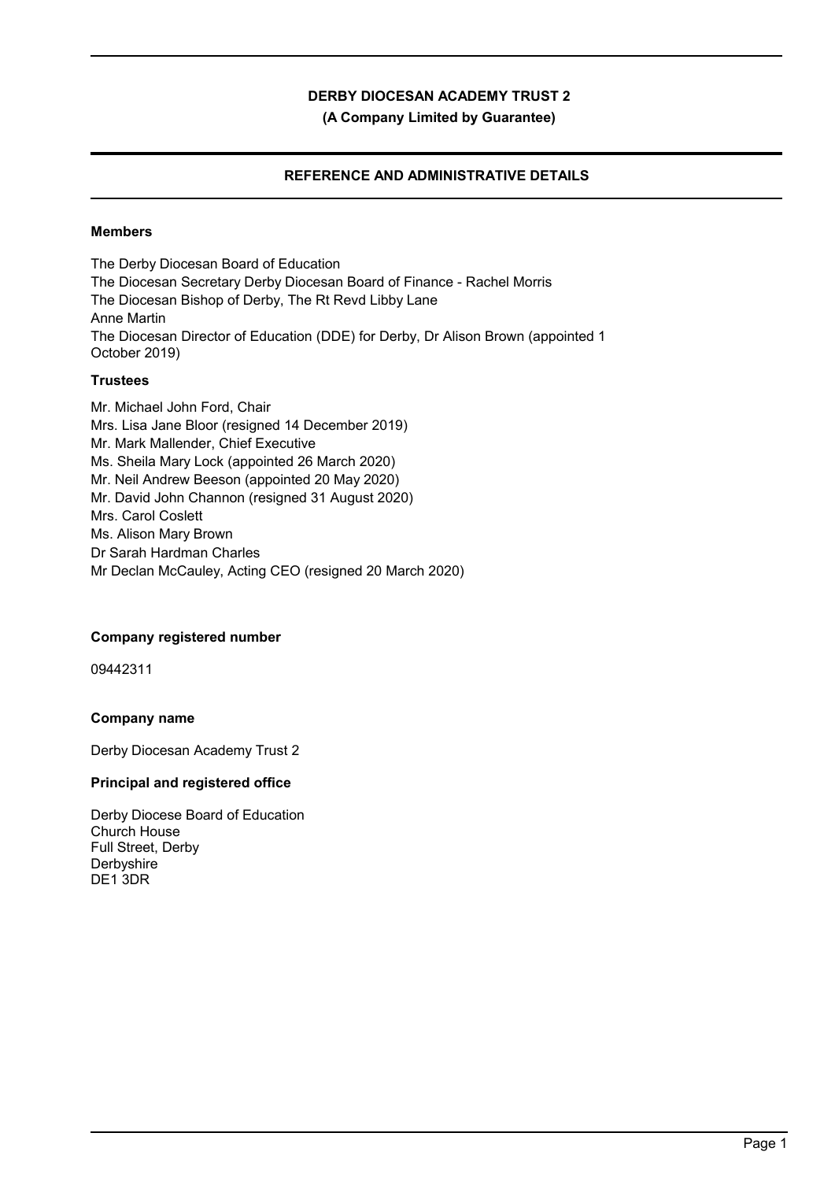# DERBY DIOCESAN ACADEMY TRUST 2

**(A Company Limited by Guarantee)**

## REFERENCE AND ADMINISTRATIVE DETAILS

### Members

The Derby Diocesan Board of Education
The Diocesan Secretary Derby Diocesan Board of Finance - Rachel Morris
The Diocesan Bishop of Derby, The Rt Revd Libby Lane
Anne Martin
The Diocesan Director of Education (DDE) for Derby, Dr Alison Brown (appointed 1 October 2019)

### Trustees

Mr. Michael John Ford, Chair
Mrs. Lisa Jane Bloor (resigned 14 December 2019)
Mr. Mark Mallender, Chief Executive
Ms. Sheila Mary Lock (appointed 26 March 2020)
Mr. Neil Andrew Beeson (appointed 20 May 2020)
Mr. David John Channon (resigned 31 August 2020)
Mrs. Carol Coslett
Ms. Alison Mary Brown
Dr Sarah Hardman Charles
Mr Declan McCauley, Acting CEO (resigned 20 March 2020)

### Company registered number

09442311

### Company name

Derby Diocesan Academy Trust 2

### Principal and registered office

Derby Diocese Board of Education
Church House
Full Street, Derby
Derbyshire
DE1 3DR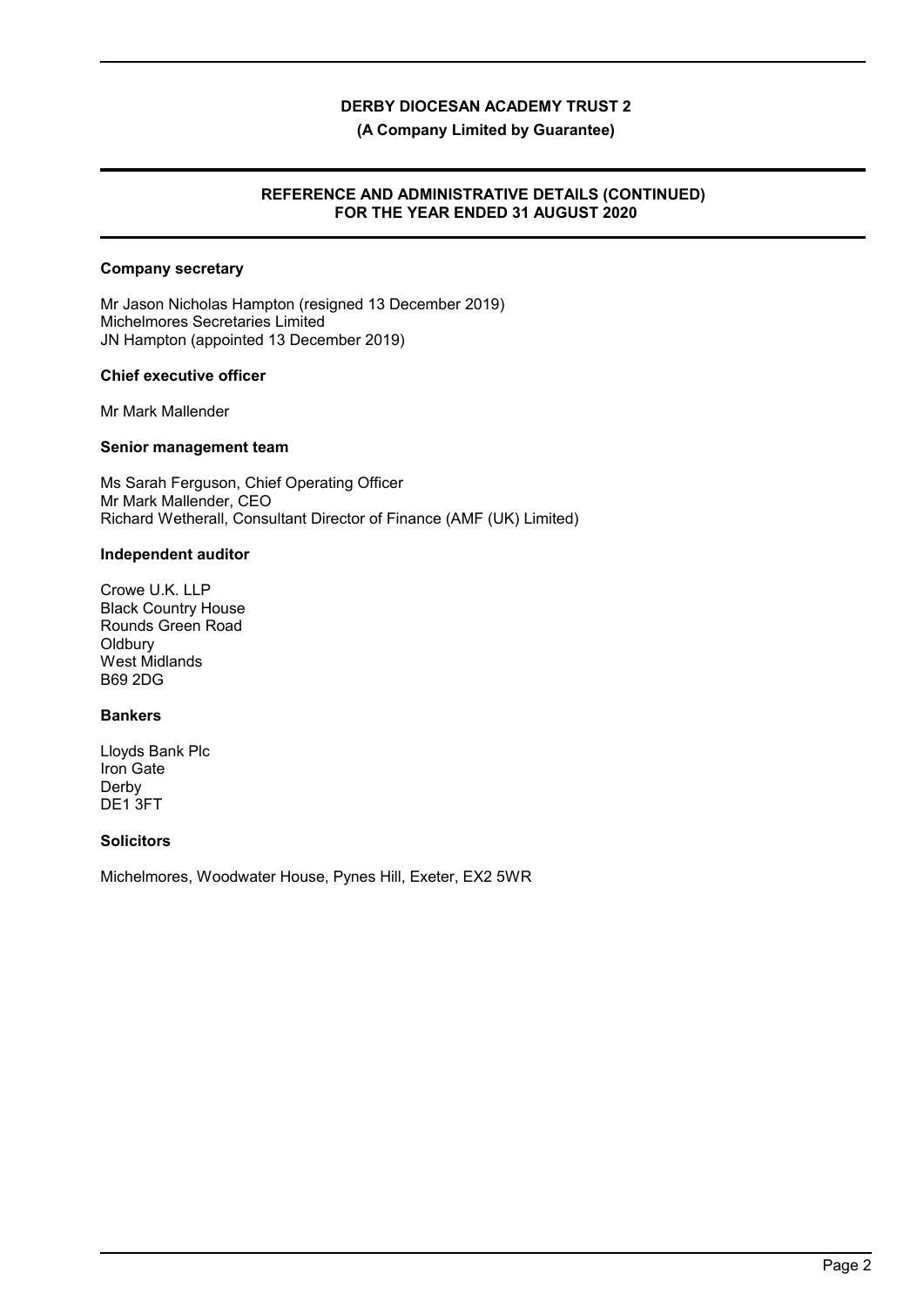# DERBY DIOCESAN ACADEMY TRUST 2

**(A Company Limited by Guarantee)**

## REFERENCE AND ADMINISTRATIVE DETAILS (CONTINUED) FOR THE YEAR ENDED 31 AUGUST 2020

### Company secretary

Mr Jason Nicholas Hampton (resigned 13 December 2019)
Michelmores Secretaries Limited
JN Hampton (appointed 13 December 2019)

### Chief executive officer

Mr Mark Mallender

### Senior management team

Ms Sarah Ferguson, Chief Operating Officer
Mr Mark Mallender, CEO
Richard Wetherall, Consultant Director of Finance (AMF (UK) Limited)

### Independent auditor

Crowe U.K. LLP
Black Country House
Rounds Green Road
Oldbury
West Midlands
B69 2DG

### Bankers

Lloyds Bank Plc
Iron Gate
Derby
DE1 3FT

### Solicitors

Michelmores, Woodwater House, Pynes Hill, Exeter, EX2 5WR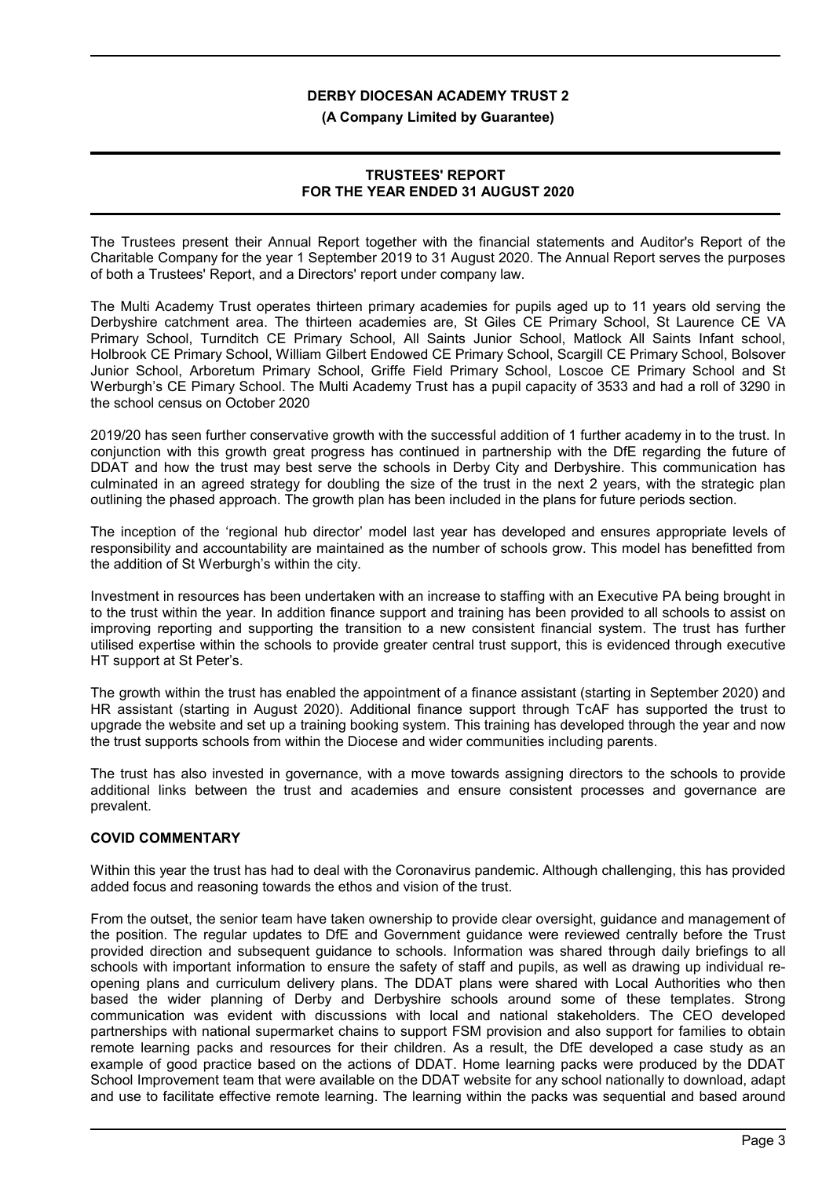The Trustees present their Annual Report together with the financial statements and Auditor's Report of the Charitable Company for the year 1 September 2019 to 31 August 2020. The Annual Report serves the purposes of both a Trustees' Report, and a Directors' report under company law.

The Multi Academy Trust operates thirteen primary academies for pupils aged up to 11 years old serving the Derbyshire catchment area. The thirteen academies are, St Giles CE Primary School, St Laurence CE VA Primary School, Turnditch CE Primary School, All Saints Junior School, Matlock All Saints Infant school, Holbrook CE Primary School, William Gilbert Endowed CE Primary School, Scargill CE Primary School, Bolsover Junior School, Arboretum Primary School, Griffe Field Primary School, Loscoe CE Primary School and St Werburgh's CE Pimary School. The Multi Academy Trust has a pupil capacity of 3533 and had a roll of 3290 in the school census on October 2020

2019/20 has seen further conservative growth with the successful addition of 1 further academy in to the trust. In conjunction with this growth great progress has continued in partnership with the DfE regarding the future of DDAT and how the trust may best serve the schools in Derby City and Derbyshire. This communication has culminated in an agreed strategy for doubling the size of the trust in the next 2 years, with the strategic plan outlining the phased approach. The growth plan has been included in the plans for future periods section.

The inception of the 'regional hub director' model last year has developed and ensures appropriate levels of responsibility and accountability are maintained as the number of schools grow. This model has benefitted from the addition of St Werburgh's within the city.

Investment in resources has been undertaken with an increase to staffing with an Executive PA being brought in to the trust within the year. In addition finance support and training has been provided to all schools to assist on improving reporting and supporting the transition to a new consistent financial system. The trust has further utilised expertise within the schools to provide greater central trust support, this is evidenced through executive HT support at St Peter's.

The growth within the trust has enabled the appointment of a finance assistant (starting in September 2020) and HR assistant (starting in August 2020). Additional finance support through TcAF has supported the trust to upgrade the website and set up a training booking system. This training has developed through the year and now the trust supports schools from within the Diocese and wider communities including parents.

The trust has also invested in governance, with a move towards assigning directors to the schools to provide additional links between the trust and academies and ensure consistent processes and governance are prevalent.

## COVID COMMENTARY

Within this year the trust has had to deal with the Coronavirus pandemic. Although challenging, this has provided added focus and reasoning towards the ethos and vision of the trust.

From the outset, the senior team have taken ownership to provide clear oversight, guidance and management of the position. The regular updates to DfE and Government guidance were reviewed centrally before the Trust provided direction and subsequent guidance to schools. Information was shared through daily briefings to all schools with important information to ensure the safety of staff and pupils, as well as drawing up individual re-opening plans and curriculum delivery plans. The DDAT plans were shared with Local Authorities who then based the wider planning of Derby and Derbyshire schools around some of these templates. Strong communication was evident with discussions with local and national stakeholders. The CEO developed partnerships with national supermarket chains to support FSM provision and also support for families to obtain remote learning packs and resources for their children. As a result, the DfE developed a case study as an example of good practice based on the actions of DDAT. Home learning packs were produced by the DDAT School Improvement team that were available on the DDAT website for any school nationally to download, adapt and use to facilitate effective remote learning. The learning within the packs was sequential and based around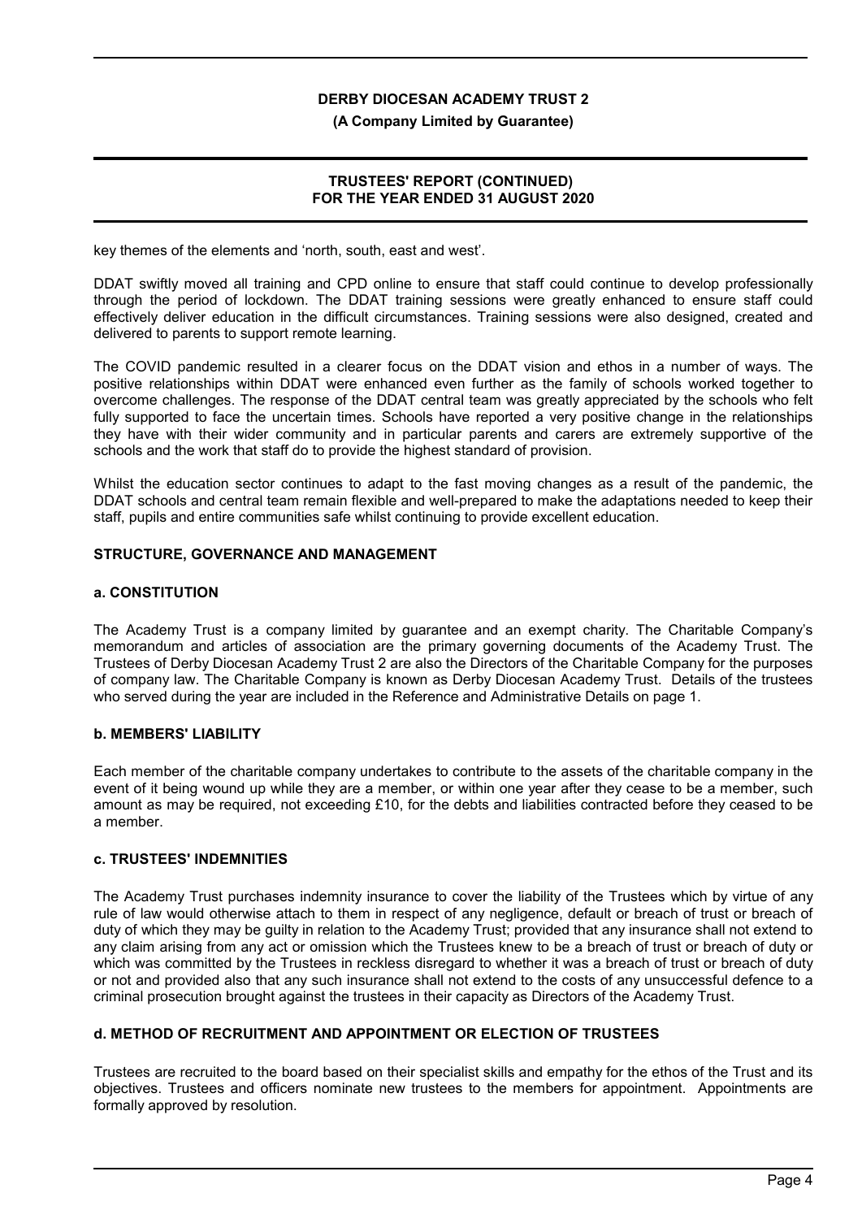key themes of the elements and 'north, south, east and west'.

DDAT swiftly moved all training and CPD online to ensure that staff could continue to develop professionally through the period of lockdown. The DDAT training sessions were greatly enhanced to ensure staff could effectively deliver education in the difficult circumstances. Training sessions were also designed, created and delivered to parents to support remote learning.

The COVID pandemic resulted in a clearer focus on the DDAT vision and ethos in a number of ways. The positive relationships within DDAT were enhanced even further as the family of schools worked together to overcome challenges. The response of the DDAT central team was greatly appreciated by the schools who felt fully supported to face the uncertain times. Schools have reported a very positive change in the relationships they have with their wider community and in particular parents and carers are extremely supportive of the schools and the work that staff do to provide the highest standard of provision.

Whilst the education sector continues to adapt to the fast moving changes as a result of the pandemic, the DDAT schools and central team remain flexible and well-prepared to make the adaptations needed to keep their staff, pupils and entire communities safe whilst continuing to provide excellent education.

## STRUCTURE, GOVERNANCE AND MANAGEMENT

### a. CONSTITUTION

The Academy Trust is a company limited by guarantee and an exempt charity. The Charitable Company's memorandum and articles of association are the primary governing documents of the Academy Trust. The Trustees of Derby Diocesan Academy Trust 2 are also the Directors of the Charitable Company for the purposes of company law. The Charitable Company is known as Derby Diocesan Academy Trust. Details of the trustees who served during the year are included in the Reference and Administrative Details on page 1.

### b. MEMBERS' LIABILITY

Each member of the charitable company undertakes to contribute to the assets of the charitable company in the event of it being wound up while they are a member, or within one year after they cease to be a member, such amount as may be required, not exceeding £10, for the debts and liabilities contracted before they ceased to be a member.

### c. TRUSTEES' INDEMNITIES

The Academy Trust purchases indemnity insurance to cover the liability of the Trustees which by virtue of any rule of law would otherwise attach to them in respect of any negligence, default or breach of trust or breach of duty of which they may be guilty in relation to the Academy Trust; provided that any insurance shall not extend to any claim arising from any act or omission which the Trustees knew to be a breach of trust or breach of duty or which was committed by the Trustees in reckless disregard to whether it was a breach of trust or breach of duty or not and provided also that any such insurance shall not extend to the costs of any unsuccessful defence to a criminal prosecution brought against the trustees in their capacity as Directors of the Academy Trust.

### d. METHOD OF RECRUITMENT AND APPOINTMENT OR ELECTION OF TRUSTEES

Trustees are recruited to the board based on their specialist skills and empathy for the ethos of the Trust and its objectives. Trustees and officers nominate new trustees to the members for appointment. Appointments are formally approved by resolution.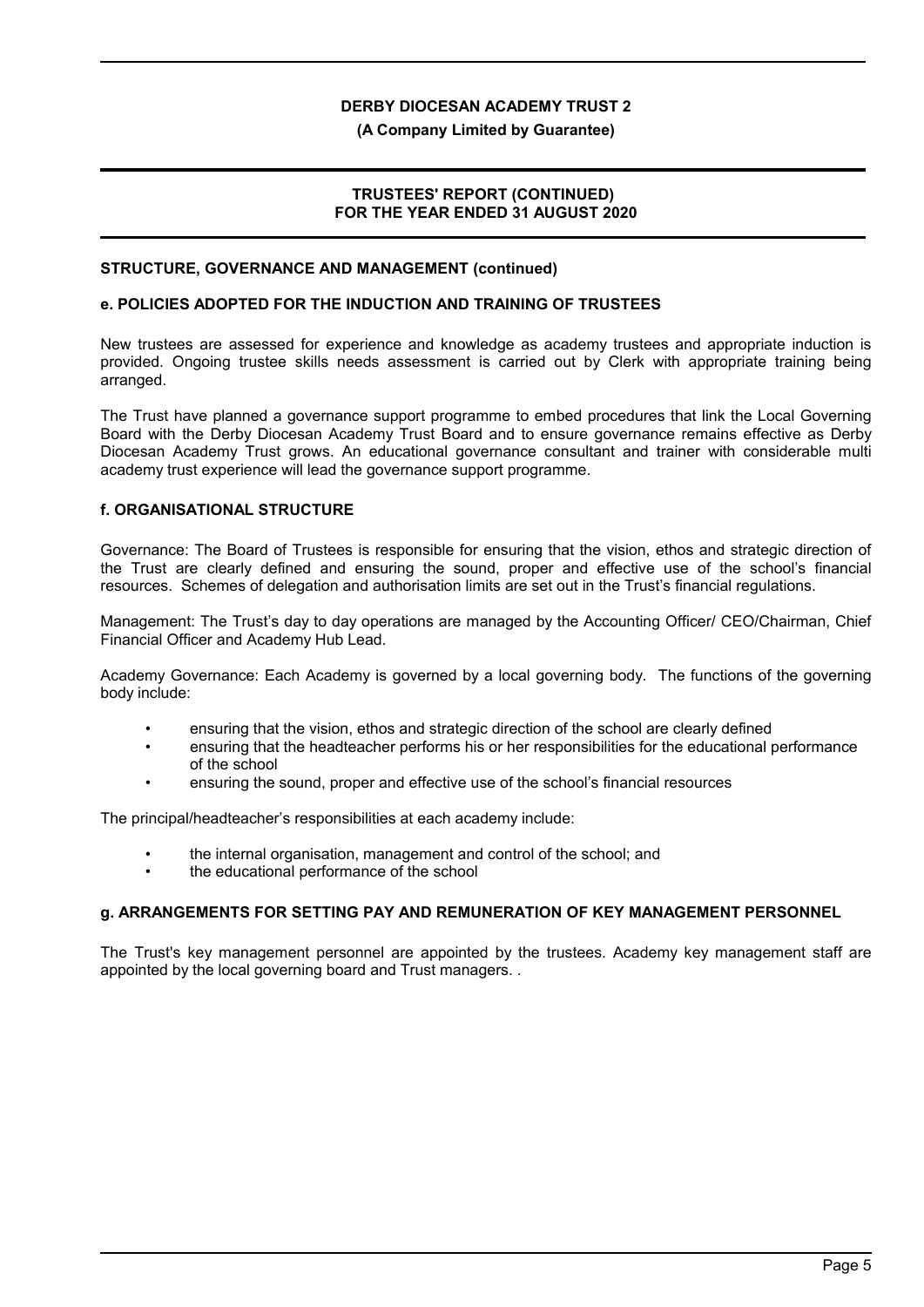## STRUCTURE, GOVERNANCE AND MANAGEMENT (continued)

### e. POLICIES ADOPTED FOR THE INDUCTION AND TRAINING OF TRUSTEES

New trustees are assessed for experience and knowledge as academy trustees and appropriate induction is provided. Ongoing trustee skills needs assessment is carried out by Clerk with appropriate training being arranged.

The Trust have planned a governance support programme to embed procedures that link the Local Governing Board with the Derby Diocesan Academy Trust Board and to ensure governance remains effective as Derby Diocesan Academy Trust grows. An educational governance consultant and trainer with considerable multi academy trust experience will lead the governance support programme.

### f. ORGANISATIONAL STRUCTURE

Governance: The Board of Trustees is responsible for ensuring that the vision, ethos and strategic direction of the Trust are clearly defined and ensuring the sound, proper and effective use of the school's financial resources. Schemes of delegation and authorisation limits are set out in the Trust's financial regulations.

Management: The Trust's day to day operations are managed by the Accounting Officer/ CEO/Chairman, Chief Financial Officer and Academy Hub Lead.

Academy Governance: Each Academy is governed by a local governing body. The functions of the governing body include:

- ensuring that the vision, ethos and strategic direction of the school are clearly defined
- ensuring that the headteacher performs his or her responsibilities for the educational performance of the school
- ensuring the sound, proper and effective use of the school's financial resources

The principal/headteacher's responsibilities at each academy include:

- the internal organisation, management and control of the school; and
- the educational performance of the school

### g. ARRANGEMENTS FOR SETTING PAY AND REMUNERATION OF KEY MANAGEMENT PERSONNEL

The Trust's key management personnel are appointed by the trustees. Academy key management staff are appointed by the local governing board and Trust managers. .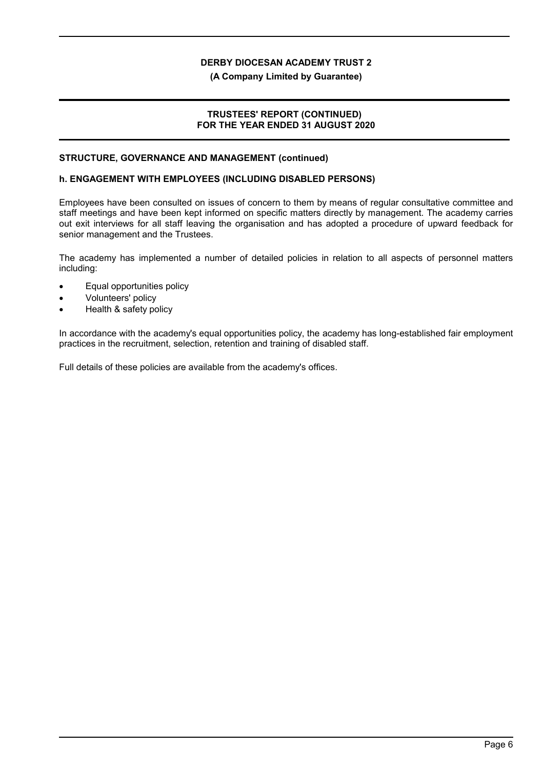### STRUCTURE, GOVERNANCE AND MANAGEMENT (continued)

#### h. ENGAGEMENT WITH EMPLOYEES (INCLUDING DISABLED PERSONS)

Employees have been consulted on issues of concern to them by means of regular consultative committee and staff meetings and have been kept informed on specific matters directly by management. The academy carries out exit interviews for all staff leaving the organisation and has adopted a procedure of upward feedback for senior management and the Trustees.

The academy has implemented a number of detailed policies in relation to all aspects of personnel matters including:

- Equal opportunities policy
- Volunteers' policy
- Health & safety policy

In accordance with the academy's equal opportunities policy, the academy has long-established fair employment practices in the recruitment, selection, retention and training of disabled staff.

Full details of these policies are available from the academy's offices.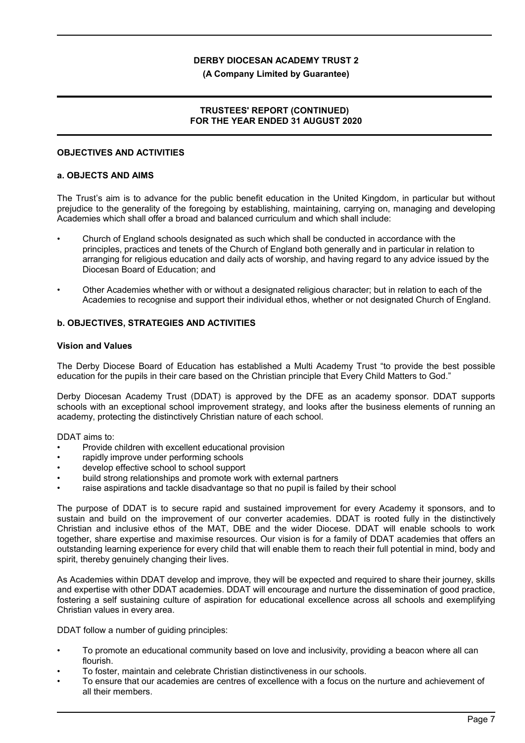## OBJECTIVES AND ACTIVITIES

### a. OBJECTS AND AIMS

The Trust's aim is to advance for the public benefit education in the United Kingdom, in particular but without prejudice to the generality of the foregoing by establishing, maintaining, carrying on, managing and developing Academies which shall offer a broad and balanced curriculum and which shall include:

- Church of England schools designated as such which shall be conducted in accordance with the principles, practices and tenets of the Church of England both generally and in particular in relation to arranging for religious education and daily acts of worship, and having regard to any advice issued by the Diocesan Board of Education; and
- Other Academies whether with or without a designated religious character; but in relation to each of the Academies to recognise and support their individual ethos, whether or not designated Church of England.

### b. OBJECTIVES, STRATEGIES AND ACTIVITIES

**Vision and Values**

The Derby Diocese Board of Education has established a Multi Academy Trust "to provide the best possible education for the pupils in their care based on the Christian principle that Every Child Matters to God."

Derby Diocesan Academy Trust (DDAT) is approved by the DFE as an academy sponsor. DDAT supports schools with an exceptional school improvement strategy, and looks after the business elements of running an academy, protecting the distinctively Christian nature of each school.

DDAT aims to:

- Provide children with excellent educational provision
- rapidly improve under performing schools
- develop effective school to school support
- build strong relationships and promote work with external partners
- raise aspirations and tackle disadvantage so that no pupil is failed by their school

The purpose of DDAT is to secure rapid and sustained improvement for every Academy it sponsors, and to sustain and build on the improvement of our converter academies. DDAT is rooted fully in the distinctively Christian and inclusive ethos of the MAT, DBE and the wider Diocese. DDAT will enable schools to work together, share expertise and maximise resources. Our vision is for a family of DDAT academies that offers an outstanding learning experience for every child that will enable them to reach their full potential in mind, body and spirit, thereby genuinely changing their lives.

As Academies within DDAT develop and improve, they will be expected and required to share their journey, skills and expertise with other DDAT academies. DDAT will encourage and nurture the dissemination of good practice, fostering a self sustaining culture of aspiration for educational excellence across all schools and exemplifying Christian values in every area.

DDAT follow a number of guiding principles:

- To promote an educational community based on love and inclusivity, providing a beacon where all can flourish.
- To foster, maintain and celebrate Christian distinctiveness in our schools.
- To ensure that our academies are centres of excellence with a focus on the nurture and achievement of all their members.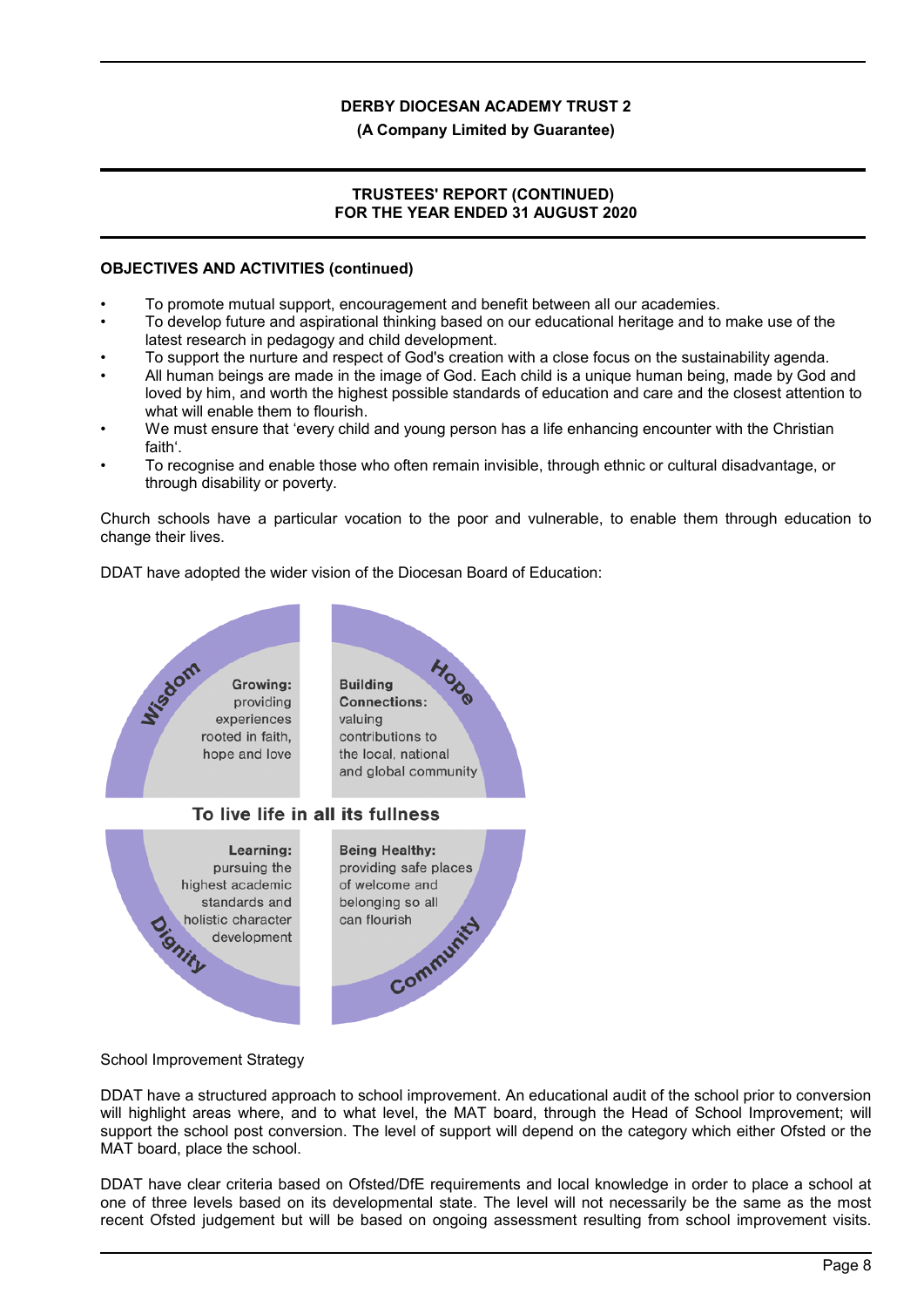**OBJECTIVES AND ACTIVITIES (continued)**

- To promote mutual support, encouragement and benefit between all our academies.
- To develop future and aspirational thinking based on our educational heritage and to make use of the latest research in pedagogy and child development.
- To support the nurture and respect of God's creation with a close focus on the sustainability agenda.
- All human beings are made in the image of God. Each child is a unique human being, made by God and loved by him, and worth the highest possible standards of education and care and the closest attention to what will enable them to flourish.
- We must ensure that 'every child and young person has a life enhancing encounter with the Christian faith'.
- To recognise and enable those who often remain invisible, through ethnic or cultural disadvantage, or through disability or poverty.

Church schools have a particular vocation to the poor and vulnerable, to enable them through education to change their lives.

DDAT have adopted the wider vision of the Diocesan Board of Education:

**To live life in all its fullness**

- **Wisdom** – **Growing:** providing experiences rooted in faith, hope and love
- **Hope** – **Building Connections:** valuing contributions to the local, national and global community
- **Dignity** – **Learning:** pursuing the highest academic standards and holistic character development
- **Community** – **Being Healthy:** providing safe places of welcome and belonging so all can flourish

School Improvement Strategy

DDAT have a structured approach to school improvement. An educational audit of the school prior to conversion will highlight areas where, and to what level, the MAT board, through the Head of School Improvement; will support the school post conversion. The level of support will depend on the category which either Ofsted or the MAT board, place the school.

DDAT have clear criteria based on Ofsted/DfE requirements and local knowledge in order to place a school at one of three levels based on its developmental state. The level will not necessarily be the same as the most recent Ofsted judgement but will be based on ongoing assessment resulting from school improvement visits.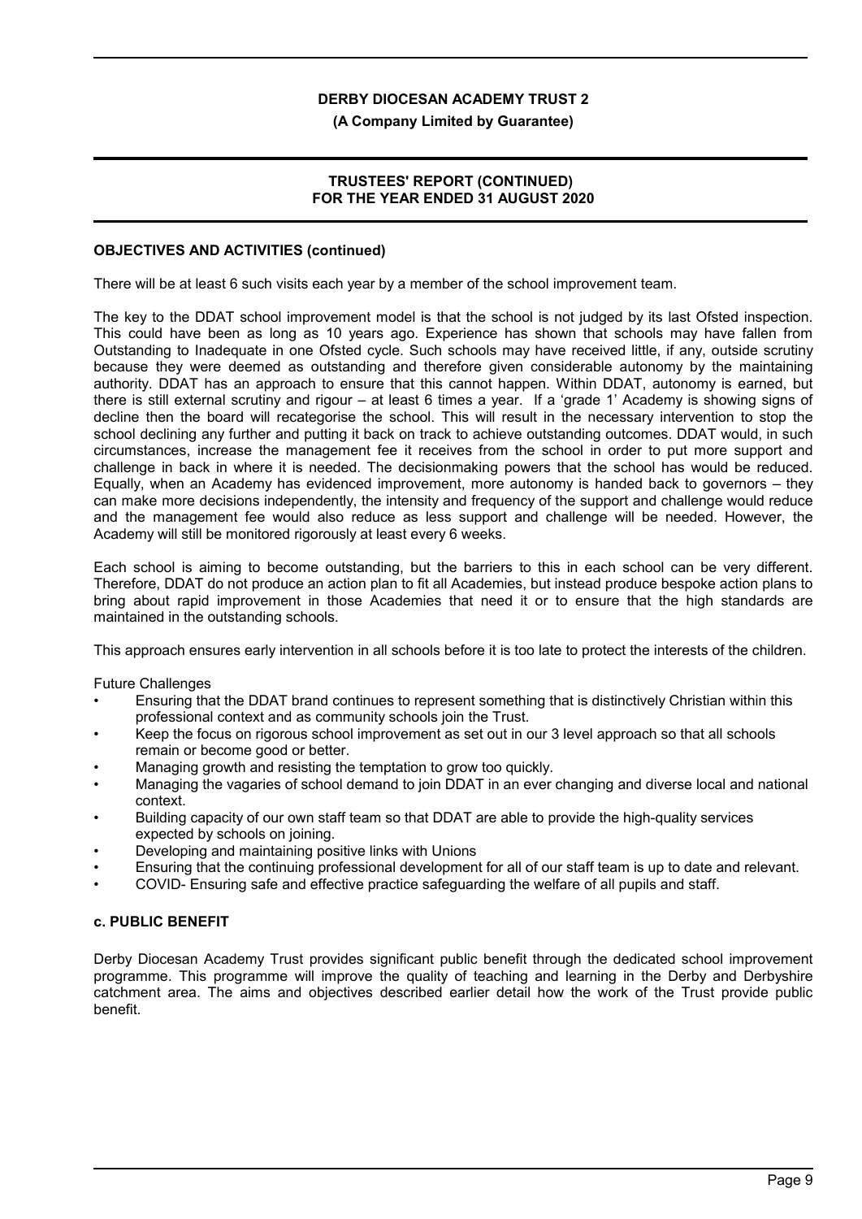**OBJECTIVES AND ACTIVITIES (continued)**

There will be at least 6 such visits each year by a member of the school improvement team.

The key to the DDAT school improvement model is that the school is not judged by its last Ofsted inspection. This could have been as long as 10 years ago. Experience has shown that schools may have fallen from Outstanding to Inadequate in one Ofsted cycle. Such schools may have received little, if any, outside scrutiny because they were deemed as outstanding and therefore given considerable autonomy by the maintaining authority. DDAT has an approach to ensure that this cannot happen. Within DDAT, autonomy is earned, but there is still external scrutiny and rigour – at least 6 times a year. If a 'grade 1' Academy is showing signs of decline then the board will recategorise the school. This will result in the necessary intervention to stop the school declining any further and putting it back on track to achieve outstanding outcomes. DDAT would, in such circumstances, increase the management fee it receives from the school in order to put more support and challenge in back in where it is needed. The decisionmaking powers that the school has would be reduced. Equally, when an Academy has evidenced improvement, more autonomy is handed back to governors – they can make more decisions independently, the intensity and frequency of the support and challenge would reduce and the management fee would also reduce as less support and challenge will be needed. However, the Academy will still be monitored rigorously at least every 6 weeks.

Each school is aiming to become outstanding, but the barriers to this in each school can be very different. Therefore, DDAT do not produce an action plan to fit all Academies, but instead produce bespoke action plans to bring about rapid improvement in those Academies that need it or to ensure that the high standards are maintained in the outstanding schools.

This approach ensures early intervention in all schools before it is too late to protect the interests of the children.

Future Challenges

- Ensuring that the DDAT brand continues to represent something that is distinctively Christian within this professional context and as community schools join the Trust.
- Keep the focus on rigorous school improvement as set out in our 3 level approach so that all schools remain or become good or better.
- Managing growth and resisting the temptation to grow too quickly.
- Managing the vagaries of school demand to join DDAT in an ever changing and diverse local and national context.
- Building capacity of our own staff team so that DDAT are able to provide the high-quality services expected by schools on joining.
- Developing and maintaining positive links with Unions
- Ensuring that the continuing professional development for all of our staff team is up to date and relevant.
- COVID- Ensuring safe and effective practice safeguarding the welfare of all pupils and staff.

**c. PUBLIC BENEFIT**

Derby Diocesan Academy Trust provides significant public benefit through the dedicated school improvement programme. This programme will improve the quality of teaching and learning in the Derby and Derbyshire catchment area. The aims and objectives described earlier detail how the work of the Trust provide public benefit.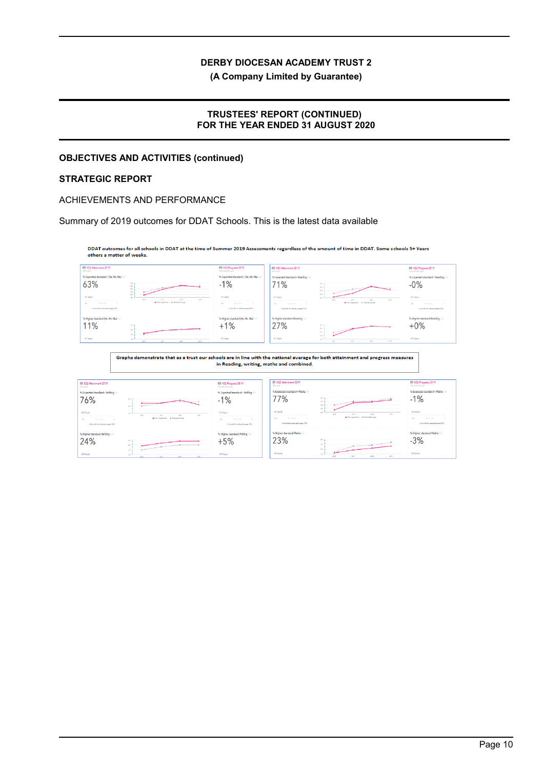# DERBY DIOCESAN ACADEMY TRUST 2

**(A Company Limited by Guarantee)**

## TRUSTEES' REPORT (CONTINUED)
## FOR THE YEAR ENDED 31 AUGUST 2020

### OBJECTIVES AND ACTIVITIES (continued)

### STRATEGIC REPORT

ACHIEVEMENTS AND PERFORMANCE

Summary of 2019 outcomes for DDAT Schools. This is the latest data available

**DDAT outcomes for all schools in DDAT at the time of Summer 2019 Assessments regardless of the amount of time in DDAT. Some schools 5+ Years others a matter of weeks.**

| Measure | KS2 Attainment 2019 | KS2 Progress 2019 |
|---|---|---|
| % Expected standard+ (Re, Wr, Ma) | 63% | -1% |
| % Higher standard (Re, Wr, Ma) | 11% | +1% |
| % Expected standard+ Reading | 71% | -0% |
| % Higher standard Reading | 27% | +0% |
| % Expected standard+ Writing | 76% | -1% |
| % Higher standard Writing | 24% | +5% |
| % Expected standard+ Maths | 77% | -1% |
| % Higher standard Maths | 23% | -3% |

**Graphs demonstrate that as a trust our schools are in line with the national average for both attainment and progress measures in Reading, writing, maths and combined.**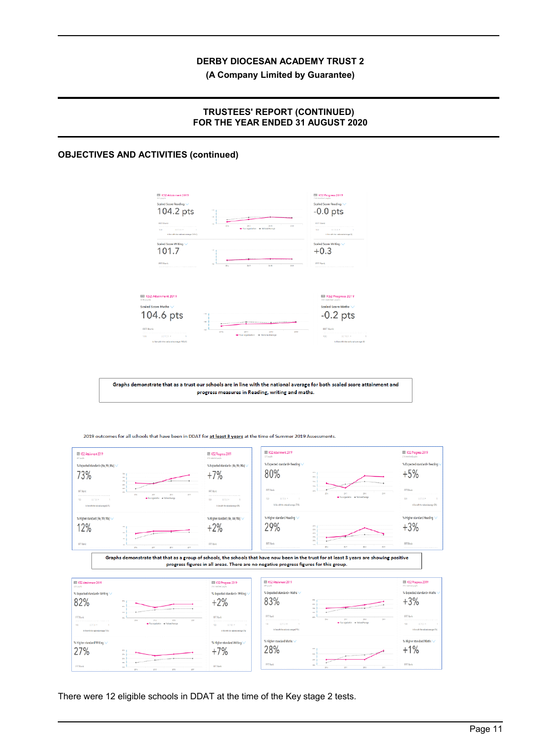## OBJECTIVES AND ACTIVITIES (continued)

KS2 Attainment 2019

Scaled Score Reading

104.2 pts

KS2 Progress 2019

Scaled Score Reading

-0.0 pts

Scaled Score Writing

101.7

Scaled Score Writing

+0.3

KS2 Attainment 2019

Scaled Score Maths

104.6 pts

KS2 Progress 2019

Scaled Score Maths

-0.2 pts

Graphs demonstrate that as a trust our schools are in line with the national average for both scaled score attainment and progress measures in Reading, writing and maths.

2019 outcomes for all schools that have been in DDAT for at least 3 years at the time of Summer 2019 Assessments.

KS2 Attainment 2019

% Expected standard+ (Re, Wr, Ma)

73%

KS2 Progress 2019

% Expected standard+ (Re, Wr, Ma)

+7%

% Higher standard (Re, Wr, Ma)

12%

% Higher standard (Re, Wr, Ma)

+2%

KS2 Attainment 2019

% Expected standard+ Reading

80%

KS2 Progress 2019

% Expected standard+ Reading

+5%

% Higher standard Reading

29%

% Higher standard Reading

+3%

Graphs demonstrate that that as a group of schools, the schools that have now been in the trust for at least 3 years are showing positive progress figures in all areas. There are no negative progress figures for this group.

KS2 Attainment 2019

% Expected standard+ Writing

82%

KS2 Progress 2019

% Expected standard+ Writing

+2%

% Higher standard Writing

27%

% Higher standard Writing

+7%

KS2 Attainment 2019

% Expected standard+ Maths

83%

KS2 Progress 2019

% Expected standard+ Maths

+3%

% Higher standard Maths

28%

% Higher standard Maths

+1%

There were 12 eligible schools in DDAT at the time of the Key stage 2 tests.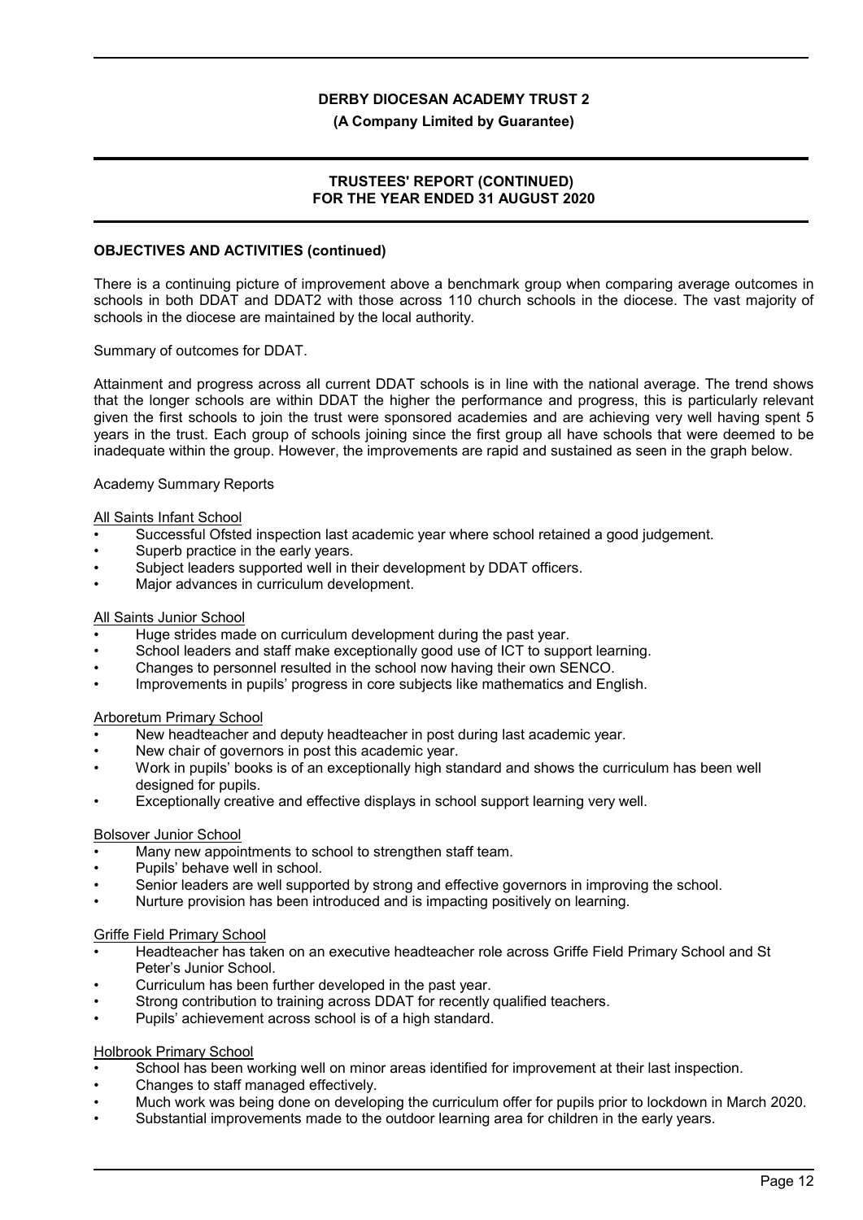## OBJECTIVES AND ACTIVITIES (continued)

There is a continuing picture of improvement above a benchmark group when comparing average outcomes in schools in both DDAT and DDAT2 with those across 110 church schools in the diocese. The vast majority of schools in the diocese are maintained by the local authority.

Summary of outcomes for DDAT.

Attainment and progress across all current DDAT schools is in line with the national average. The trend shows that the longer schools are within DDAT the higher the performance and progress, this is particularly relevant given the first schools to join the trust were sponsored academies and are achieving very well having spent 5 years in the trust. Each group of schools joining since the first group all have schools that were deemed to be inadequate within the group. However, the improvements are rapid and sustained as seen in the graph below.

Academy Summary Reports

<u>All Saints Infant School</u>

- Successful Ofsted inspection last academic year where school retained a good judgement.
- Superb practice in the early years.
- Subject leaders supported well in their development by DDAT officers.
- Major advances in curriculum development.

<u>All Saints Junior School</u>

- Huge strides made on curriculum development during the past year.
- School leaders and staff make exceptionally good use of ICT to support learning.
- Changes to personnel resulted in the school now having their own SENCO.
- Improvements in pupils' progress in core subjects like mathematics and English.

<u>Arboretum Primary School</u>

- New headteacher and deputy headteacher in post during last academic year.
- New chair of governors in post this academic year.
- Work in pupils' books is of an exceptionally high standard and shows the curriculum has been well designed for pupils.
- Exceptionally creative and effective displays in school support learning very well.

<u>Bolsover Junior School</u>

- Many new appointments to school to strengthen staff team.
- Pupils' behave well in school.
- Senior leaders are well supported by strong and effective governors in improving the school.
- Nurture provision has been introduced and is impacting positively on learning.

<u>Griffe Field Primary School</u>

- Headteacher has taken on an executive headteacher role across Griffe Field Primary School and St Peter's Junior School.
- Curriculum has been further developed in the past year.
- Strong contribution to training across DDAT for recently qualified teachers.
- Pupils' achievement across school is of a high standard.

<u>Holbrook Primary School</u>

- School has been working well on minor areas identified for improvement at their last inspection.
- Changes to staff managed effectively.
- Much work was being done on developing the curriculum offer for pupils prior to lockdown in March 2020.
- Substantial improvements made to the outdoor learning area for children in the early years.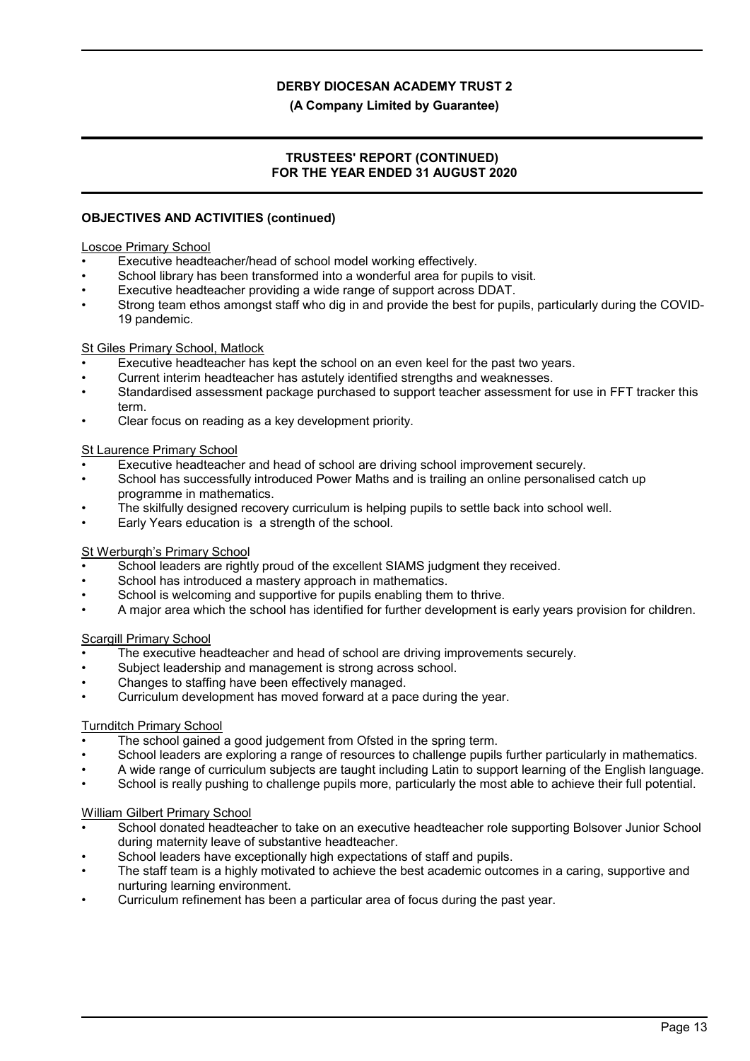**OBJECTIVES AND ACTIVITIES (continued)**

Loscoe Primary School

- Executive headteacher/head of school model working effectively.
- School library has been transformed into a wonderful area for pupils to visit.
- Executive headteacher providing a wide range of support across DDAT.
- Strong team ethos amongst staff who dig in and provide the best for pupils, particularly during the COVID-19 pandemic.

St Giles Primary School, Matlock

- Executive headteacher has kept the school on an even keel for the past two years.
- Current interim headteacher has astutely identified strengths and weaknesses.
- Standardised assessment package purchased to support teacher assessment for use in FFT tracker this term.
- Clear focus on reading as a key development priority.

St Laurence Primary School

- Executive headteacher and head of school are driving school improvement securely.
- School has successfully introduced Power Maths and is trailing an online personalised catch up programme in mathematics.
- The skilfully designed recovery curriculum is helping pupils to settle back into school well.
- Early Years education is a strength of the school.

St Werburgh's Primary School

- School leaders are rightly proud of the excellent SIAMS judgment they received.
- School has introduced a mastery approach in mathematics.
- School is welcoming and supportive for pupils enabling them to thrive.
- A major area which the school has identified for further development is early years provision for children.

Scargill Primary School

- The executive headteacher and head of school are driving improvements securely.
- Subject leadership and management is strong across school.
- Changes to staffing have been effectively managed.
- Curriculum development has moved forward at a pace during the year.

Turnditch Primary School

- The school gained a good judgement from Ofsted in the spring term.
- School leaders are exploring a range of resources to challenge pupils further particularly in mathematics.
- A wide range of curriculum subjects are taught including Latin to support learning of the English language.
- School is really pushing to challenge pupils more, particularly the most able to achieve their full potential.

William Gilbert Primary School

- School donated headteacher to take on an executive headteacher role supporting Bolsover Junior School during maternity leave of substantive headteacher.
- School leaders have exceptionally high expectations of staff and pupils.
- The staff team is a highly motivated to achieve the best academic outcomes in a caring, supportive and nurturing learning environment.
- Curriculum refinement has been a particular area of focus during the past year.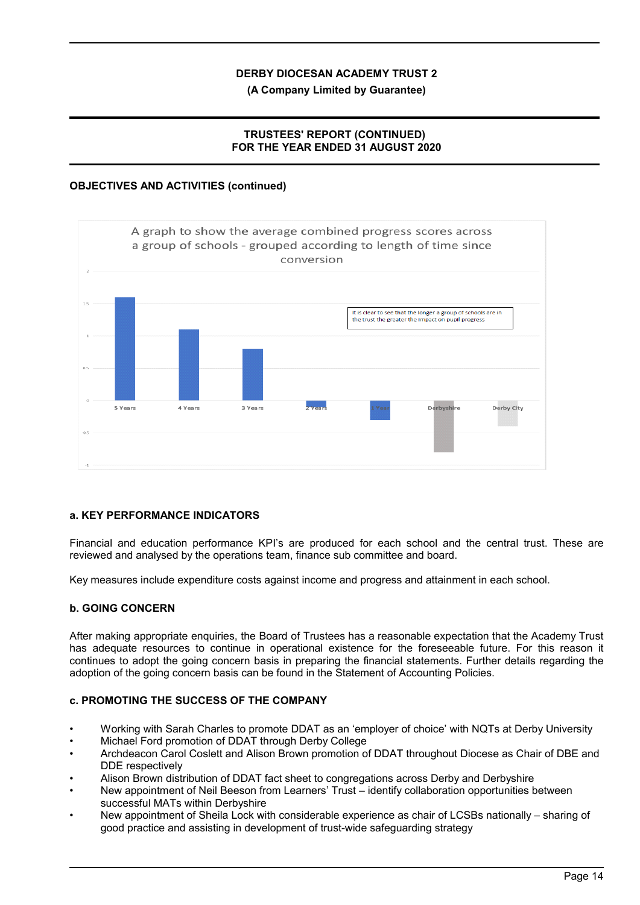## OBJECTIVES AND ACTIVITIES (continued)

A graph to show the average combined progress scores across a group of schools - grouped according to length of time since conversion

It is clear to see that the longer a group of schools are in the trust the greater the impact on pupil progress

5 Years | 4 Years | 3 Years | 2 Years | 1 Year | Derbyshire | Derby City

### a. KEY PERFORMANCE INDICATORS

Financial and education performance KPI's are produced for each school and the central trust. These are reviewed and analysed by the operations team, finance sub committee and board.

Key measures include expenditure costs against income and progress and attainment in each school.

### b. GOING CONCERN

After making appropriate enquiries, the Board of Trustees has a reasonable expectation that the Academy Trust has adequate resources to continue in operational existence for the foreseeable future. For this reason it continues to adopt the going concern basis in preparing the financial statements. Further details regarding the adoption of the going concern basis can be found in the Statement of Accounting Policies.

### c. PROMOTING THE SUCCESS OF THE COMPANY

- Working with Sarah Charles to promote DDAT as an 'employer of choice' with NQTs at Derby University
- Michael Ford promotion of DDAT through Derby College
- Archdeacon Carol Coslett and Alison Brown promotion of DDAT throughout Diocese as Chair of DBE and DDE respectively
- Alison Brown distribution of DDAT fact sheet to congregations across Derby and Derbyshire
- New appointment of Neil Beeson from Learners' Trust – identify collaboration opportunities between successful MATs within Derbyshire
- New appointment of Sheila Lock with considerable experience as chair of LCSBs nationally – sharing of good practice and assisting in development of trust-wide safeguarding strategy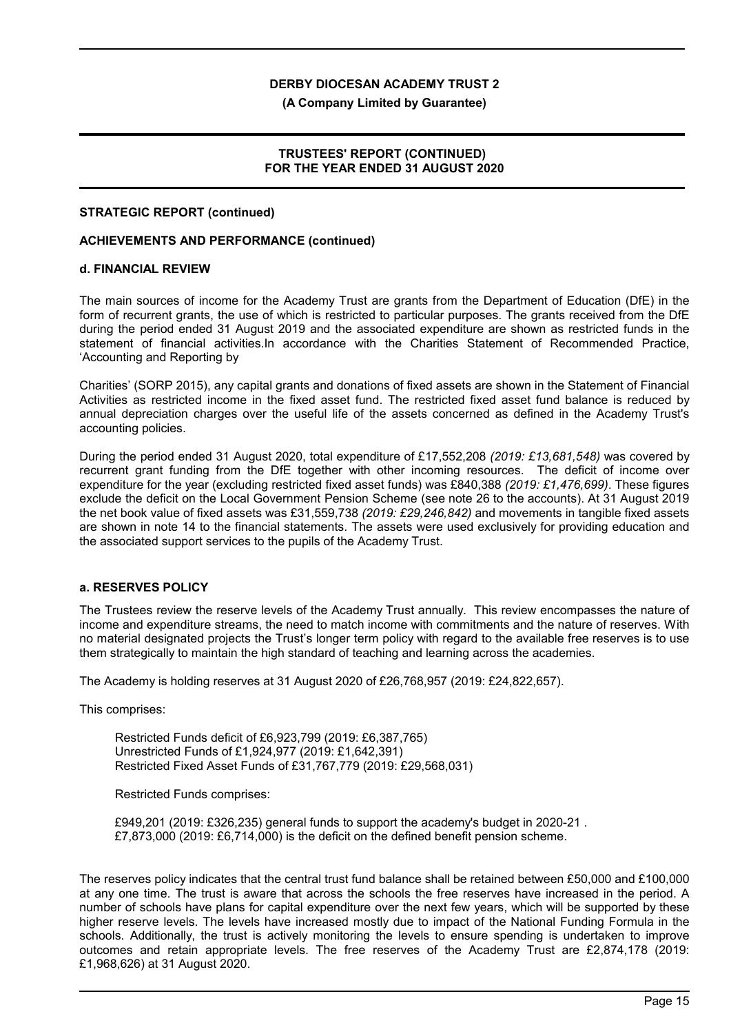**STRATEGIC REPORT (continued)**

**ACHIEVEMENTS AND PERFORMANCE (continued)**

**d. FINANCIAL REVIEW**

The main sources of income for the Academy Trust are grants from the Department of Education (DfE) in the form of recurrent grants, the use of which is restricted to particular purposes. The grants received from the DfE during the period ended 31 August 2019 and the associated expenditure are shown as restricted funds in the statement of financial activities.In accordance with the Charities Statement of Recommended Practice, 'Accounting and Reporting by

Charities' (SORP 2015), any capital grants and donations of fixed assets are shown in the Statement of Financial Activities as restricted income in the fixed asset fund. The restricted fixed asset fund balance is reduced by annual depreciation charges over the useful life of the assets concerned as defined in the Academy Trust's accounting policies.

During the period ended 31 August 2020, total expenditure of £17,552,208 *(2019: £13,681,548)* was covered by recurrent grant funding from the DfE together with other incoming resources. The deficit of income over expenditure for the year (excluding restricted fixed asset funds) was £840,388 *(2019: £1,476,699)*. These figures exclude the deficit on the Local Government Pension Scheme (see note 26 to the accounts). At 31 August 2019 the net book value of fixed assets was £31,559,738 *(2019: £29,246,842)* and movements in tangible fixed assets are shown in note 14 to the financial statements. The assets were used exclusively for providing education and the associated support services to the pupils of the Academy Trust.

**a. RESERVES POLICY**

The Trustees review the reserve levels of the Academy Trust annually. This review encompasses the nature of income and expenditure streams, the need to match income with commitments and the nature of reserves. With no material designated projects the Trust's longer term policy with regard to the available free reserves is to use them strategically to maintain the high standard of teaching and learning across the academies.

The Academy is holding reserves at 31 August 2020 of £26,768,957 (2019: £24,822,657).

This comprises:

Restricted Funds deficit of £6,923,799 (2019: £6,387,765)
Unrestricted Funds of £1,924,977 (2019: £1,642,391)
Restricted Fixed Asset Funds of £31,767,779 (2019: £29,568,031)

Restricted Funds comprises:

£949,201 (2019: £326,235) general funds to support the academy's budget in 2020-21 .
£7,873,000 (2019: £6,714,000) is the deficit on the defined benefit pension scheme.

The reserves policy indicates that the central trust fund balance shall be retained between £50,000 and £100,000 at any one time. The trust is aware that across the schools the free reserves have increased in the period. A number of schools have plans for capital expenditure over the next few years, which will be supported by these higher reserve levels. The levels have increased mostly due to impact of the National Funding Formula in the schools. Additionally, the trust is actively monitoring the levels to ensure spending is undertaken to improve outcomes and retain appropriate levels. The free reserves of the Academy Trust are £2,874,178 (2019: £1,968,626) at 31 August 2020.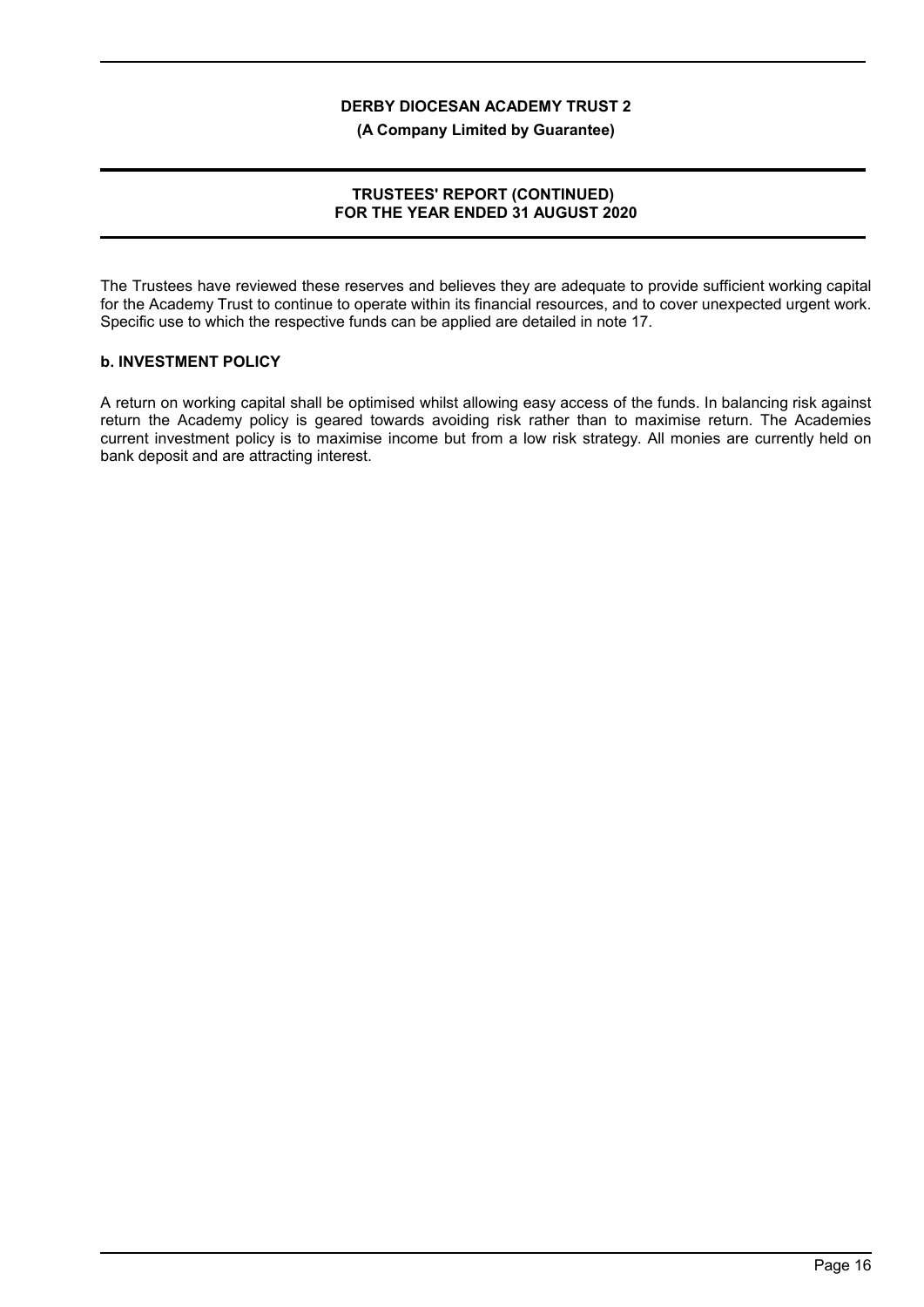The Trustees have reviewed these reserves and believes they are adequate to provide sufficient working capital for the Academy Trust to continue to operate within its financial resources, and to cover unexpected urgent work. Specific use to which the respective funds can be applied are detailed in note 17.

## b. INVESTMENT POLICY

A return on working capital shall be optimised whilst allowing easy access of the funds. In balancing risk against return the Academy policy is geared towards avoiding risk rather than to maximise return. The Academies current investment policy is to maximise income but from a low risk strategy. All monies are currently held on bank deposit and are attracting interest.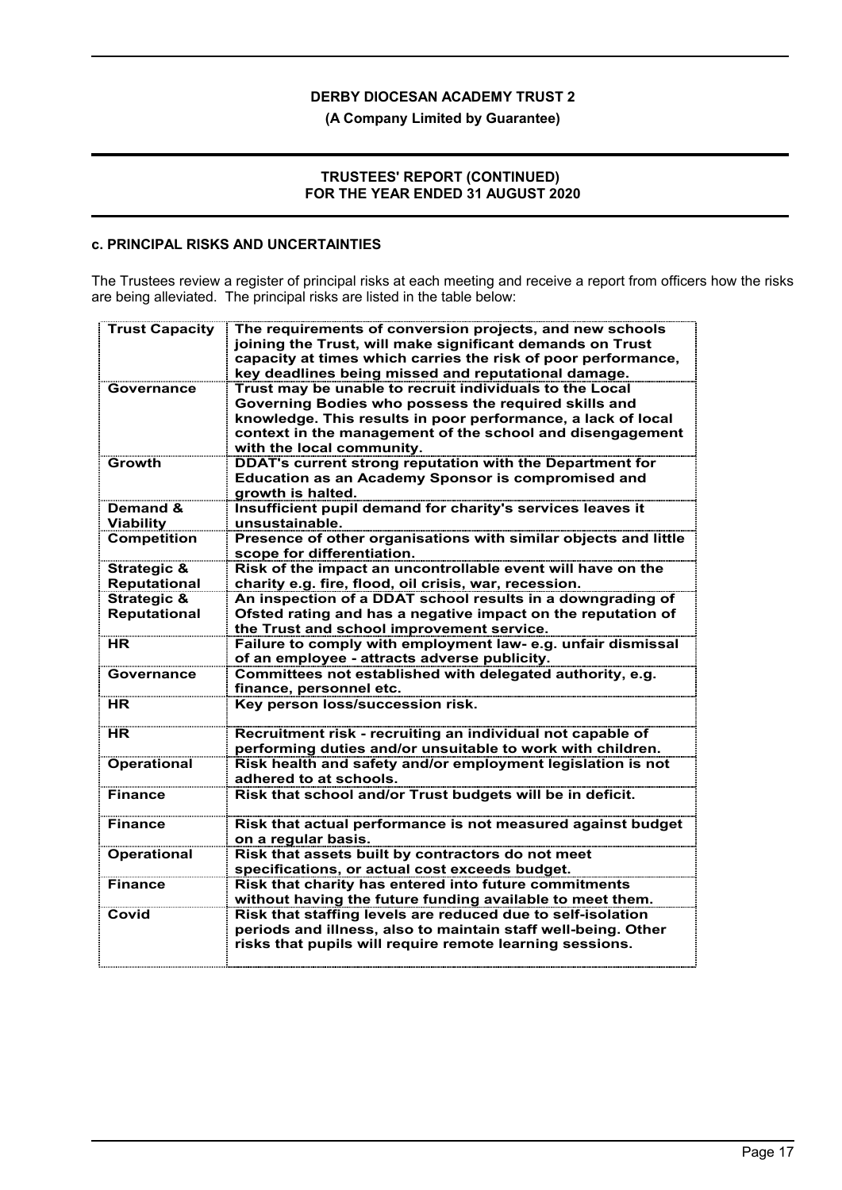### c. PRINCIPAL RISKS AND UNCERTAINTIES

The Trustees review a register of principal risks at each meeting and receive a report from officers how the risks are being alleviated. The principal risks are listed in the table below:

| | |
|---|---|
| **Trust Capacity** | **The requirements of conversion projects, and new schools joining the Trust, will make significant demands on Trust capacity at times which carries the risk of poor performance, key deadlines being missed and reputational damage.** |
| **Governance** | **Trust may be unable to recruit individuals to the Local Governing Bodies who possess the required skills and knowledge. This results in poor performance, a lack of local context in the management of the school and disengagement with the local community.** |
| **Growth** | **DDAT's current strong reputation with the Department for Education as an Academy Sponsor is compromised and growth is halted.** |
| **Demand & Viability** | **Insufficient pupil demand for charity's services leaves it unsustainable.** |
| **Competition** | **Presence of other organisations with similar objects and little scope for differentiation.** |
| **Strategic & Reputational** | **Risk of the impact an uncontrollable event will have on the charity e.g. fire, flood, oil crisis, war, recession.** |
| **Strategic & Reputational** | **An inspection of a DDAT school results in a downgrading of Ofsted rating and has a negative impact on the reputation of the Trust and school improvement service.** |
| **HR** | **Failure to comply with employment law- e.g. unfair dismissal of an employee - attracts adverse publicity.** |
| **Governance** | **Committees not established with delegated authority, e.g. finance, personnel etc.** |
| **HR** | **Key person loss/succession risk.** |
| **HR** | **Recruitment risk - recruiting an individual not capable of performing duties and/or unsuitable to work with children.** |
| **Operational** | **Risk health and safety and/or employment legislation is not adhered to at schools.** |
| **Finance** | **Risk that school and/or Trust budgets will be in deficit.** |
| **Finance** | **Risk that actual performance is not measured against budget on a regular basis.** |
| **Operational** | **Risk that assets built by contractors do not meet specifications, or actual cost exceeds budget.** |
| **Finance** | **Risk that charity has entered into future commitments without having the future funding available to meet them.** |
| **Covid** | **Risk that staffing levels are reduced due to self-isolation periods and illness, also to maintain staff well-being. Other risks that pupils will require remote learning sessions.** |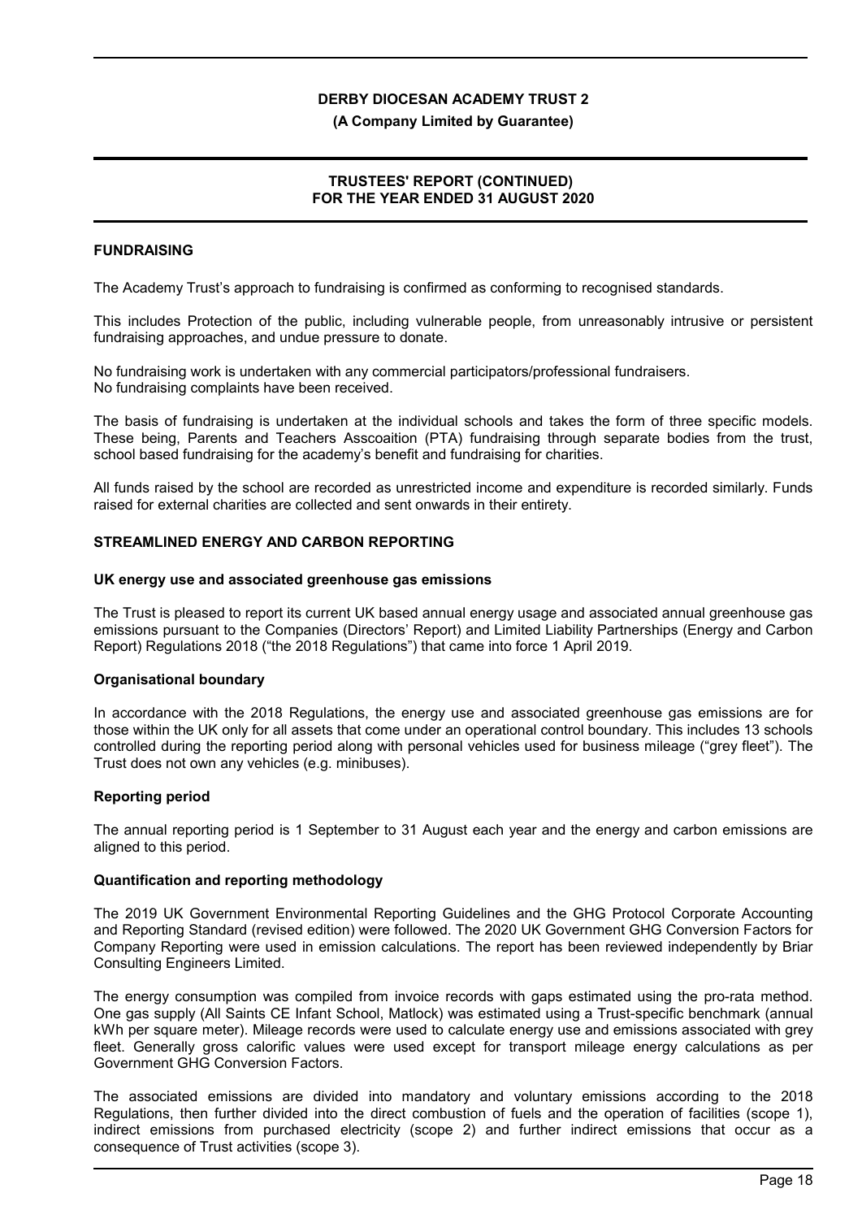## FUNDRAISING

The Academy Trust's approach to fundraising is confirmed as conforming to recognised standards.

This includes Protection of the public, including vulnerable people, from unreasonably intrusive or persistent fundraising approaches, and undue pressure to donate.

No fundraising work is undertaken with any commercial participators/professional fundraisers.
No fundraising complaints have been received.

The basis of fundraising is undertaken at the individual schools and takes the form of three specific models. These being, Parents and Teachers Asscoaition (PTA) fundraising through separate bodies from the trust, school based fundraising for the academy's benefit and fundraising for charities.

All funds raised by the school are recorded as unrestricted income and expenditure is recorded similarly. Funds raised for external charities are collected and sent onwards in their entirety.

## STREAMLINED ENERGY AND CARBON REPORTING

### UK energy use and associated greenhouse gas emissions

The Trust is pleased to report its current UK based annual energy usage and associated annual greenhouse gas emissions pursuant to the Companies (Directors' Report) and Limited Liability Partnerships (Energy and Carbon Report) Regulations 2018 ("the 2018 Regulations") that came into force 1 April 2019.

### Organisational boundary

In accordance with the 2018 Regulations, the energy use and associated greenhouse gas emissions are for those within the UK only for all assets that come under an operational control boundary. This includes 13 schools controlled during the reporting period along with personal vehicles used for business mileage ("grey fleet"). The Trust does not own any vehicles (e.g. minibuses).

### Reporting period

The annual reporting period is 1 September to 31 August each year and the energy and carbon emissions are aligned to this period.

### Quantification and reporting methodology

The 2019 UK Government Environmental Reporting Guidelines and the GHG Protocol Corporate Accounting and Reporting Standard (revised edition) were followed. The 2020 UK Government GHG Conversion Factors for Company Reporting were used in emission calculations. The report has been reviewed independently by Briar Consulting Engineers Limited.

The energy consumption was compiled from invoice records with gaps estimated using the pro-rata method. One gas supply (All Saints CE Infant School, Matlock) was estimated using a Trust-specific benchmark (annual kWh per square meter). Mileage records were used to calculate energy use and emissions associated with grey fleet. Generally gross calorific values were used except for transport mileage energy calculations as per Government GHG Conversion Factors.

The associated emissions are divided into mandatory and voluntary emissions according to the 2018 Regulations, then further divided into the direct combustion of fuels and the operation of facilities (scope 1), indirect emissions from purchased electricity (scope 2) and further indirect emissions that occur as a consequence of Trust activities (scope 3).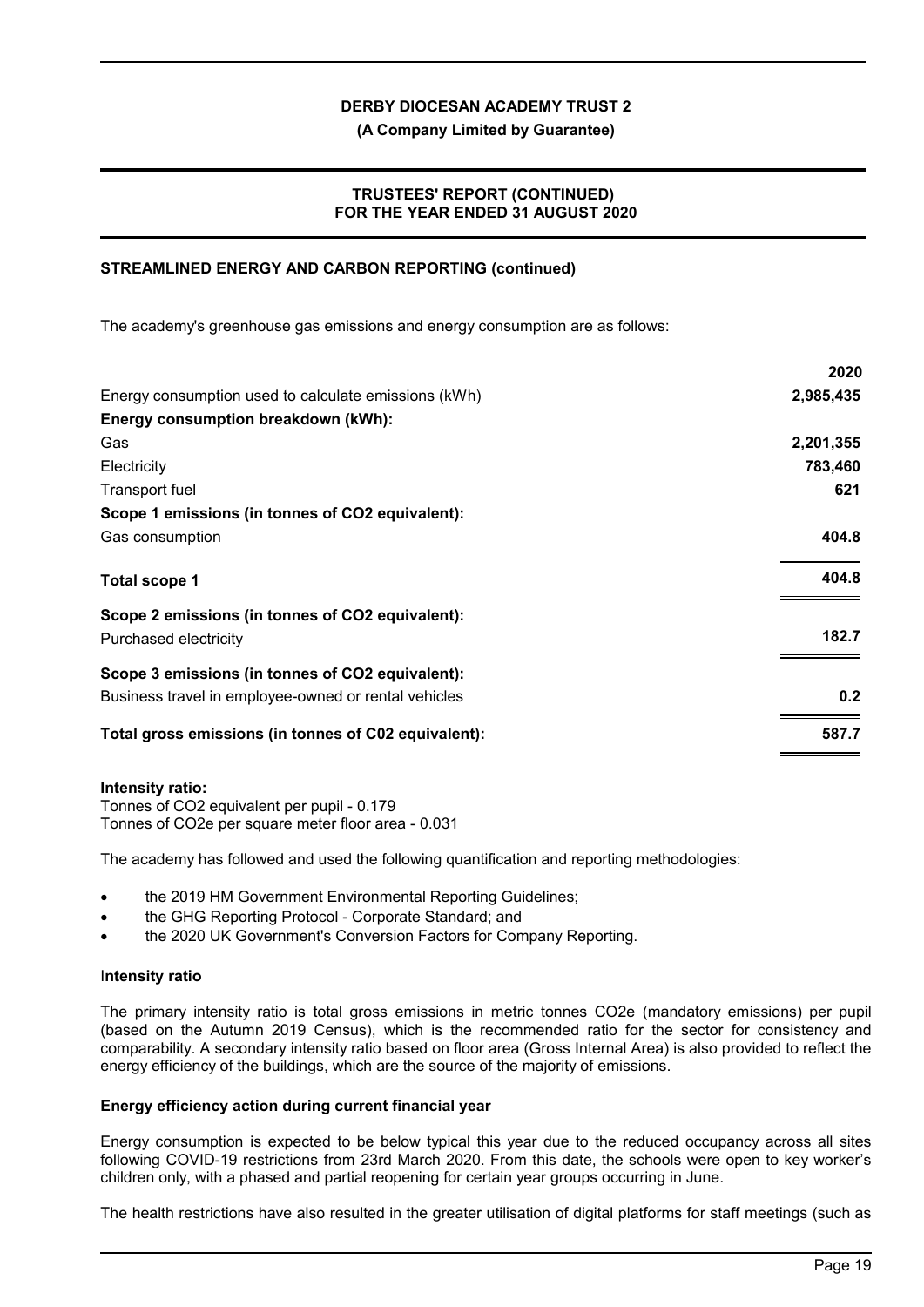### STREAMLINED ENERGY AND CARBON REPORTING (continued)

The academy's greenhouse gas emissions and energy consumption are as follows:

| | 2020 |
|---|---|
| Energy consumption used to calculate emissions (kWh) | **2,985,435** |
| **Energy consumption breakdown (kWh):** | |
| Gas | **2,201,355** |
| Electricity | **783,460** |
| Transport fuel | **621** |
| **Scope 1 emissions (in tonnes of $CO_2$ equivalent):** | |
| Gas consumption | **404.8** |
| **Total scope 1** | **404.8** |
| **Scope 2 emissions (in tonnes of $CO_2$ equivalent):** | |
| Purchased electricity | **182.7** |
| **Scope 3 emissions (in tonnes of $CO_2$ equivalent):** | |
| Business travel in employee-owned or rental vehicles | **0.2** |
| **Total gross emissions (in tonnes of C02 equivalent):** | **587.7** |

**Intensity ratio:**
Tonnes of $CO_2$ equivalent per pupil - 0.179
Tonnes of $CO_2e$ per square meter floor area - 0.031

The academy has followed and used the following quantification and reporting methodologies:

- the 2019 HM Government Environmental Reporting Guidelines;
- the GHG Reporting Protocol - Corporate Standard; and
- the 2020 UK Government's Conversion Factors for Company Reporting.

**Intensity ratio**

The primary intensity ratio is total gross emissions in metric tonnes $CO_2e$ (mandatory emissions) per pupil (based on the Autumn 2019 Census), which is the recommended ratio for the sector for consistency and comparability. A secondary intensity ratio based on floor area (Gross Internal Area) is also provided to reflect the energy efficiency of the buildings, which are the source of the majority of emissions.

**Energy efficiency action during current financial year**

Energy consumption is expected to be below typical this year due to the reduced occupancy across all sites following COVID-19 restrictions from 23rd March 2020. From this date, the schools were open to key worker's children only, with a phased and partial reopening for certain year groups occurring in June.

The health restrictions have also resulted in the greater utilisation of digital platforms for staff meetings (such as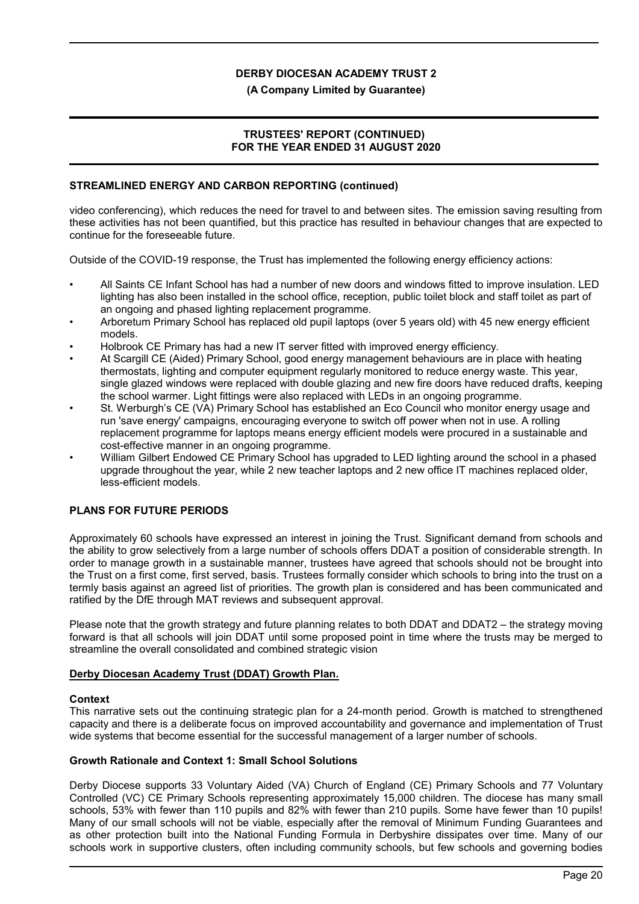**STREAMLINED ENERGY AND CARBON REPORTING (continued)**

video conferencing), which reduces the need for travel to and between sites. The emission saving resulting from these activities has not been quantified, but this practice has resulted in behaviour changes that are expected to continue for the foreseeable future.

Outside of the COVID-19 response, the Trust has implemented the following energy efficiency actions:

- All Saints CE Infant School has had a number of new doors and windows fitted to improve insulation. LED lighting has also been installed in the school office, reception, public toilet block and staff toilet as part of an ongoing and phased lighting replacement programme.
- Arboretum Primary School has replaced old pupil laptops (over 5 years old) with 45 new energy efficient models.
- Holbrook CE Primary has had a new IT server fitted with improved energy efficiency.
- At Scargill CE (Aided) Primary School, good energy management behaviours are in place with heating thermostats, lighting and computer equipment regularly monitored to reduce energy waste. This year, single glazed windows were replaced with double glazing and new fire doors have reduced drafts, keeping the school warmer. Light fittings were also replaced with LEDs in an ongoing programme.
- St. Werburgh's CE (VA) Primary School has established an Eco Council who monitor energy usage and run 'save energy' campaigns, encouraging everyone to switch off power when not in use. A rolling replacement programme for laptops means energy efficient models were procured in a sustainable and cost-effective manner in an ongoing programme.
- William Gilbert Endowed CE Primary School has upgraded to LED lighting around the school in a phased upgrade throughout the year, while 2 new teacher laptops and 2 new office IT machines replaced older, less-efficient models.

## PLANS FOR FUTURE PERIODS

Approximately 60 schools have expressed an interest in joining the Trust. Significant demand from schools and the ability to grow selectively from a large number of schools offers DDAT a position of considerable strength. In order to manage growth in a sustainable manner, trustees have agreed that schools should not be brought into the Trust on a first come, first served, basis. Trustees formally consider which schools to bring into the trust on a termly basis against an agreed list of priorities. The growth plan is considered and has been communicated and ratified by the DfE through MAT reviews and subsequent approval.

Please note that the growth strategy and future planning relates to both DDAT and DDAT2 – the strategy moving forward is that all schools will join DDAT until some proposed point in time where the trusts may be merged to streamline the overall consolidated and combined strategic vision

**Derby Diocesan Academy Trust (DDAT) Growth Plan.**

**Context**

This narrative sets out the continuing strategic plan for a 24-month period. Growth is matched to strengthened capacity and there is a deliberate focus on improved accountability and governance and implementation of Trust wide systems that become essential for the successful management of a larger number of schools.

**Growth Rationale and Context 1: Small School Solutions**

Derby Diocese supports 33 Voluntary Aided (VA) Church of England (CE) Primary Schools and 77 Voluntary Controlled (VC) CE Primary Schools representing approximately 15,000 children. The diocese has many small schools, 53% with fewer than 110 pupils and 82% with fewer than 210 pupils. Some have fewer than 10 pupils! Many of our small schools will not be viable, especially after the removal of Minimum Funding Guarantees and as other protection built into the National Funding Formula in Derbyshire dissipates over time. Many of our schools work in supportive clusters, often including community schools, but few schools and governing bodies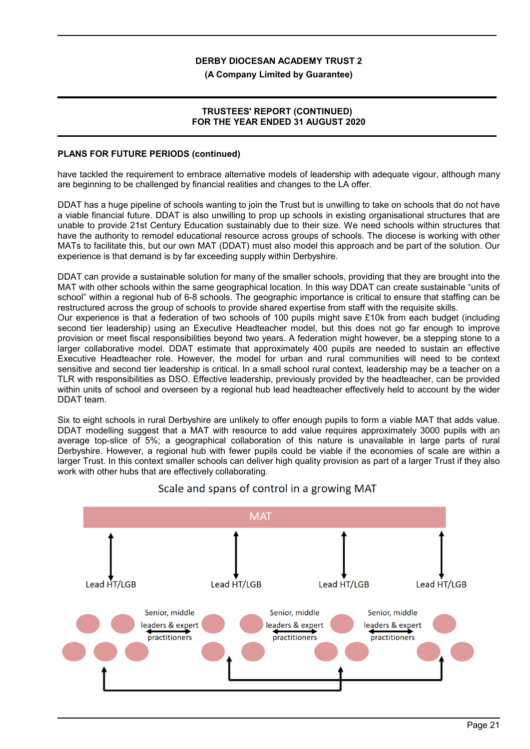## PLANS FOR FUTURE PERIODS (continued)

have tackled the requirement to embrace alternative models of leadership with adequate vigour, although many are beginning to be challenged by financial realities and changes to the LA offer.

DDAT has a huge pipeline of schools wanting to join the Trust but is unwilling to take on schools that do not have a viable financial future. DDAT is also unwilling to prop up schools in existing organisational structures that are unable to provide 21st Century Education sustainably due to their size. We need schools within structures that have the authority to remodel educational resource across groups of schools. The diocese is working with other MATs to facilitate this, but our own MAT (DDAT) must also model this approach and be part of the solution. Our experience is that demand is by far exceeding supply within Derbyshire.

DDAT can provide a sustainable solution for many of the smaller schools, providing that they are brought into the MAT with other schools within the same geographical location. In this way DDAT can create sustainable "units of school" within a regional hub of 6-8 schools. The geographic importance is critical to ensure that staffing can be restructured across the group of schools to provide shared expertise from staff with the requisite skills.
Our experience is that a federation of two schools of 100 pupils might save £10k from each budget (including second tier leadership) using an Executive Headteacher model, but this does not go far enough to improve provision or meet fiscal responsibilities beyond two years. A federation might however, be a stepping stone to a larger collaborative model. DDAT estimate that approximately 400 pupils are needed to sustain an effective Executive Headteacher role. However, the model for urban and rural communities will need to be context sensitive and second tier leadership is critical. In a small school rural context, leadership may be a teacher on a TLR with responsibilities as DSO. Effective leadership, previously provided by the headteacher, can be provided within units of school and overseen by a regional hub lead headteacher effectively held to account by the wider DDAT team.

Six to eight schools in rural Derbyshire are unlikely to offer enough pupils to form a viable MAT that adds value. DDAT modelling suggest that a MAT with resource to add value requires approximately 3000 pupils with an average top-slice of 5%; a geographical collaboration of this nature is unavailable in large parts of rural Derbyshire. However, a regional hub with fewer pupils could be viable if the economies of scale are within a larger Trust. In this context smaller schools can deliver high quality provision as part of a larger Trust if they also work with other hubs that are effectively collaborating.

Scale and spans of control in a growing MAT

MAT

Lead HT/LGB | Lead HT/LGB | Lead HT/LGB | Lead HT/LGB

Senior, middle leaders & expert practitioners | Senior, middle leaders & expert practitioners | Senior, middle leaders & expert practitioners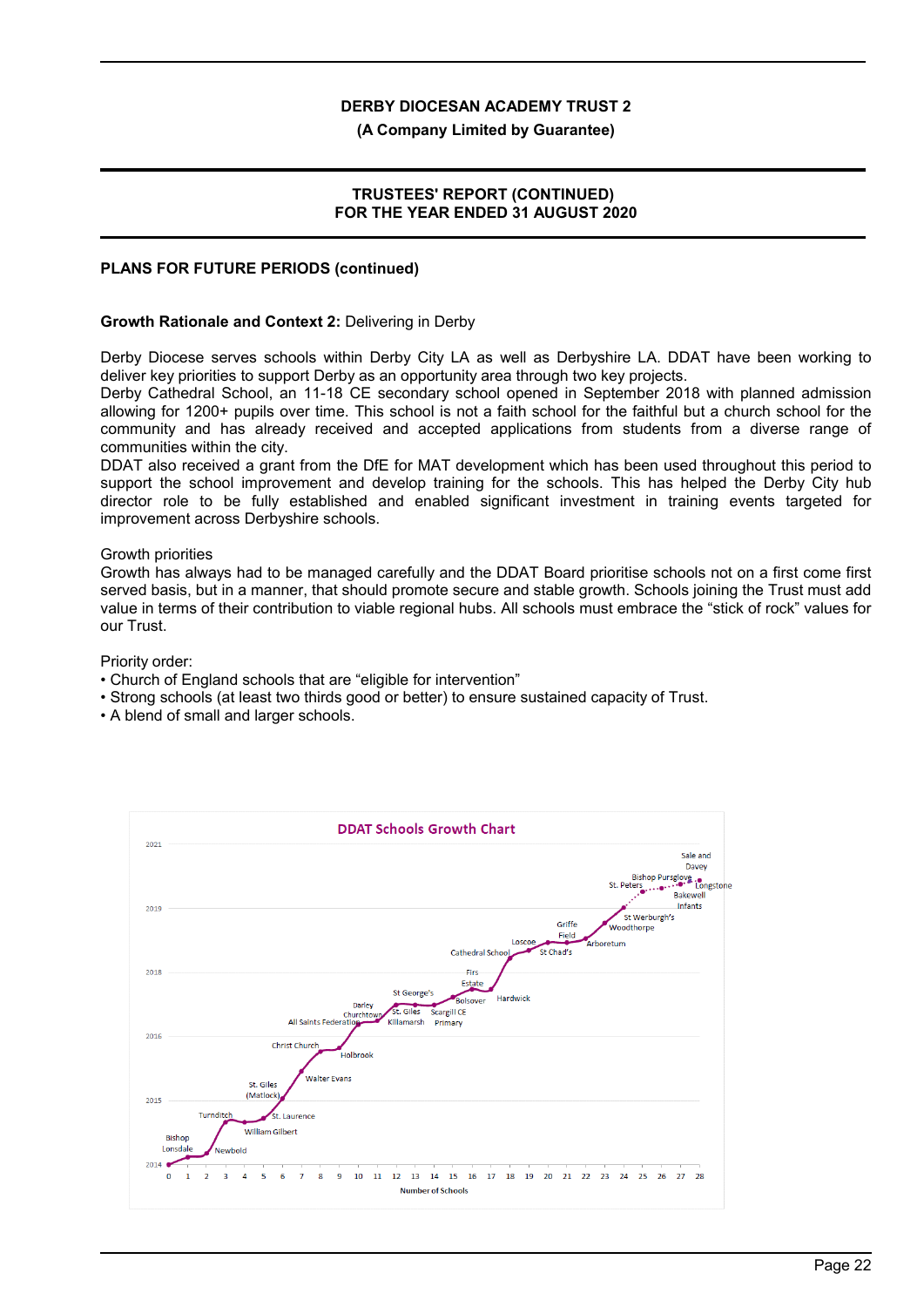## PLANS FOR FUTURE PERIODS (continued)

**Growth Rationale and Context 2:** Delivering in Derby

Derby Diocese serves schools within Derby City LA as well as Derbyshire LA. DDAT have been working to deliver key priorities to support Derby as an opportunity area through two key projects.
Derby Cathedral School, an 11-18 CE secondary school opened in September 2018 with planned admission allowing for 1200+ pupils over time. This school is not a faith school for the faithful but a church school for the community and has already received and accepted applications from students from a diverse range of communities within the city.
DDAT also received a grant from the DfE for MAT development which has been used throughout this period to support the school improvement and develop training for the schools. This has helped the Derby City hub director role to be fully established and enabled significant investment in training events targeted for improvement across Derbyshire schools.

Growth priorities
Growth has always had to be managed carefully and the DDAT Board prioritise schools not on a first come first served basis, but in a manner, that should promote secure and stable growth. Schools joining the Trust must add value in terms of their contribution to viable regional hubs. All schools must embrace the "stick of rock" values for our Trust.

Priority order:

- Church of England schools that are "eligible for intervention"
- Strong schools (at least two thirds good or better) to ensure sustained capacity of Trust.
- A blend of small and larger schools.

**DDAT Schools Growth Chart**

Number of Schools (x-axis: 0–28); Year (y-axis: 2014–2021)

Schools in order of joining: Bishop Lonsdale, Newbold, Turnditch, William Gilbert, St. Laurence, St. Giles (Matlock), Walter Evans, Christ Church, Holbrook, All Saints Federation, Darley Churchtown, St. Giles Killamarsh, St George's, Scargill CE Primary, Bolsover, Firs Estate, Hardwick, Cathedral School, Loscoe, St Chad's, Griffe Field, Arboretum, Woodthorpe, St Werburgh's, St. Peters, Bishop Pursglove, Bakewell Infants, Longstone, Sale and Davey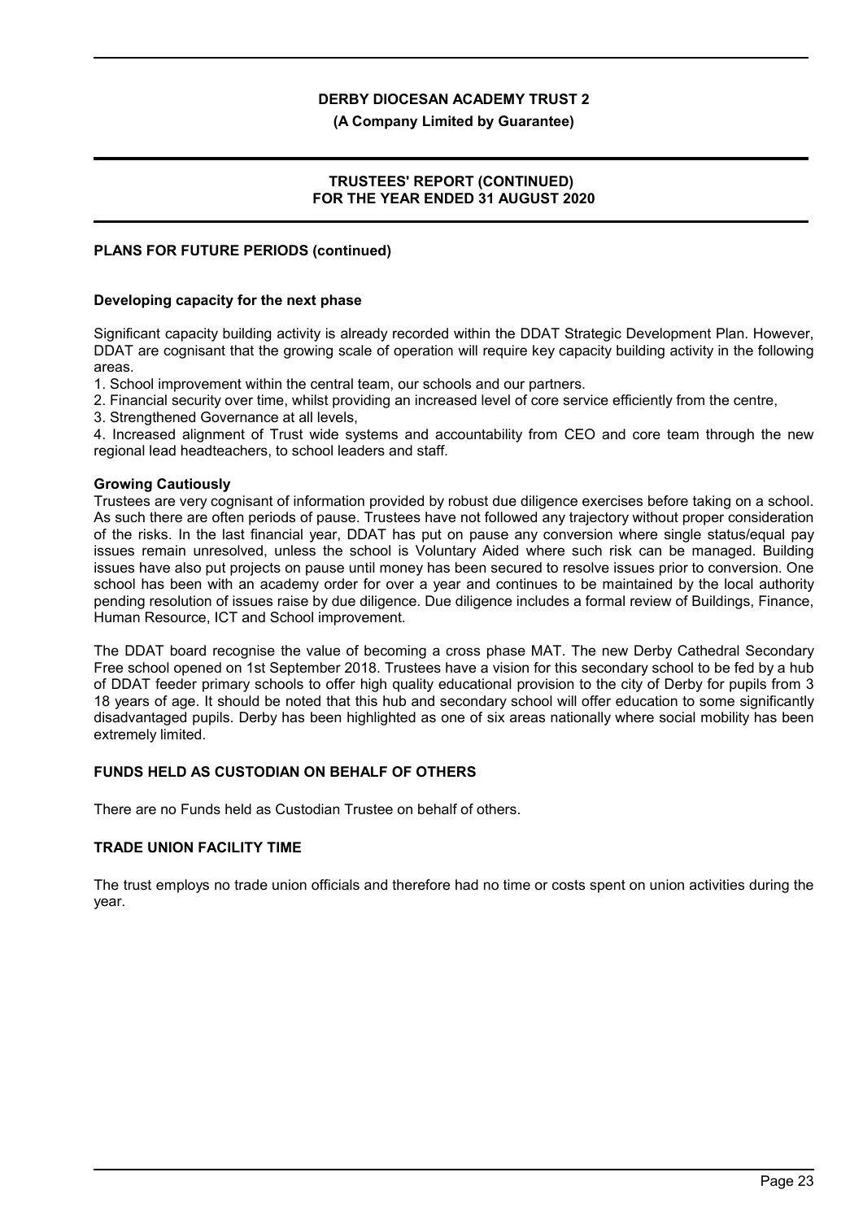## PLANS FOR FUTURE PERIODS (continued)

### Developing capacity for the next phase

Significant capacity building activity is already recorded within the DDAT Strategic Development Plan. However, DDAT are cognisant that the growing scale of operation will require key capacity building activity in the following areas.

1. School improvement within the central team, our schools and our partners.
2. Financial security over time, whilst providing an increased level of core service efficiently from the centre,
3. Strengthened Governance at all levels,
4. Increased alignment of Trust wide systems and accountability from CEO and core team through the new regional lead headteachers, to school leaders and staff.

### Growing Cautiously

Trustees are very cognisant of information provided by robust due diligence exercises before taking on a school. As such there are often periods of pause. Trustees have not followed any trajectory without proper consideration of the risks. In the last financial year, DDAT has put on pause any conversion where single status/equal pay issues remain unresolved, unless the school is Voluntary Aided where such risk can be managed. Building issues have also put projects on pause until money has been secured to resolve issues prior to conversion. One school has been with an academy order for over a year and continues to be maintained by the local authority pending resolution of issues raise by due diligence. Due diligence includes a formal review of Buildings, Finance, Human Resource, ICT and School improvement.

The DDAT board recognise the value of becoming a cross phase MAT. The new Derby Cathedral Secondary Free school opened on 1st September 2018. Trustees have a vision for this secondary school to be fed by a hub of DDAT feeder primary schools to offer high quality educational provision to the city of Derby for pupils from 3 18 years of age. It should be noted that this hub and secondary school will offer education to some significantly disadvantaged pupils. Derby has been highlighted as one of six areas nationally where social mobility has been extremely limited.

## FUNDS HELD AS CUSTODIAN ON BEHALF OF OTHERS

There are no Funds held as Custodian Trustee on behalf of others.

## TRADE UNION FACILITY TIME

The trust employs no trade union officials and therefore had no time or costs spent on union activities during the year.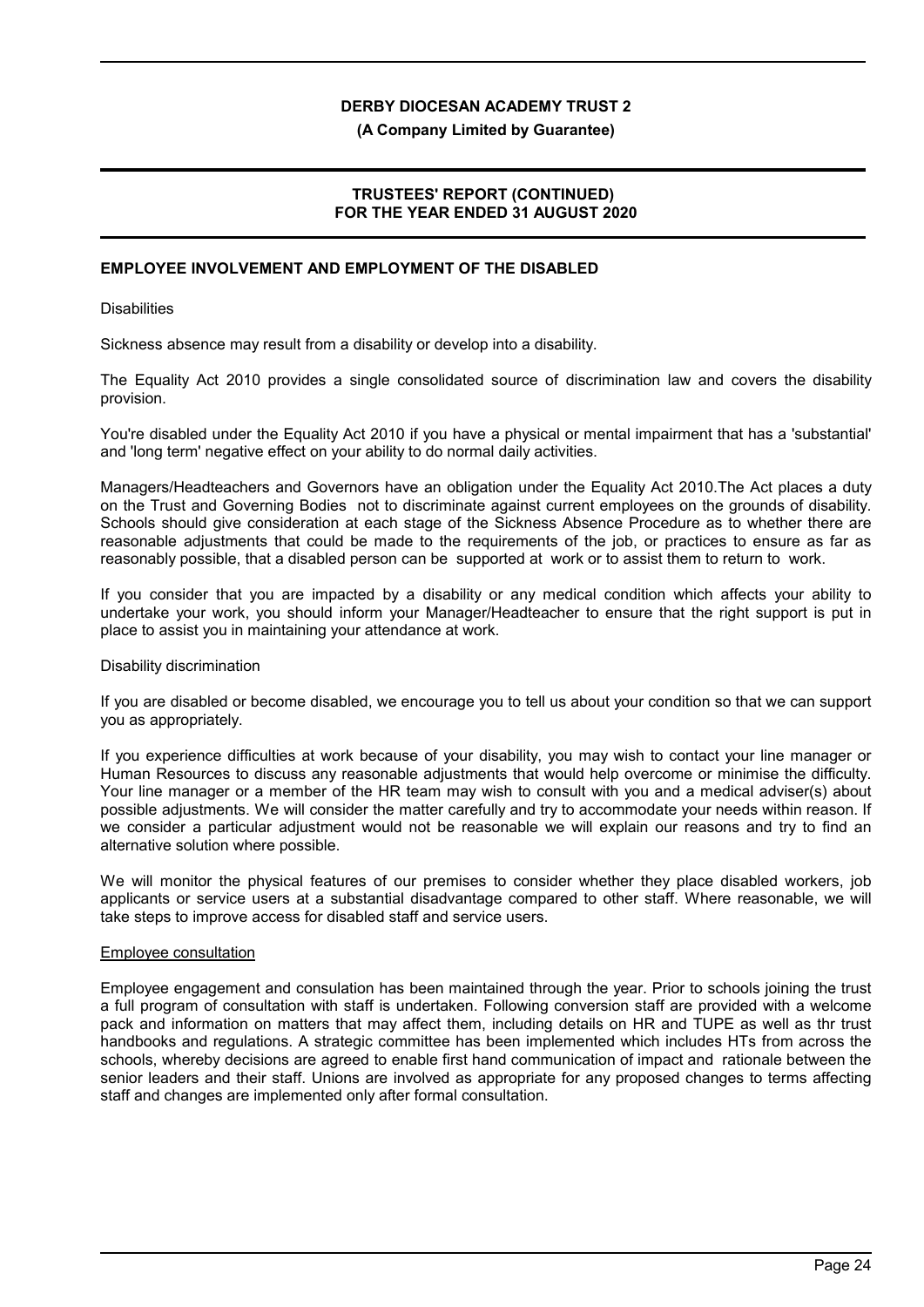## EMPLOYEE INVOLVEMENT AND EMPLOYMENT OF THE DISABLED

Disabilities

Sickness absence may result from a disability or develop into a disability.

The Equality Act 2010 provides a single consolidated source of discrimination law and covers the disability provision.

You're disabled under the Equality Act 2010 if you have a physical or mental impairment that has a 'substantial' and 'long term' negative effect on your ability to do normal daily activities.

Managers/Headteachers and Governors have an obligation under the Equality Act 2010.The Act places a duty on the Trust and Governing Bodies not to discriminate against current employees on the grounds of disability. Schools should give consideration at each stage of the Sickness Absence Procedure as to whether there are reasonable adjustments that could be made to the requirements of the job, or practices to ensure as far as reasonably possible, that a disabled person can be supported at work or to assist them to return to work.

If you consider that you are impacted by a disability or any medical condition which affects your ability to undertake your work, you should inform your Manager/Headteacher to ensure that the right support is put in place to assist you in maintaining your attendance at work.

Disability discrimination

If you are disabled or become disabled, we encourage you to tell us about your condition so that we can support you as appropriately.

If you experience difficulties at work because of your disability, you may wish to contact your line manager or Human Resources to discuss any reasonable adjustments that would help overcome or minimise the difficulty. Your line manager or a member of the HR team may wish to consult with you and a medical adviser(s) about possible adjustments. We will consider the matter carefully and try to accommodate your needs within reason. If we consider a particular adjustment would not be reasonable we will explain our reasons and try to find an alternative solution where possible.

We will monitor the physical features of our premises to consider whether they place disabled workers, job applicants or service users at a substantial disadvantage compared to other staff. Where reasonable, we will take steps to improve access for disabled staff and service users.

Employee consultation

Employee engagement and consulation has been maintained through the year. Prior to schools joining the trust a full program of consultation with staff is undertaken. Following conversion staff are provided with a welcome pack and information on matters that may affect them, including details on HR and TUPE as well as thr trust handbooks and regulations. A strategic committee has been implemented which includes HTs from across the schools, whereby decisions are agreed to enable first hand communication of impact and rationale between the senior leaders and their staff. Unions are involved as appropriate for any proposed changes to terms affecting staff and changes are implemented only after formal consultation.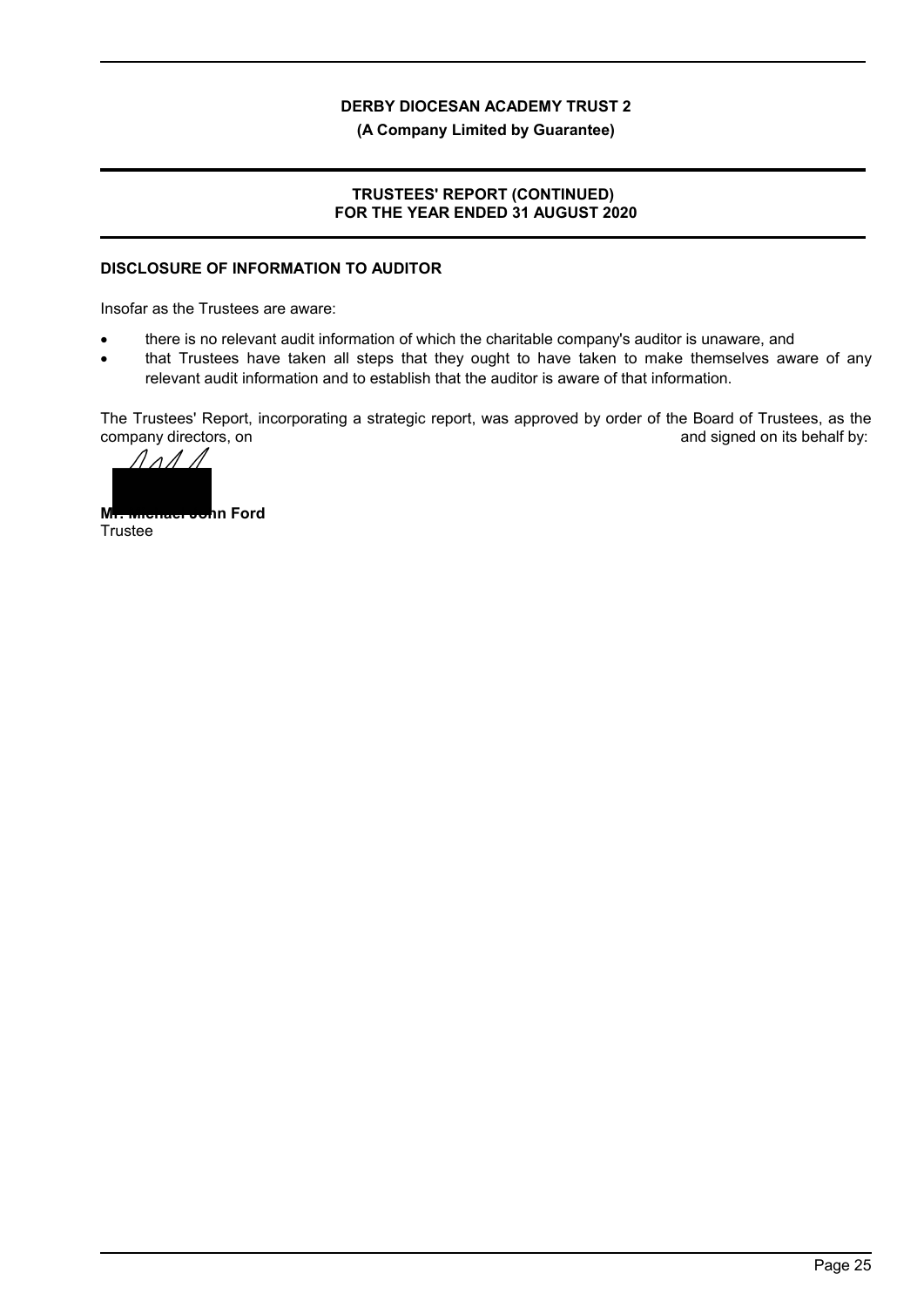# DERBY DIOCESAN ACADEMY TRUST 2

**(A Company Limited by Guarantee)**

## TRUSTEES' REPORT (CONTINUED)
## FOR THE YEAR ENDED 31 AUGUST 2020

### DISCLOSURE OF INFORMATION TO AUDITOR

Insofar as the Trustees are aware:

- there is no relevant audit information of which the charitable company's auditor is unaware, and
- that Trustees have taken all steps that they ought to have taken to make themselves aware of any relevant audit information and to establish that the auditor is aware of that information.

The Trustees' Report, incorporating a strategic report, was approved by order of the Board of Trustees, as the company directors, on and signed on its behalf by:

**Mr. Michael John Ford**
Trustee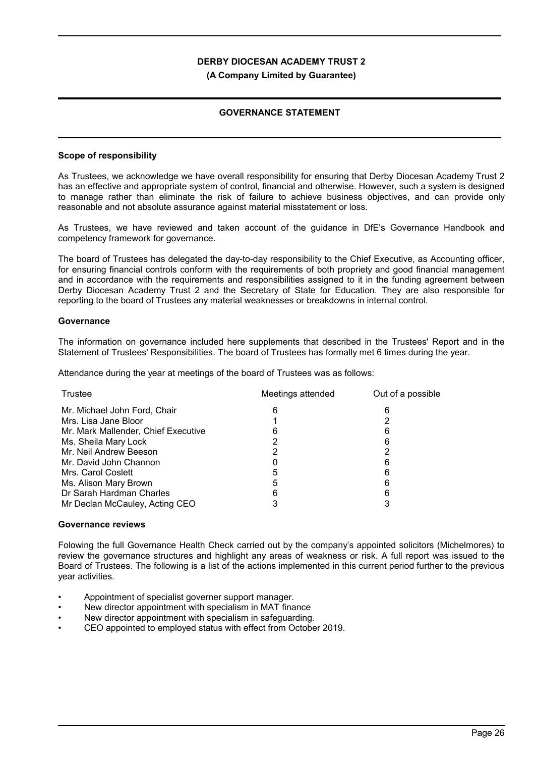**DERBY DIOCESAN ACADEMY TRUST 2**

**(A Company Limited by Guarantee)**

## GOVERNANCE STATEMENT

### Scope of responsibility

As Trustees, we acknowledge we have overall responsibility for ensuring that Derby Diocesan Academy Trust 2 has an effective and appropriate system of control, financial and otherwise. However, such a system is designed to manage rather than eliminate the risk of failure to achieve business objectives, and can provide only reasonable and not absolute assurance against material misstatement or loss.

As Trustees, we have reviewed and taken account of the guidance in DfE's Governance Handbook and competency framework for governance.

The board of Trustees has delegated the day-to-day responsibility to the Chief Executive, as Accounting officer, for ensuring financial controls conform with the requirements of both propriety and good financial management and in accordance with the requirements and responsibilities assigned to it in the funding agreement between Derby Diocesan Academy Trust 2 and the Secretary of State for Education. They are also responsible for reporting to the board of Trustees any material weaknesses or breakdowns in internal control.

### Governance

The information on governance included here supplements that described in the Trustees' Report and in the Statement of Trustees' Responsibilities. The board of Trustees has formally met 6 times during the year.

Attendance during the year at meetings of the board of Trustees was as follows:

| Trustee | Meetings attended | Out of a possible |
|---|---|---|
| Mr. Michael John Ford, Chair | 6 | 6 |
| Mrs. Lisa Jane Bloor | 1 | 2 |
| Mr. Mark Mallender, Chief Executive | 6 | 6 |
| Ms. Sheila Mary Lock | 2 | 6 |
| Mr. Neil Andrew Beeson | 2 | 2 |
| Mr. David John Channon | 0 | 6 |
| Mrs. Carol Coslett | 5 | 6 |
| Ms. Alison Mary Brown | 5 | 6 |
| Dr Sarah Hardman Charles | 6 | 6 |
| Mr Declan McCauley, Acting CEO | 3 | 3 |

### Governance reviews

Folowing the full Governance Health Check carried out by the company's appointed solicitors (Michelmores) to review the governance structures and highlight any areas of weakness or risk. A full report was issued to the Board of Trustees. The following is a list of the actions implemented in this current period further to the previous year activities.

- Appointment of specialist governer support manager.
- New director appointment with specialism in MAT finance
- New director appointment with specialism in safeguarding.
- CEO appointed to employed status with effect from October 2019.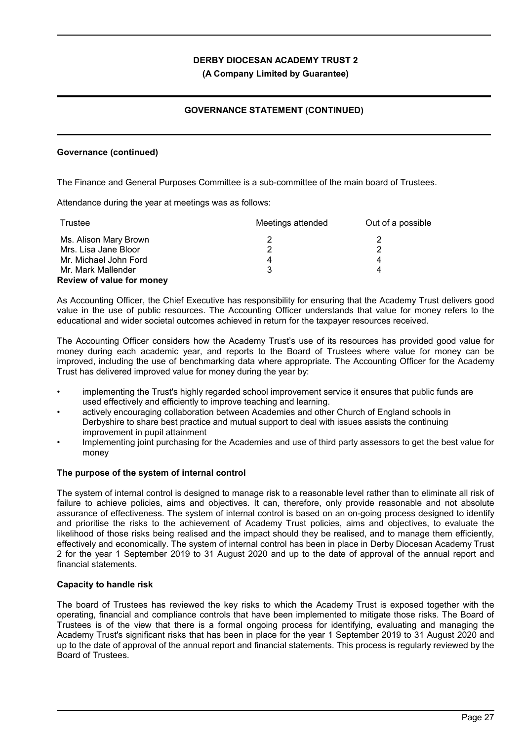### Governance (continued)

The Finance and General Purposes Committee is a sub-committee of the main board of Trustees.

Attendance during the year at meetings was as follows:

| Trustee | Meetings attended | Out of a possible |
|---|---|---|
| Ms. Alison Mary Brown | 2 | 2 |
| Mrs. Lisa Jane Bloor | 2 | 2 |
| Mr. Michael John Ford | 4 | 4 |
| Mr. Mark Mallender | 3 | 4 |

### Review of value for money

As Accounting Officer, the Chief Executive has responsibility for ensuring that the Academy Trust delivers good value in the use of public resources. The Accounting Officer understands that value for money refers to the educational and wider societal outcomes achieved in return for the taxpayer resources received.

The Accounting Officer considers how the Academy Trust's use of its resources has provided good value for money during each academic year, and reports to the Board of Trustees where value for money can be improved, including the use of benchmarking data where appropriate. The Accounting Officer for the Academy Trust has delivered improved value for money during the year by:

- implementing the Trust's highly regarded school improvement service it ensures that public funds are used effectively and efficiently to improve teaching and learning.
- actively encouraging collaboration between Academies and other Church of England schools in Derbyshire to share best practice and mutual support to deal with issues assists the continuing improvement in pupil attainment
- Implementing joint purchasing for the Academies and use of third party assessors to get the best value for money

### The purpose of the system of internal control

The system of internal control is designed to manage risk to a reasonable level rather than to eliminate all risk of failure to achieve policies, aims and objectives. It can, therefore, only provide reasonable and not absolute assurance of effectiveness. The system of internal control is based on an on-going process designed to identify and prioritise the risks to the achievement of Academy Trust policies, aims and objectives, to evaluate the likelihood of those risks being realised and the impact should they be realised, and to manage them efficiently, effectively and economically. The system of internal control has been in place in Derby Diocesan Academy Trust 2 for the year 1 September 2019 to 31 August 2020 and up to the date of approval of the annual report and financial statements.

### Capacity to handle risk

The board of Trustees has reviewed the key risks to which the Academy Trust is exposed together with the operating, financial and compliance controls that have been implemented to mitigate those risks. The Board of Trustees is of the view that there is a formal ongoing process for identifying, evaluating and managing the Academy Trust's significant risks that has been in place for the year 1 September 2019 to 31 August 2020 and up to the date of approval of the annual report and financial statements. This process is regularly reviewed by the Board of Trustees.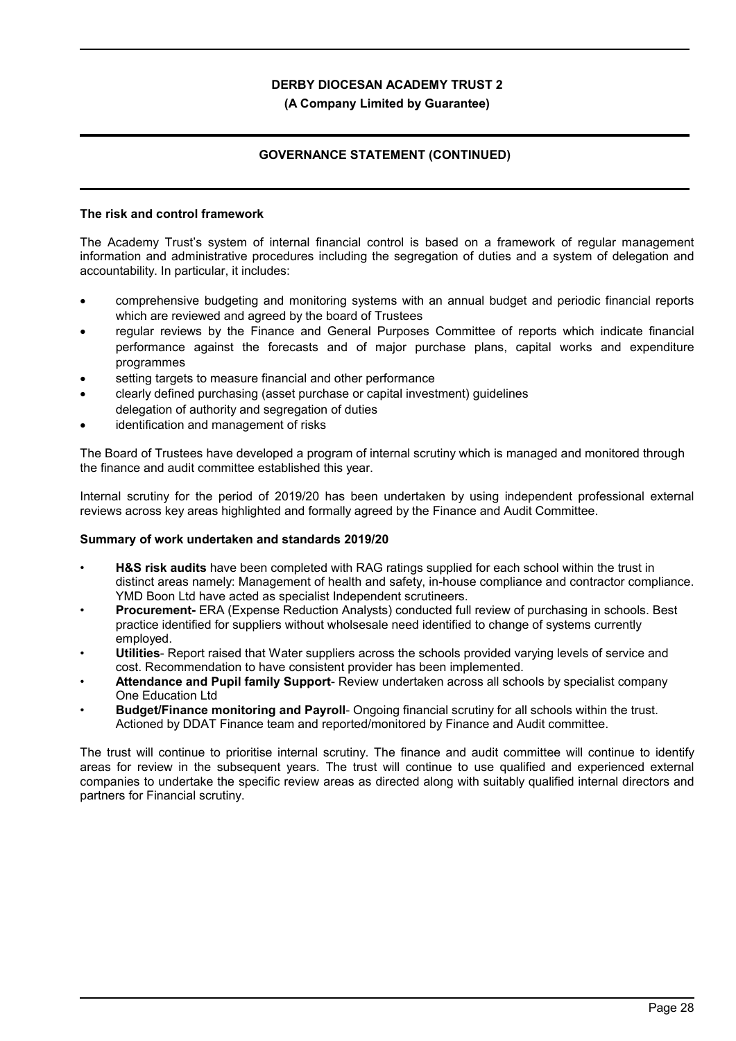## The risk and control framework

The Academy Trust's system of internal financial control is based on a framework of regular management information and administrative procedures including the segregation of duties and a system of delegation and accountability. In particular, it includes:

- comprehensive budgeting and monitoring systems with an annual budget and periodic financial reports which are reviewed and agreed by the board of Trustees
- regular reviews by the Finance and General Purposes Committee of reports which indicate financial performance against the forecasts and of major purchase plans, capital works and expenditure programmes
- setting targets to measure financial and other performance
- clearly defined purchasing (asset purchase or capital investment) guidelines
  delegation of authority and segregation of duties
- identification and management of risks

The Board of Trustees have developed a program of internal scrutiny which is managed and monitored through the finance and audit committee established this year.

Internal scrutiny for the period of 2019/20 has been undertaken by using independent professional external reviews across key areas highlighted and formally agreed by the Finance and Audit Committee.

### Summary of work undertaken and standards 2019/20

- **H&S risk audits** have been completed with RAG ratings supplied for each school within the trust in distinct areas namely: Management of health and safety, in-house compliance and contractor compliance. YMD Boon Ltd have acted as specialist Independent scrutineers.
- **Procurement-** ERA (Expense Reduction Analysts) conducted full review of purchasing in schools. Best practice identified for suppliers without wholsesale need identified to change of systems currently employed.
- **Utilities**- Report raised that Water suppliers across the schools provided varying levels of service and cost. Recommendation to have consistent provider has been implemented.
- **Attendance and Pupil family Support**- Review undertaken across all schools by specialist company One Education Ltd
- **Budget/Finance monitoring and Payroll**- Ongoing financial scrutiny for all schools within the trust. Actioned by DDAT Finance team and reported/monitored by Finance and Audit committee.

The trust will continue to prioritise internal scrutiny. The finance and audit committee will continue to identify areas for review in the subsequent years. The trust will continue to use qualified and experienced external companies to undertake the specific review areas as directed along with suitably qualified internal directors and partners for Financial scrutiny.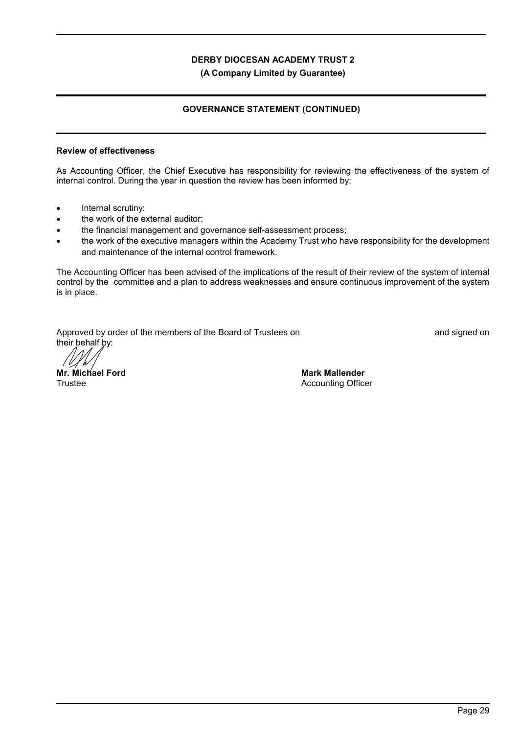# DERBY DIOCESAN ACADEMY TRUST 2

**(A Company Limited by Guarantee)**

## GOVERNANCE STATEMENT (CONTINUED)

### Review of effectiveness

As Accounting Officer, the Chief Executive has responsibility for reviewing the effectiveness of the system of internal control. During the year in question the review has been informed by:

- Internal scrutiny:
- the work of the external auditor;
- the financial management and governance self-assessment process;
- the work of the executive managers within the Academy Trust who have responsibility for the development and maintenance of the internal control framework.

The Accounting Officer has been advised of the implications of the result of their review of the system of internal control by the committee and a plan to address weaknesses and ensure continuous improvement of the system is in place.

Approved by order of the members of the Board of Trustees on and signed on their behalf by:

**Mr. Michael Ford**
Trustee

**Mark Mallender**
Accounting Officer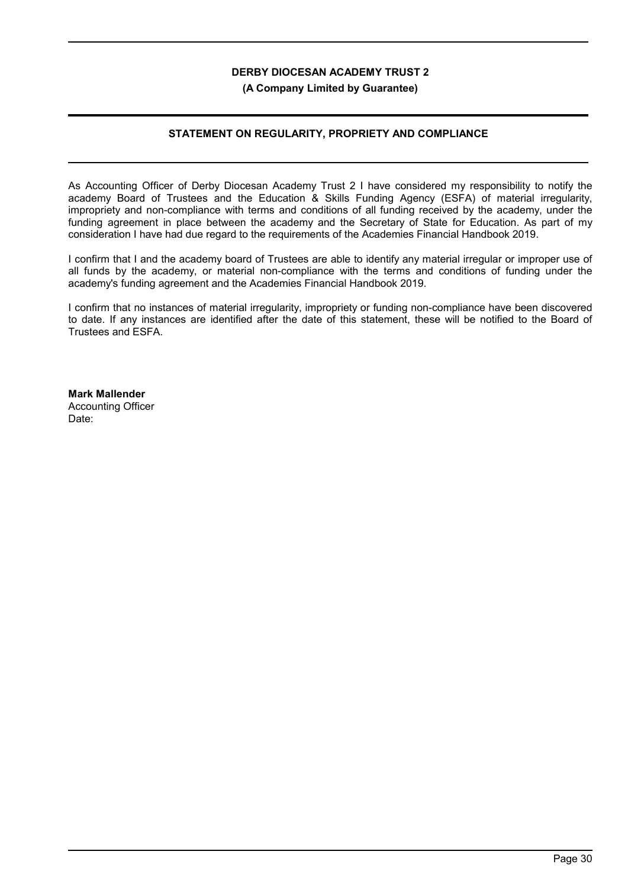**DERBY DIOCESAN ACADEMY TRUST 2**

**(A Company Limited by Guarantee)**

## STATEMENT ON REGULARITY, PROPRIETY AND COMPLIANCE

As Accounting Officer of Derby Diocesan Academy Trust 2 I have considered my responsibility to notify the academy Board of Trustees and the Education & Skills Funding Agency (ESFA) of material irregularity, impropriety and non-compliance with terms and conditions of all funding received by the academy, under the funding agreement in place between the academy and the Secretary of State for Education. As part of my consideration I have had due regard to the requirements of the Academies Financial Handbook 2019.

I confirm that I and the academy board of Trustees are able to identify any material irregular or improper use of all funds by the academy, or material non-compliance with the terms and conditions of funding under the academy's funding agreement and the Academies Financial Handbook 2019.

I confirm that no instances of material irregularity, impropriety or funding non-compliance have been discovered to date. If any instances are identified after the date of this statement, these will be notified to the Board of Trustees and ESFA.

**Mark Mallender**
Accounting Officer
Date: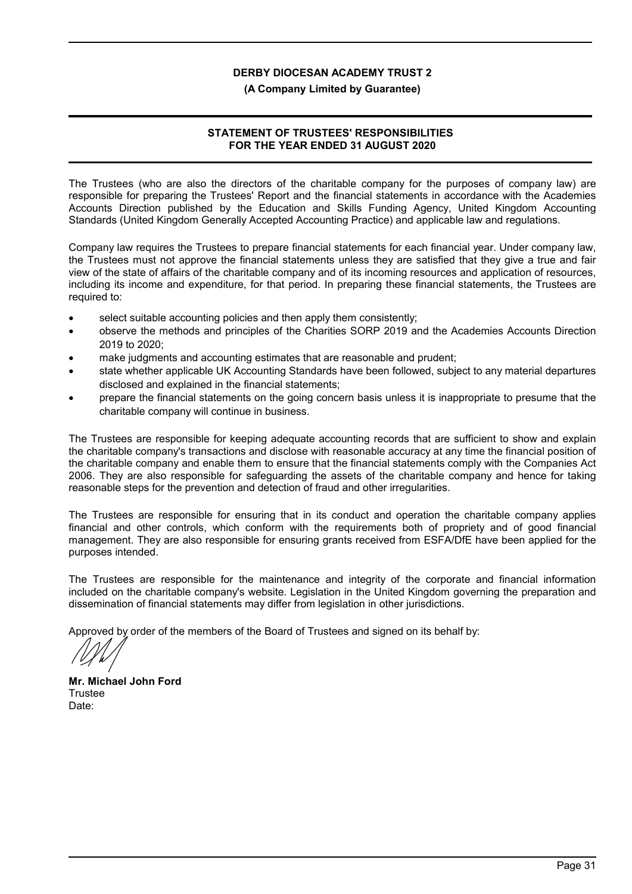# DERBY DIOCESAN ACADEMY TRUST 2

**(A Company Limited by Guarantee)**

## STATEMENT OF TRUSTEES' RESPONSIBILITIES FOR THE YEAR ENDED 31 AUGUST 2020

The Trustees (who are also the directors of the charitable company for the purposes of company law) are responsible for preparing the Trustees' Report and the financial statements in accordance with the Academies Accounts Direction published by the Education and Skills Funding Agency, United Kingdom Accounting Standards (United Kingdom Generally Accepted Accounting Practice) and applicable law and regulations.

Company law requires the Trustees to prepare financial statements for each financial year. Under company law, the Trustees must not approve the financial statements unless they are satisfied that they give a true and fair view of the state of affairs of the charitable company and of its incoming resources and application of resources, including its income and expenditure, for that period. In preparing these financial statements, the Trustees are required to:

- select suitable accounting policies and then apply them consistently;
- observe the methods and principles of the Charities SORP 2019 and the Academies Accounts Direction 2019 to 2020;
- make judgments and accounting estimates that are reasonable and prudent;
- state whether applicable UK Accounting Standards have been followed, subject to any material departures disclosed and explained in the financial statements;
- prepare the financial statements on the going concern basis unless it is inappropriate to presume that the charitable company will continue in business.

The Trustees are responsible for keeping adequate accounting records that are sufficient to show and explain the charitable company's transactions and disclose with reasonable accuracy at any time the financial position of the charitable company and enable them to ensure that the financial statements comply with the Companies Act 2006. They are also responsible for safeguarding the assets of the charitable company and hence for taking reasonable steps for the prevention and detection of fraud and other irregularities.

The Trustees are responsible for ensuring that in its conduct and operation the charitable company applies financial and other controls, which conform with the requirements both of propriety and of good financial management. They are also responsible for ensuring grants received from ESFA/DfE have been applied for the purposes intended.

The Trustees are responsible for the maintenance and integrity of the corporate and financial information included on the charitable company's website. Legislation in the United Kingdom governing the preparation and dissemination of financial statements may differ from legislation in other jurisdictions.

Approved by order of the members of the Board of Trustees and signed on its behalf by:

**Mr. Michael John Ford**
Trustee
Date: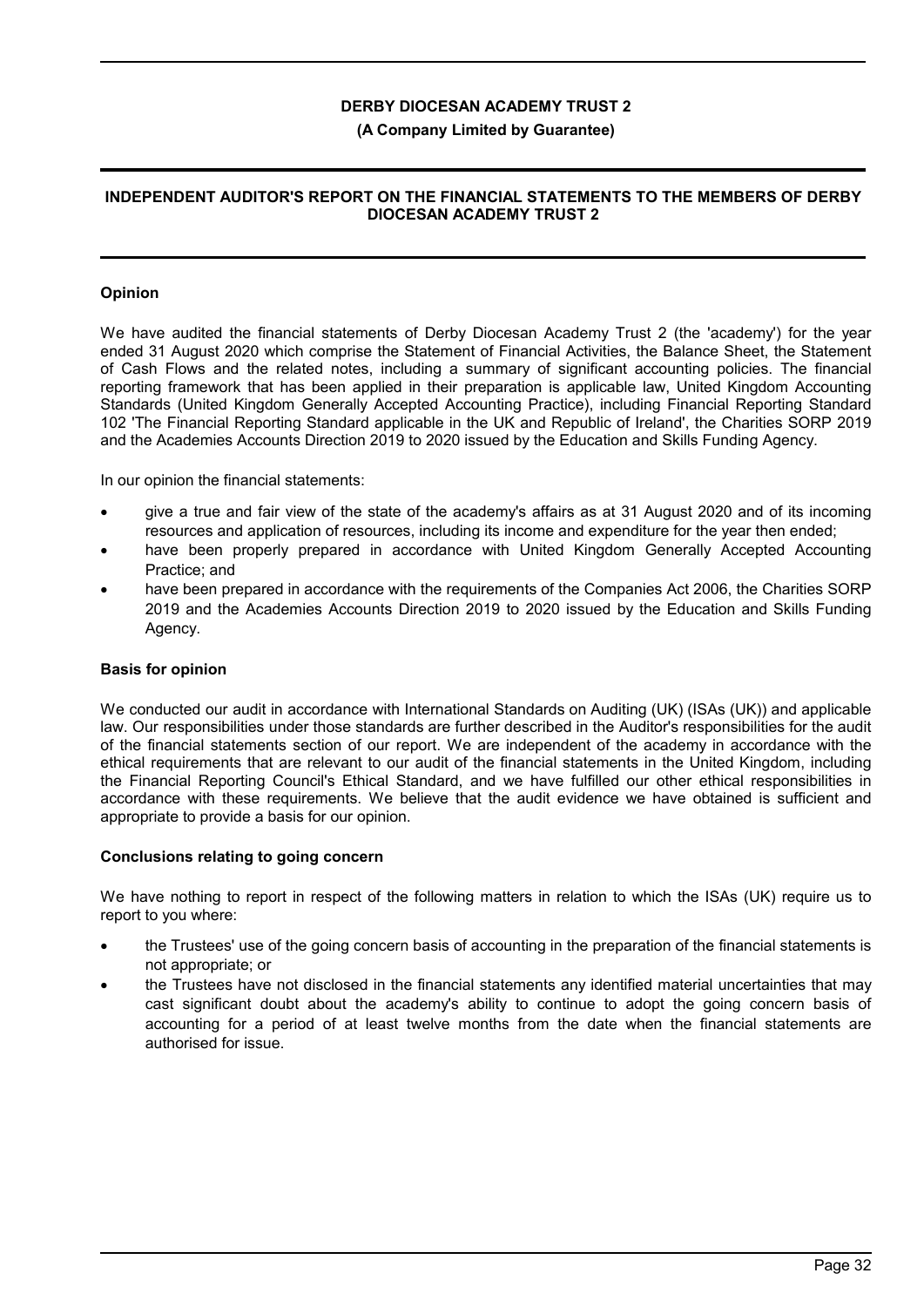**DERBY DIOCESAN ACADEMY TRUST 2**

**(A Company Limited by Guarantee)**

## INDEPENDENT AUDITOR'S REPORT ON THE FINANCIAL STATEMENTS TO THE MEMBERS OF DERBY DIOCESAN ACADEMY TRUST 2

### Opinion

We have audited the financial statements of Derby Diocesan Academy Trust 2 (the 'academy') for the year ended 31 August 2020 which comprise the Statement of Financial Activities, the Balance Sheet, the Statement of Cash Flows and the related notes, including a summary of significant accounting policies. The financial reporting framework that has been applied in their preparation is applicable law, United Kingdom Accounting Standards (United Kingdom Generally Accepted Accounting Practice), including Financial Reporting Standard 102 'The Financial Reporting Standard applicable in the UK and Republic of Ireland', the Charities SORP 2019 and the Academies Accounts Direction 2019 to 2020 issued by the Education and Skills Funding Agency.

In our opinion the financial statements:

- give a true and fair view of the state of the academy's affairs as at 31 August 2020 and of its incoming resources and application of resources, including its income and expenditure for the year then ended;
- have been properly prepared in accordance with United Kingdom Generally Accepted Accounting Practice; and
- have been prepared in accordance with the requirements of the Companies Act 2006, the Charities SORP 2019 and the Academies Accounts Direction 2019 to 2020 issued by the Education and Skills Funding Agency.

### Basis for opinion

We conducted our audit in accordance with International Standards on Auditing (UK) (ISAs (UK)) and applicable law. Our responsibilities under those standards are further described in the Auditor's responsibilities for the audit of the financial statements section of our report. We are independent of the academy in accordance with the ethical requirements that are relevant to our audit of the financial statements in the United Kingdom, including the Financial Reporting Council's Ethical Standard, and we have fulfilled our other ethical responsibilities in accordance with these requirements. We believe that the audit evidence we have obtained is sufficient and appropriate to provide a basis for our opinion.

### Conclusions relating to going concern

We have nothing to report in respect of the following matters in relation to which the ISAs (UK) require us to report to you where:

- the Trustees' use of the going concern basis of accounting in the preparation of the financial statements is not appropriate; or
- the Trustees have not disclosed in the financial statements any identified material uncertainties that may cast significant doubt about the academy's ability to continue to adopt the going concern basis of accounting for a period of at least twelve months from the date when the financial statements are authorised for issue.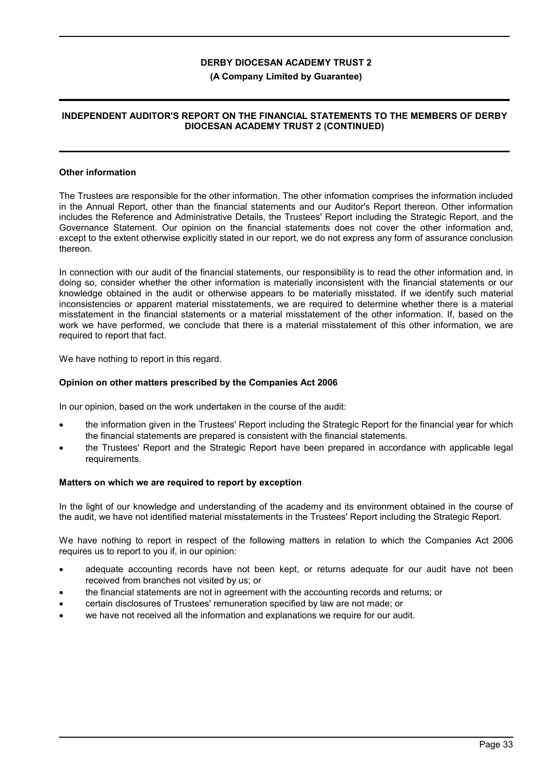## Other information

The Trustees are responsible for the other information. The other information comprises the information included in the Annual Report, other than the financial statements and our Auditor's Report thereon. Other information includes the Reference and Administrative Details, the Trustees' Report including the Strategic Report, and the Governance Statement. Our opinion on the financial statements does not cover the other information and, except to the extent otherwise explicitly stated in our report, we do not express any form of assurance conclusion thereon.

In connection with our audit of the financial statements, our responsibility is to read the other information and, in doing so, consider whether the other information is materially inconsistent with the financial statements or our knowledge obtained in the audit or otherwise appears to be materially misstated. If we identify such material inconsistencies or apparent material misstatements, we are required to determine whether there is a material misstatement in the financial statements or a material misstatement of the other information. If, based on the work we have performed, we conclude that there is a material misstatement of this other information, we are required to report that fact.

We have nothing to report in this regard.

## Opinion on other matters prescribed by the Companies Act 2006

In our opinion, based on the work undertaken in the course of the audit:

- the information given in the Trustees' Report including the Strategic Report for the financial year for which the financial statements are prepared is consistent with the financial statements.
- the Trustees' Report and the Strategic Report have been prepared in accordance with applicable legal requirements.

## Matters on which we are required to report by exception

In the light of our knowledge and understanding of the academy and its environment obtained in the course of the audit, we have not identified material misstatements in the Trustees' Report including the Strategic Report.

We have nothing to report in respect of the following matters in relation to which the Companies Act 2006 requires us to report to you if, in our opinion:

- adequate accounting records have not been kept, or returns adequate for our audit have not been received from branches not visited by us; or
- the financial statements are not in agreement with the accounting records and returns; or
- certain disclosures of Trustees' remuneration specified by law are not made; or
- we have not received all the information and explanations we require for our audit.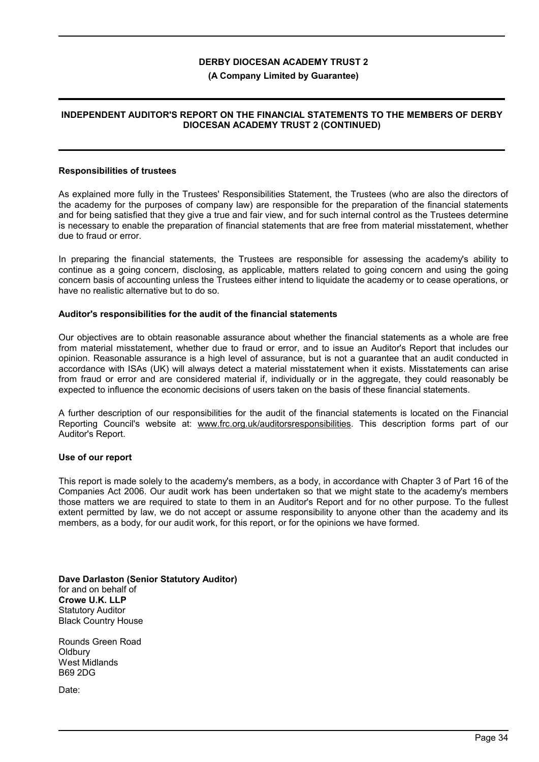## Responsibilities of trustees

As explained more fully in the Trustees' Responsibilities Statement, the Trustees (who are also the directors of the academy for the purposes of company law) are responsible for the preparation of the financial statements and for being satisfied that they give a true and fair view, and for such internal control as the Trustees determine is necessary to enable the preparation of financial statements that are free from material misstatement, whether due to fraud or error.

In preparing the financial statements, the Trustees are responsible for assessing the academy's ability to continue as a going concern, disclosing, as applicable, matters related to going concern and using the going concern basis of accounting unless the Trustees either intend to liquidate the academy or to cease operations, or have no realistic alternative but to do so.

## Auditor's responsibilities for the audit of the financial statements

Our objectives are to obtain reasonable assurance about whether the financial statements as a whole are free from material misstatement, whether due to fraud or error, and to issue an Auditor's Report that includes our opinion. Reasonable assurance is a high level of assurance, but is not a guarantee that an audit conducted in accordance with ISAs (UK) will always detect a material misstatement when it exists. Misstatements can arise from fraud or error and are considered material if, individually or in the aggregate, they could reasonably be expected to influence the economic decisions of users taken on the basis of these financial statements.

A further description of our responsibilities for the audit of the financial statements is located on the Financial Reporting Council's website at: www.frc.org.uk/auditorsresponsibilities. This description forms part of our Auditor's Report.

## Use of our report

This report is made solely to the academy's members, as a body, in accordance with Chapter 3 of Part 16 of the Companies Act 2006. Our audit work has been undertaken so that we might state to the academy's members those matters we are required to state to them in an Auditor's Report and for no other purpose. To the fullest extent permitted by law, we do not accept or assume responsibility to anyone other than the academy and its members, as a body, for our audit work, for this report, or for the opinions we have formed.

**Dave Darlaston (Senior Statutory Auditor)**
for and on behalf of
**Crowe U.K. LLP**
Statutory Auditor
Black Country House

Rounds Green Road
Oldbury
West Midlands
B69 2DG

Date: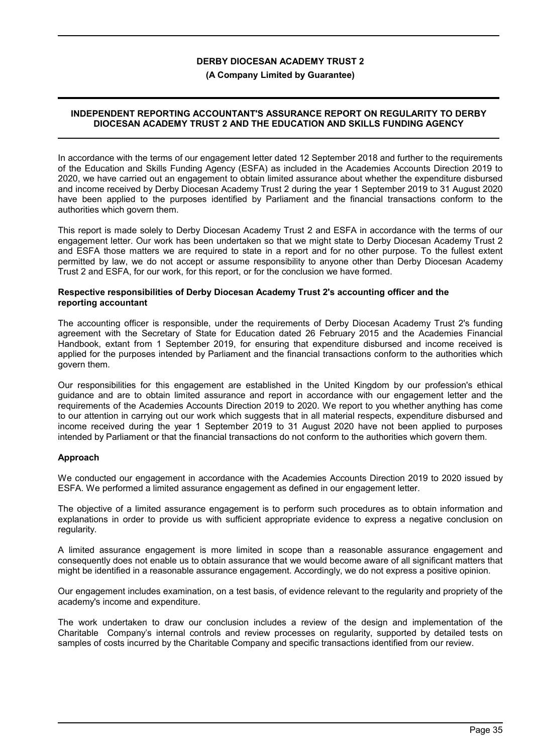**DERBY DIOCESAN ACADEMY TRUST 2**

**(A Company Limited by Guarantee)**

## INDEPENDENT REPORTING ACCOUNTANT'S ASSURANCE REPORT ON REGULARITY TO DERBY DIOCESAN ACADEMY TRUST 2 AND THE EDUCATION AND SKILLS FUNDING AGENCY

In accordance with the terms of our engagement letter dated 12 September 2018 and further to the requirements of the Education and Skills Funding Agency (ESFA) as included in the Academies Accounts Direction 2019 to 2020, we have carried out an engagement to obtain limited assurance about whether the expenditure disbursed and income received by Derby Diocesan Academy Trust 2 during the year 1 September 2019 to 31 August 2020 have been applied to the purposes identified by Parliament and the financial transactions conform to the authorities which govern them.

This report is made solely to Derby Diocesan Academy Trust 2 and ESFA in accordance with the terms of our engagement letter. Our work has been undertaken so that we might state to Derby Diocesan Academy Trust 2 and ESFA those matters we are required to state in a report and for no other purpose. To the fullest extent permitted by law, we do not accept or assume responsibility to anyone other than Derby Diocesan Academy Trust 2 and ESFA, for our work, for this report, or for the conclusion we have formed.

**Respective responsibilities of Derby Diocesan Academy Trust 2's accounting officer and the reporting accountant**

The accounting officer is responsible, under the requirements of Derby Diocesan Academy Trust 2's funding agreement with the Secretary of State for Education dated 26 February 2015 and the Academies Financial Handbook, extant from 1 September 2019, for ensuring that expenditure disbursed and income received is applied for the purposes intended by Parliament and the financial transactions conform to the authorities which govern them.

Our responsibilities for this engagement are established in the United Kingdom by our profession's ethical guidance and are to obtain limited assurance and report in accordance with our engagement letter and the requirements of the Academies Accounts Direction 2019 to 2020. We report to you whether anything has come to our attention in carrying out our work which suggests that in all material respects, expenditure disbursed and income received during the year 1 September 2019 to 31 August 2020 have not been applied to purposes intended by Parliament or that the financial transactions do not conform to the authorities which govern them.

**Approach**

We conducted our engagement in accordance with the Academies Accounts Direction 2019 to 2020 issued by ESFA. We performed a limited assurance engagement as defined in our engagement letter.

The objective of a limited assurance engagement is to perform such procedures as to obtain information and explanations in order to provide us with sufficient appropriate evidence to express a negative conclusion on regularity.

A limited assurance engagement is more limited in scope than a reasonable assurance engagement and consequently does not enable us to obtain assurance that we would become aware of all significant matters that might be identified in a reasonable assurance engagement. Accordingly, we do not express a positive opinion.

Our engagement includes examination, on a test basis, of evidence relevant to the regularity and propriety of the academy's income and expenditure.

The work undertaken to draw our conclusion includes a review of the design and implementation of the Charitable Company's internal controls and review processes on regularity, supported by detailed tests on samples of costs incurred by the Charitable Company and specific transactions identified from our review.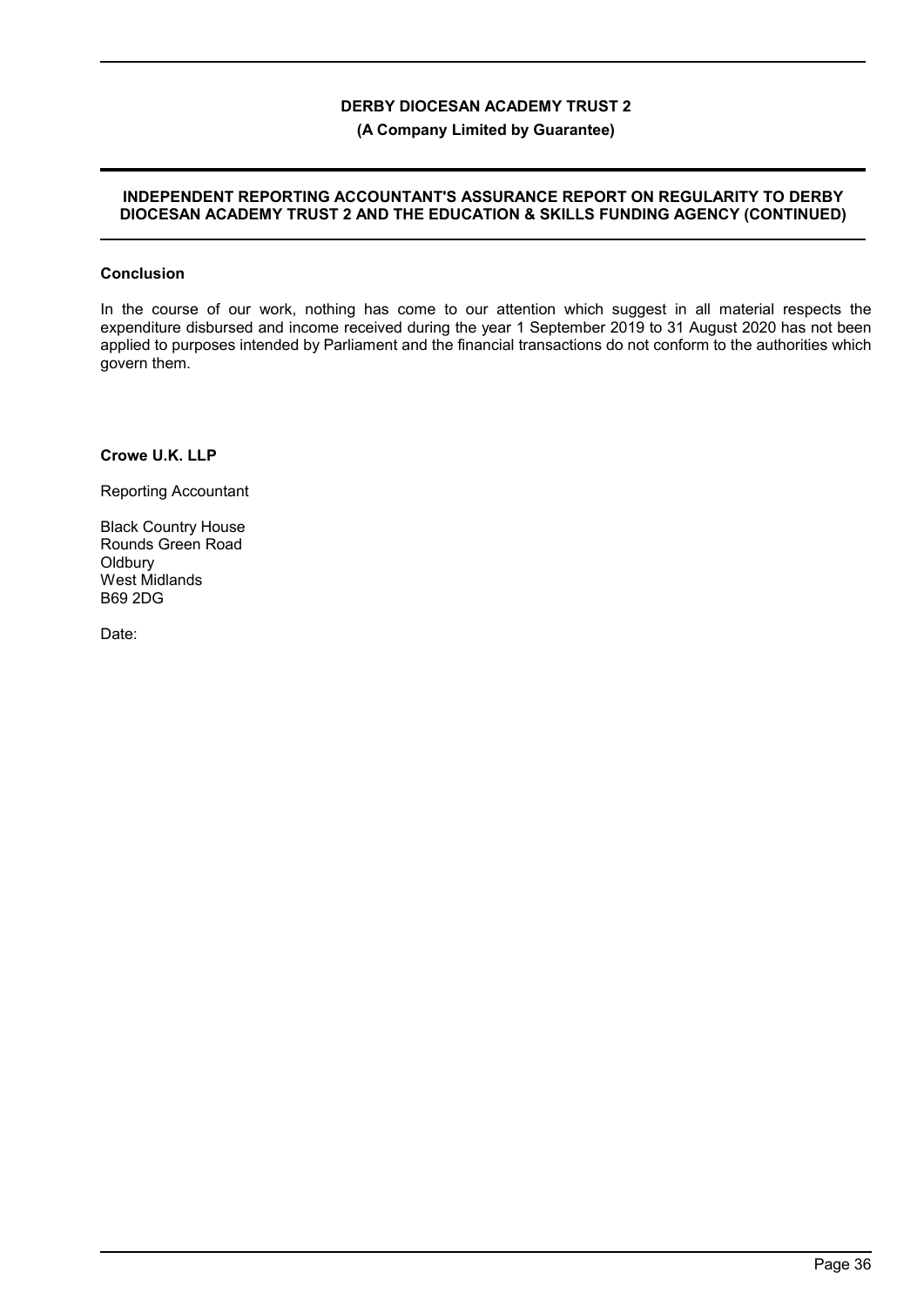# DERBY DIOCESAN ACADEMY TRUST 2

**(A Company Limited by Guarantee)**

## INDEPENDENT REPORTING ACCOUNTANT'S ASSURANCE REPORT ON REGULARITY TO DERBY DIOCESAN ACADEMY TRUST 2 AND THE EDUCATION & SKILLS FUNDING AGENCY (CONTINUED)

### Conclusion

In the course of our work, nothing has come to our attention which suggest in all material respects the expenditure disbursed and income received during the year 1 September 2019 to 31 August 2020 has not been applied to purposes intended by Parliament and the financial transactions do not conform to the authorities which govern them.

**Crowe U.K. LLP**

Reporting Accountant

Black Country House
Rounds Green Road
Oldbury
West Midlands
B69 2DG

Date: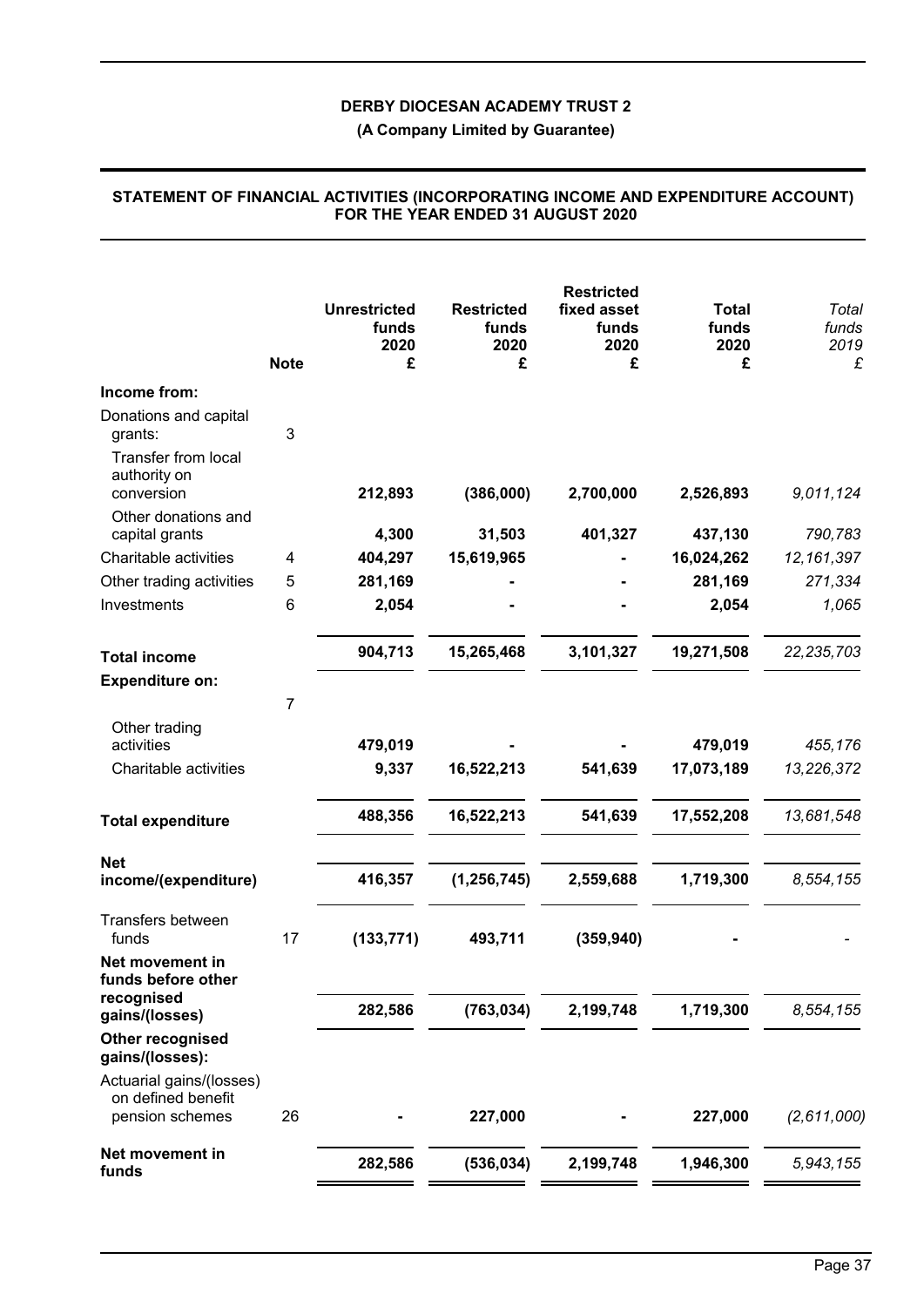**DERBY DIOCESAN ACADEMY TRUST 2**

**(A Company Limited by Guarantee)**

**STATEMENT OF FINANCIAL ACTIVITIES (INCORPORATING INCOME AND EXPENDITURE ACCOUNT) FOR THE YEAR ENDED 31 AUGUST 2020**

| | Note | Unrestricted funds 2020 £ | Restricted funds 2020 £ | Restricted fixed asset funds 2020 £ | Total funds 2020 £ | *Total funds 2019 £* |
|---|---|---|---|---|---|---|
| **Income from:** | | | | | | |
| Donations and capital grants: | 3 | | | | | |
| Transfer from local authority on conversion | | **212,893** | **(386,000)** | **2,700,000** | **2,526,893** | *9,011,124* |
| Other donations and capital grants | | **4,300** | **31,503** | **401,327** | **437,130** | *790,783* |
| Charitable activities | 4 | **404,297** | **15,619,965** | **-** | **16,024,262** | *12,161,397* |
| Other trading activities | 5 | **281,169** | **-** | **-** | **281,169** | *271,334* |
| Investments | 6 | **2,054** | **-** | **-** | **2,054** | *1,065* |
| **Total income** | | **904,713** | **15,265,468** | **3,101,327** | **19,271,508** | *22,235,703* |
| **Expenditure on:** | 7 | | | | | |
| Other trading activities | | **479,019** | **-** | **-** | **479,019** | *455,176* |
| Charitable activities | | **9,337** | **16,522,213** | **541,639** | **17,073,189** | *13,226,372* |
| **Total expenditure** | | **488,356** | **16,522,213** | **541,639** | **17,552,208** | *13,681,548* |
| **Net income/(expenditure)** | | **416,357** | **(1,256,745)** | **2,559,688** | **1,719,300** | *8,554,155* |
| Transfers between funds | 17 | **(133,771)** | **493,711** | **(359,940)** | **-** | *-* |
| **Net movement in funds before other recognised gains/(losses)** | | **282,586** | **(763,034)** | **2,199,748** | **1,719,300** | *8,554,155* |
| **Other recognised gains/(losses):** | | | | | | |
| Actuarial gains/(losses) on defined benefit pension schemes | 26 | **-** | **227,000** | **-** | **227,000** | *(2,611,000)* |
| **Net movement in funds** | | **282,586** | **(536,034)** | **2,199,748** | **1,946,300** | *5,943,155* |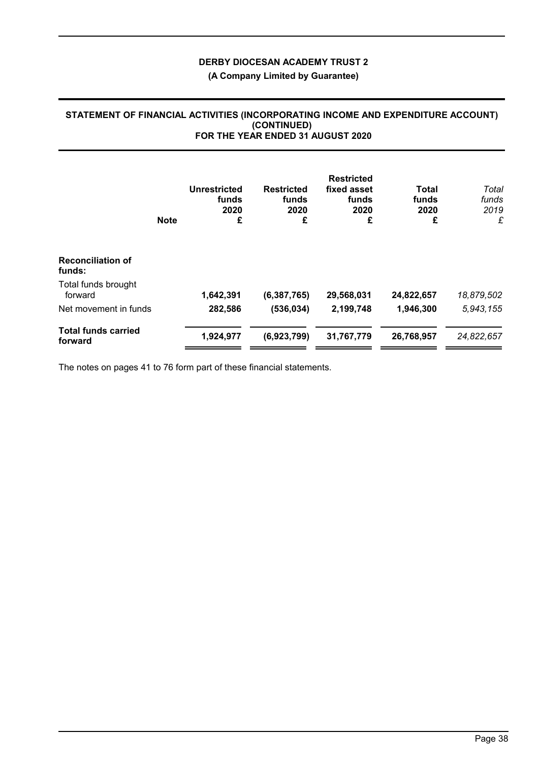**DERBY DIOCESAN ACADEMY TRUST 2**

**(A Company Limited by Guarantee)**

**STATEMENT OF FINANCIAL ACTIVITIES (INCORPORATING INCOME AND EXPENDITURE ACCOUNT) (CONTINUED) FOR THE YEAR ENDED 31 AUGUST 2020**

| | Note | Unrestricted funds 2020 £ | Restricted funds 2020 £ | Restricted fixed asset funds 2020 £ | Total funds 2020 £ | *Total funds 2019 £* |
|---|---|---|---|---|---|---|
| **Reconciliation of funds:** | | | | | | |
| Total funds brought forward | | **1,642,391** | **(6,387,765)** | **29,568,031** | **24,822,657** | *18,879,502* |
| Net movement in funds | | **282,586** | **(536,034)** | **2,199,748** | **1,946,300** | *5,943,155* |
| **Total funds carried forward** | | **1,924,977** | **(6,923,799)** | **31,767,779** | **26,768,957** | *24,822,657* |

The notes on pages 41 to 76 form part of these financial statements.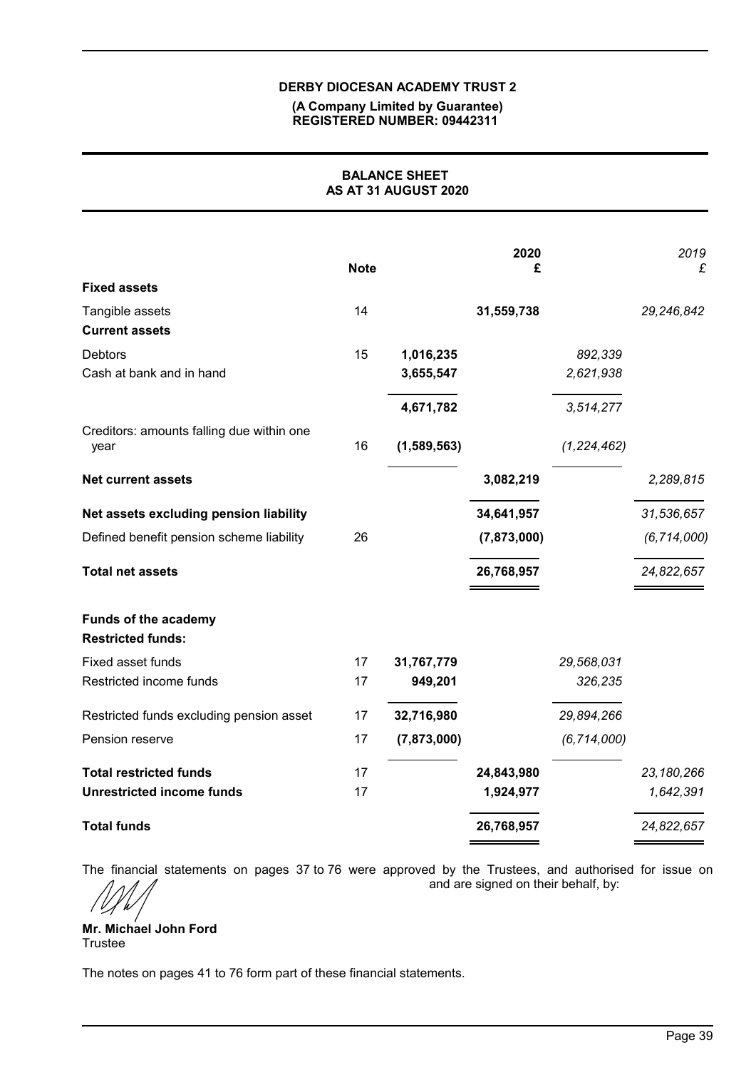**DERBY DIOCESAN ACADEMY TRUST 2**

**(A Company Limited by Guarantee)**
**REGISTERED NUMBER: 09442311**

## BALANCE SHEET
## AS AT 31 AUGUST 2020

| | Note | | 2020 £ | | *2019 £* |
|---|---|---|---|---|---|
| **Fixed assets** | | | | | |
| Tangible assets | 14 | | **31,559,738** | | *29,246,842* |
| **Current assets** | | | | | |
| Debtors | 15 | **1,016,235** | | *892,339* | |
| Cash at bank and in hand | | **3,655,547** | | *2,621,938* | |
| | | **4,671,782** | | *3,514,277* | |
| Creditors: amounts falling due within one year | 16 | **(1,589,563)** | | *(1,224,462)* | |
| **Net current assets** | | | **3,082,219** | | *2,289,815* |
| **Net assets excluding pension liability** | | | **34,641,957** | | *31,536,657* |
| Defined benefit pension scheme liability | 26 | | **(7,873,000)** | | *(6,714,000)* |
| **Total net assets** | | | **26,768,957** | | *24,822,657* |
| **Funds of the academy** | | | | | |
| **Restricted funds:** | | | | | |
| Fixed asset funds | 17 | **31,767,779** | | *29,568,031* | |
| Restricted income funds | 17 | **949,201** | | *326,235* | |
| Restricted funds excluding pension asset | 17 | **32,716,980** | | *29,894,266* | |
| Pension reserve | 17 | **(7,873,000)** | | *(6,714,000)* | |
| **Total restricted funds** | 17 | | **24,843,980** | | *23,180,266* |
| **Unrestricted income funds** | 17 | | **1,924,977** | | *1,642,391* |
| **Total funds** | | | **26,768,957** | | *24,822,657* |

The financial statements on pages 37 to 76 were approved by the Trustees, and authorised for issue on and are signed on their behalf, by:

**Mr. Michael John Ford**
Trustee

The notes on pages 41 to 76 form part of these financial statements.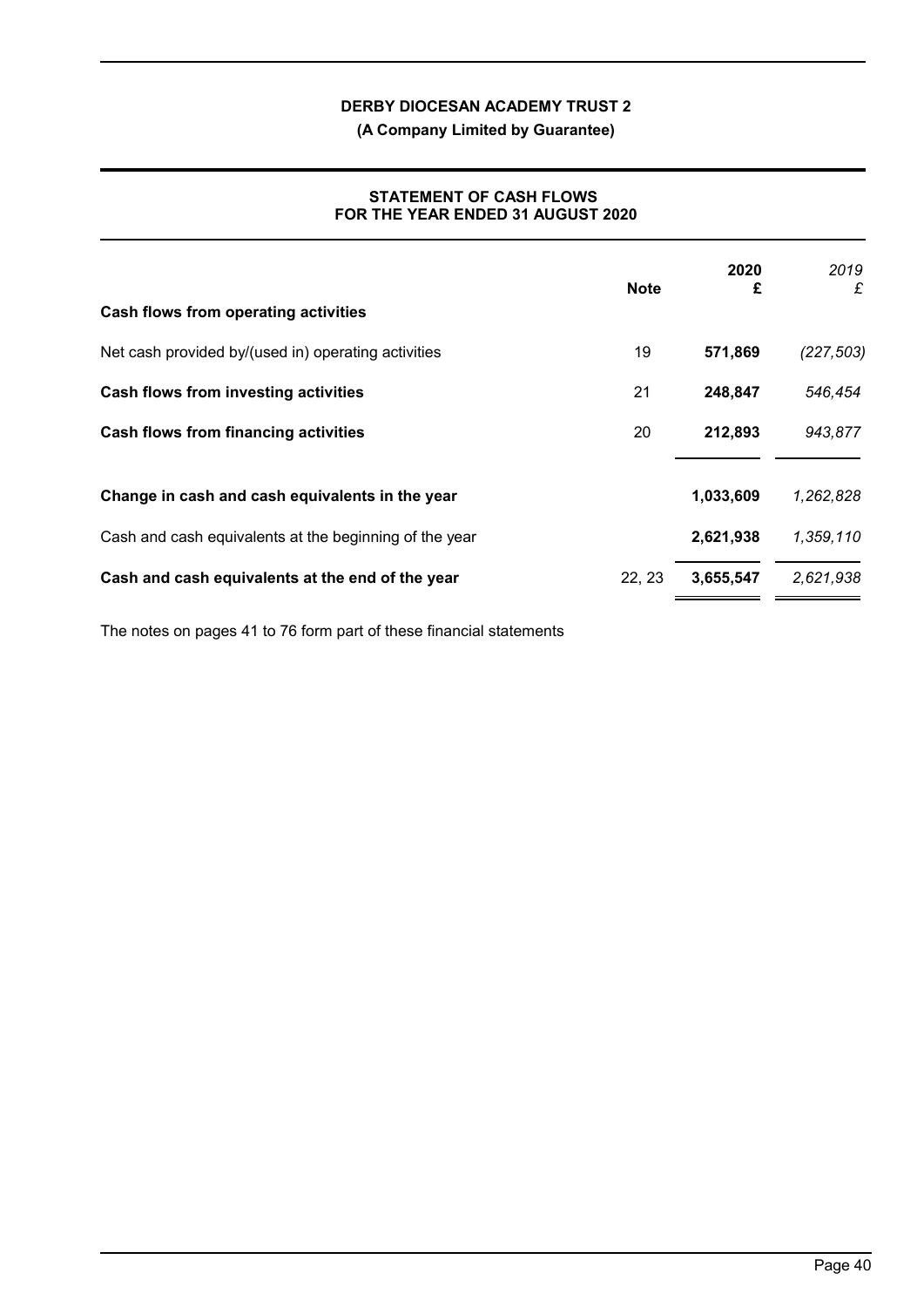# DERBY DIOCESAN ACADEMY TRUST 2

**(A Company Limited by Guarantee)**

## STATEMENT OF CASH FLOWS FOR THE YEAR ENDED 31 AUGUST 2020

| | Note | 2020 £ | *2019 £* |
|---|---|---|---|
| **Cash flows from operating activities** | | | |
| Net cash provided by/(used in) operating activities | 19 | **571,869** | *(227,503)* |
| **Cash flows from investing activities** | 21 | **248,847** | *546,454* |
| **Cash flows from financing activities** | 20 | **212,893** | *943,877* |
| **Change in cash and cash equivalents in the year** | | **1,033,609** | *1,262,828* |
| Cash and cash equivalents at the beginning of the year | | **2,621,938** | *1,359,110* |
| **Cash and cash equivalents at the end of the year** | 22, 23 | **3,655,547** | *2,621,938* |

The notes on pages 41 to 76 form part of these financial statements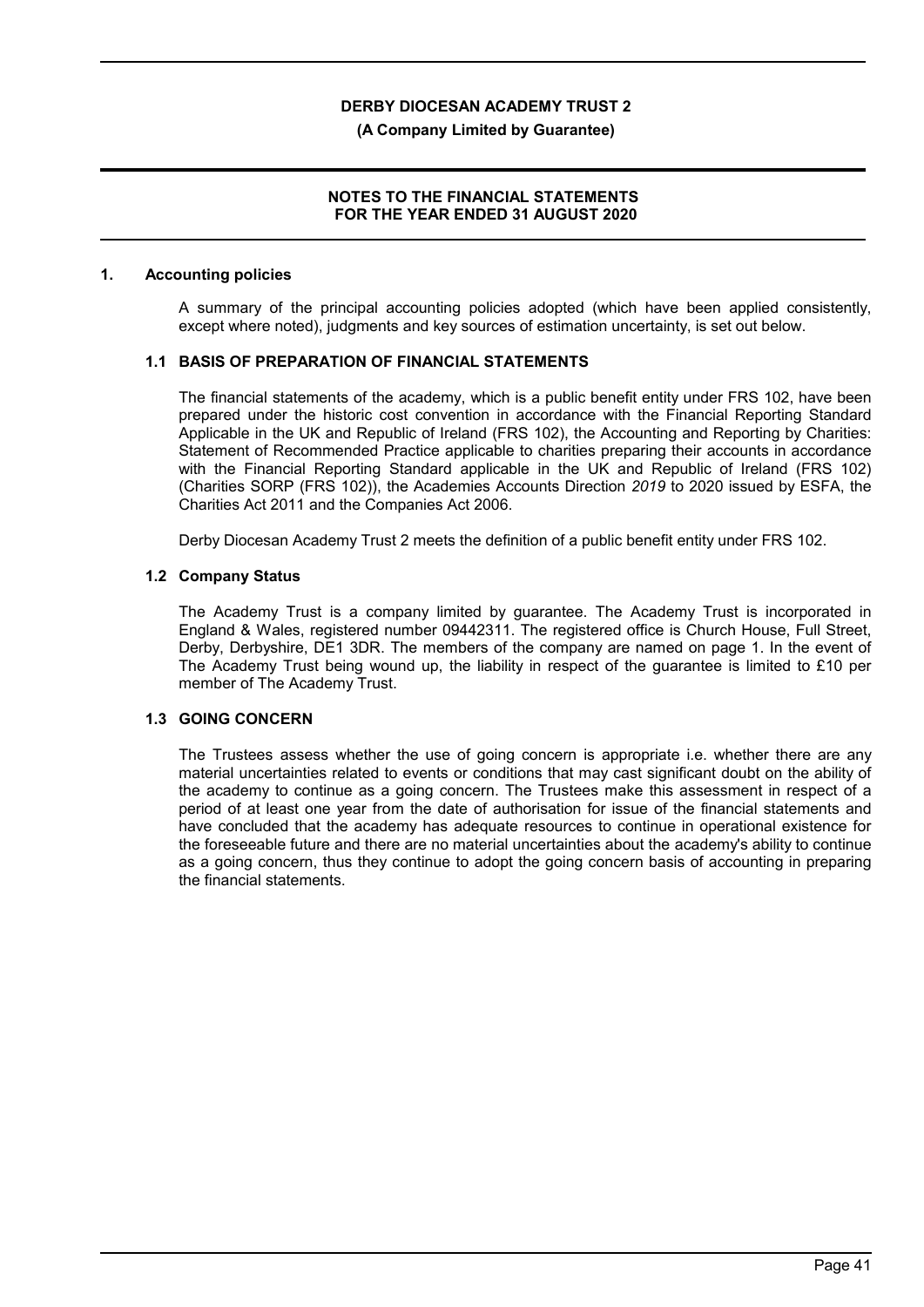## 1. Accounting policies

A summary of the principal accounting policies adopted (which have been applied consistently, except where noted), judgments and key sources of estimation uncertainty, is set out below.

### 1.1 BASIS OF PREPARATION OF FINANCIAL STATEMENTS

The financial statements of the academy, which is a public benefit entity under FRS 102, have been prepared under the historic cost convention in accordance with the Financial Reporting Standard Applicable in the UK and Republic of Ireland (FRS 102), the Accounting and Reporting by Charities: Statement of Recommended Practice applicable to charities preparing their accounts in accordance with the Financial Reporting Standard applicable in the UK and Republic of Ireland (FRS 102) (Charities SORP (FRS 102)), the Academies Accounts Direction *2019* to 2020 issued by ESFA, the Charities Act 2011 and the Companies Act 2006.

Derby Diocesan Academy Trust 2 meets the definition of a public benefit entity under FRS 102.

### 1.2 Company Status

The Academy Trust is a company limited by guarantee. The Academy Trust is incorporated in England & Wales, registered number 09442311. The registered office is Church House, Full Street, Derby, Derbyshire, DE1 3DR. The members of the company are named on page 1. In the event of The Academy Trust being wound up, the liability in respect of the guarantee is limited to £10 per member of The Academy Trust.

### 1.3 GOING CONCERN

The Trustees assess whether the use of going concern is appropriate i.e. whether there are any material uncertainties related to events or conditions that may cast significant doubt on the ability of the academy to continue as a going concern. The Trustees make this assessment in respect of a period of at least one year from the date of authorisation for issue of the financial statements and have concluded that the academy has adequate resources to continue in operational existence for the foreseeable future and there are no material uncertainties about the academy's ability to continue as a going concern, thus they continue to adopt the going concern basis of accounting in preparing the financial statements.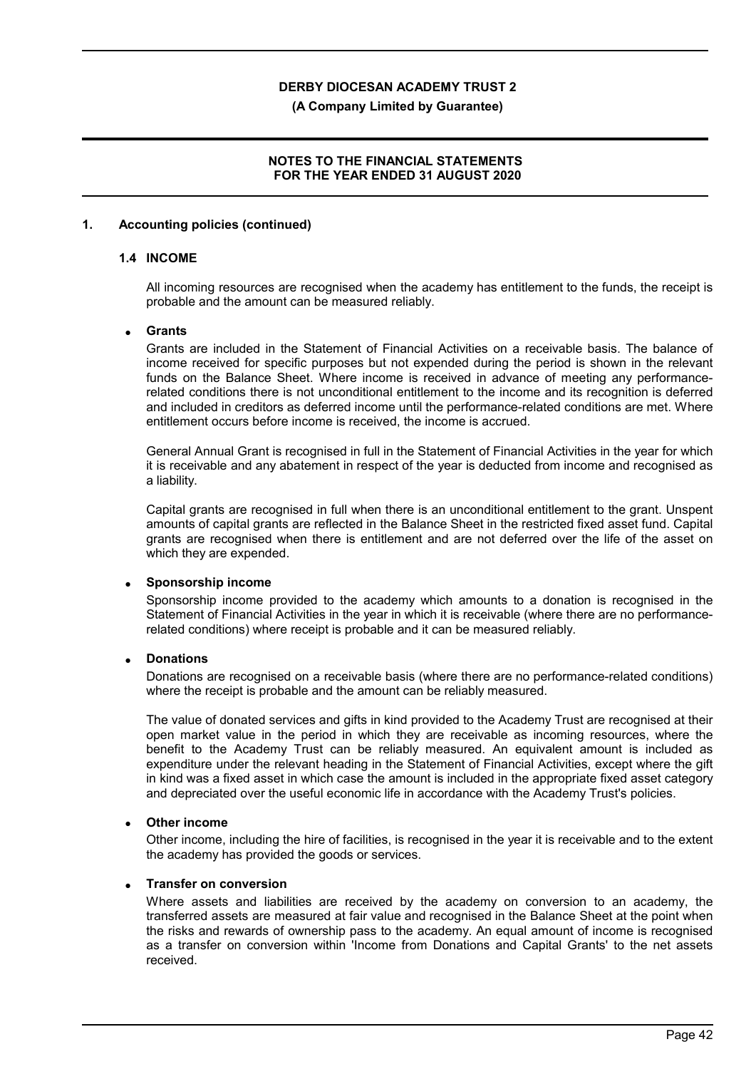## 1. Accounting policies (continued)

### 1.4 INCOME

All incoming resources are recognised when the academy has entitlement to the funds, the receipt is probable and the amount can be measured reliably.

- **Grants**

  Grants are included in the Statement of Financial Activities on a receivable basis. The balance of income received for specific purposes but not expended during the period is shown in the relevant funds on the Balance Sheet. Where income is received in advance of meeting any performance-related conditions there is not unconditional entitlement to the income and its recognition is deferred and included in creditors as deferred income until the performance-related conditions are met. Where entitlement occurs before income is received, the income is accrued.

  General Annual Grant is recognised in full in the Statement of Financial Activities in the year for which it is receivable and any abatement in respect of the year is deducted from income and recognised as a liability.

  Capital grants are recognised in full when there is an unconditional entitlement to the grant. Unspent amounts of capital grants are reflected in the Balance Sheet in the restricted fixed asset fund. Capital grants are recognised when there is entitlement and are not deferred over the life of the asset on which they are expended.

- **Sponsorship income**

  Sponsorship income provided to the academy which amounts to a donation is recognised in the Statement of Financial Activities in the year in which it is receivable (where there are no performance-related conditions) where receipt is probable and it can be measured reliably.

- **Donations**

  Donations are recognised on a receivable basis (where there are no performance-related conditions) where the receipt is probable and the amount can be reliably measured.

  The value of donated services and gifts in kind provided to the Academy Trust are recognised at their open market value in the period in which they are receivable as incoming resources, where the benefit to the Academy Trust can be reliably measured. An equivalent amount is included as expenditure under the relevant heading in the Statement of Financial Activities, except where the gift in kind was a fixed asset in which case the amount is included in the appropriate fixed asset category and depreciated over the useful economic life in accordance with the Academy Trust's policies.

- **Other income**

  Other income, including the hire of facilities, is recognised in the year it is receivable and to the extent the academy has provided the goods or services.

- **Transfer on conversion**

  Where assets and liabilities are received by the academy on conversion to an academy, the transferred assets are measured at fair value and recognised in the Balance Sheet at the point when the risks and rewards of ownership pass to the academy. An equal amount of income is recognised as a transfer on conversion within 'Income from Donations and Capital Grants' to the net assets received.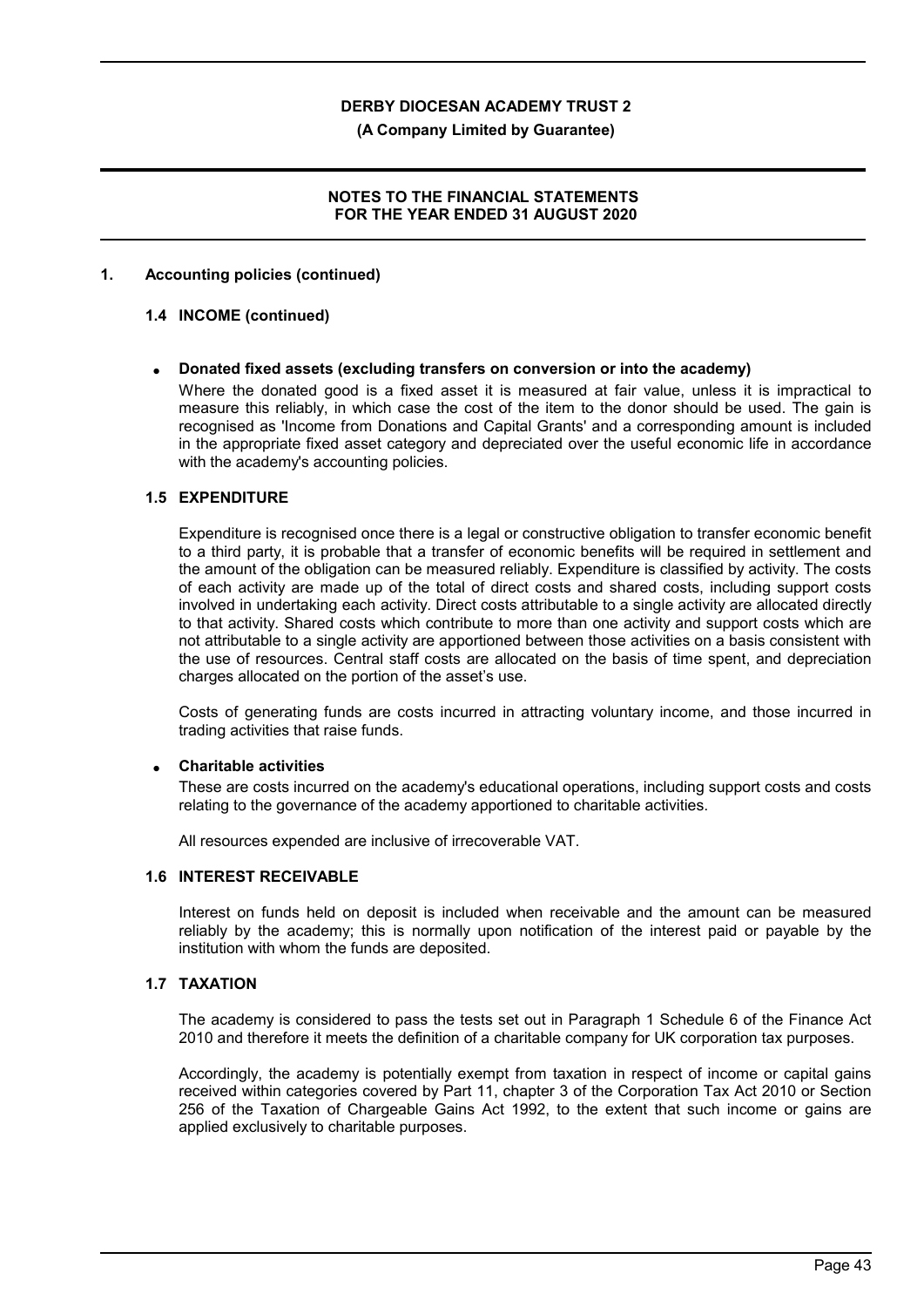## 1. Accounting policies (continued)

### 1.4 INCOME (continued)

- **Donated fixed assets (excluding transfers on conversion or into the academy)**

  Where the donated good is a fixed asset it is measured at fair value, unless it is impractical to measure this reliably, in which case the cost of the item to the donor should be used. The gain is recognised as 'Income from Donations and Capital Grants' and a corresponding amount is included in the appropriate fixed asset category and depreciated over the useful economic life in accordance with the academy's accounting policies.

### 1.5 EXPENDITURE

Expenditure is recognised once there is a legal or constructive obligation to transfer economic benefit to a third party, it is probable that a transfer of economic benefits will be required in settlement and the amount of the obligation can be measured reliably. Expenditure is classified by activity. The costs of each activity are made up of the total of direct costs and shared costs, including support costs involved in undertaking each activity. Direct costs attributable to a single activity are allocated directly to that activity. Shared costs which contribute to more than one activity and support costs which are not attributable to a single activity are apportioned between those activities on a basis consistent with the use of resources. Central staff costs are allocated on the basis of time spent, and depreciation charges allocated on the portion of the asset's use.

Costs of generating funds are costs incurred in attracting voluntary income, and those incurred in trading activities that raise funds.

- **Charitable activities**

  These are costs incurred on the academy's educational operations, including support costs and costs relating to the governance of the academy apportioned to charitable activities.

  All resources expended are inclusive of irrecoverable VAT.

### 1.6 INTEREST RECEIVABLE

Interest on funds held on deposit is included when receivable and the amount can be measured reliably by the academy; this is normally upon notification of the interest paid or payable by the institution with whom the funds are deposited.

### 1.7 TAXATION

The academy is considered to pass the tests set out in Paragraph 1 Schedule 6 of the Finance Act 2010 and therefore it meets the definition of a charitable company for UK corporation tax purposes.

Accordingly, the academy is potentially exempt from taxation in respect of income or capital gains received within categories covered by Part 11, chapter 3 of the Corporation Tax Act 2010 or Section 256 of the Taxation of Chargeable Gains Act 1992, to the extent that such income or gains are applied exclusively to charitable purposes.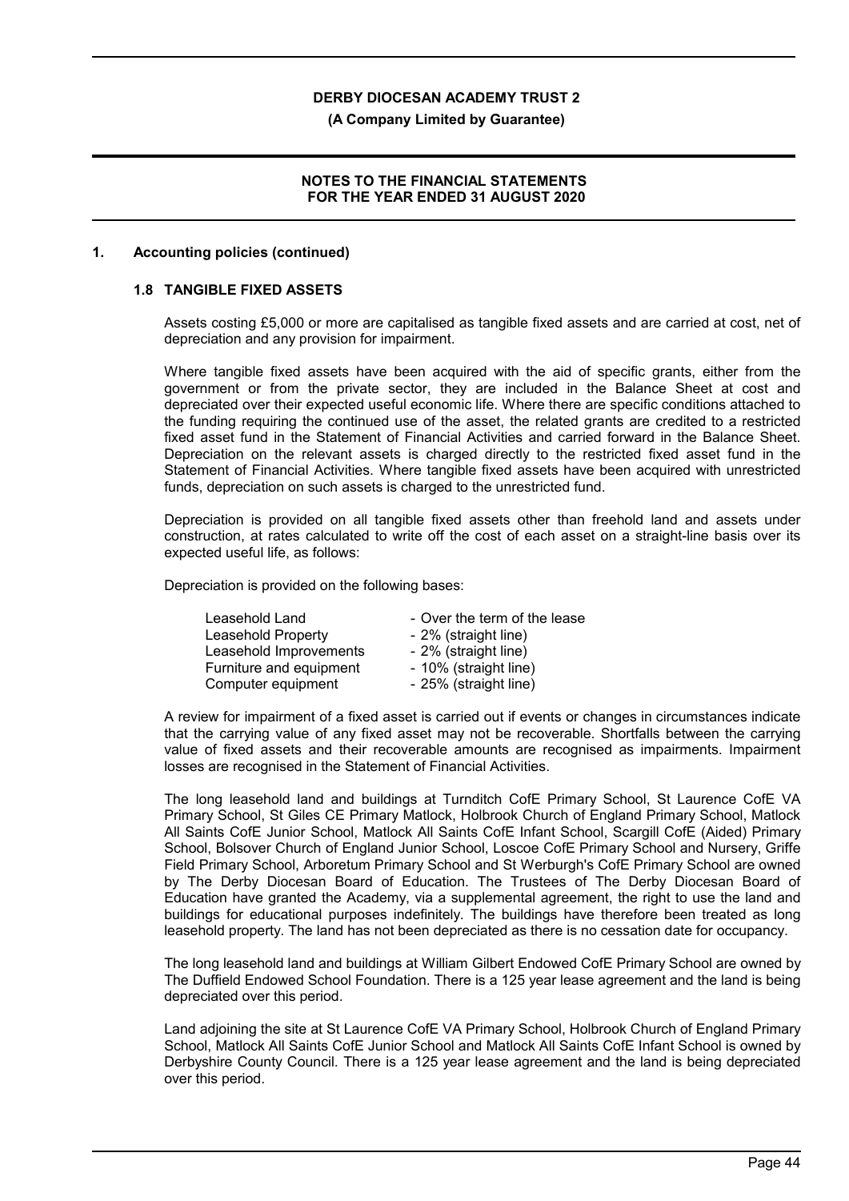## 1. Accounting policies (continued)

### 1.8 TANGIBLE FIXED ASSETS

Assets costing £5,000 or more are capitalised as tangible fixed assets and are carried at cost, net of depreciation and any provision for impairment.

Where tangible fixed assets have been acquired with the aid of specific grants, either from the government or from the private sector, they are included in the Balance Sheet at cost and depreciated over their expected useful economic life. Where there are specific conditions attached to the funding requiring the continued use of the asset, the related grants are credited to a restricted fixed asset fund in the Statement of Financial Activities and carried forward in the Balance Sheet. Depreciation on the relevant assets is charged directly to the restricted fixed asset fund in the Statement of Financial Activities. Where tangible fixed assets have been acquired with unrestricted funds, depreciation on such assets is charged to the unrestricted fund.

Depreciation is provided on all tangible fixed assets other than freehold land and assets under construction, at rates calculated to write off the cost of each asset on a straight-line basis over its expected useful life, as follows:

Depreciation is provided on the following bases:

| | |
|---|---|
| Leasehold Land | - Over the term of the lease |
| Leasehold Property | - 2% (straight line) |
| Leasehold Improvements | - 2% (straight line) |
| Furniture and equipment | - 10% (straight line) |
| Computer equipment | - 25% (straight line) |

A review for impairment of a fixed asset is carried out if events or changes in circumstances indicate that the carrying value of any fixed asset may not be recoverable. Shortfalls between the carrying value of fixed assets and their recoverable amounts are recognised as impairments. Impairment losses are recognised in the Statement of Financial Activities.

The long leasehold land and buildings at Turnditch CofE Primary School, St Laurence CofE VA Primary School, St Giles CE Primary Matlock, Holbrook Church of England Primary School, Matlock All Saints CofE Junior School, Matlock All Saints CofE Infant School, Scargill CofE (Aided) Primary School, Bolsover Church of England Junior School, Loscoe CofE Primary School and Nursery, Griffe Field Primary School, Arboretum Primary School and St Werburgh's CofE Primary School are owned by The Derby Diocesan Board of Education. The Trustees of The Derby Diocesan Board of Education have granted the Academy, via a supplemental agreement, the right to use the land and buildings for educational purposes indefinitely. The buildings have therefore been treated as long leasehold property. The land has not been depreciated as there is no cessation date for occupancy.

The long leasehold land and buildings at William Gilbert Endowed CofE Primary School are owned by The Duffield Endowed School Foundation. There is a 125 year lease agreement and the land is being depreciated over this period.

Land adjoining the site at St Laurence CofE VA Primary School, Holbrook Church of England Primary School, Matlock All Saints CofE Junior School and Matlock All Saints CofE Infant School is owned by Derbyshire County Council. There is a 125 year lease agreement and the land is being depreciated over this period.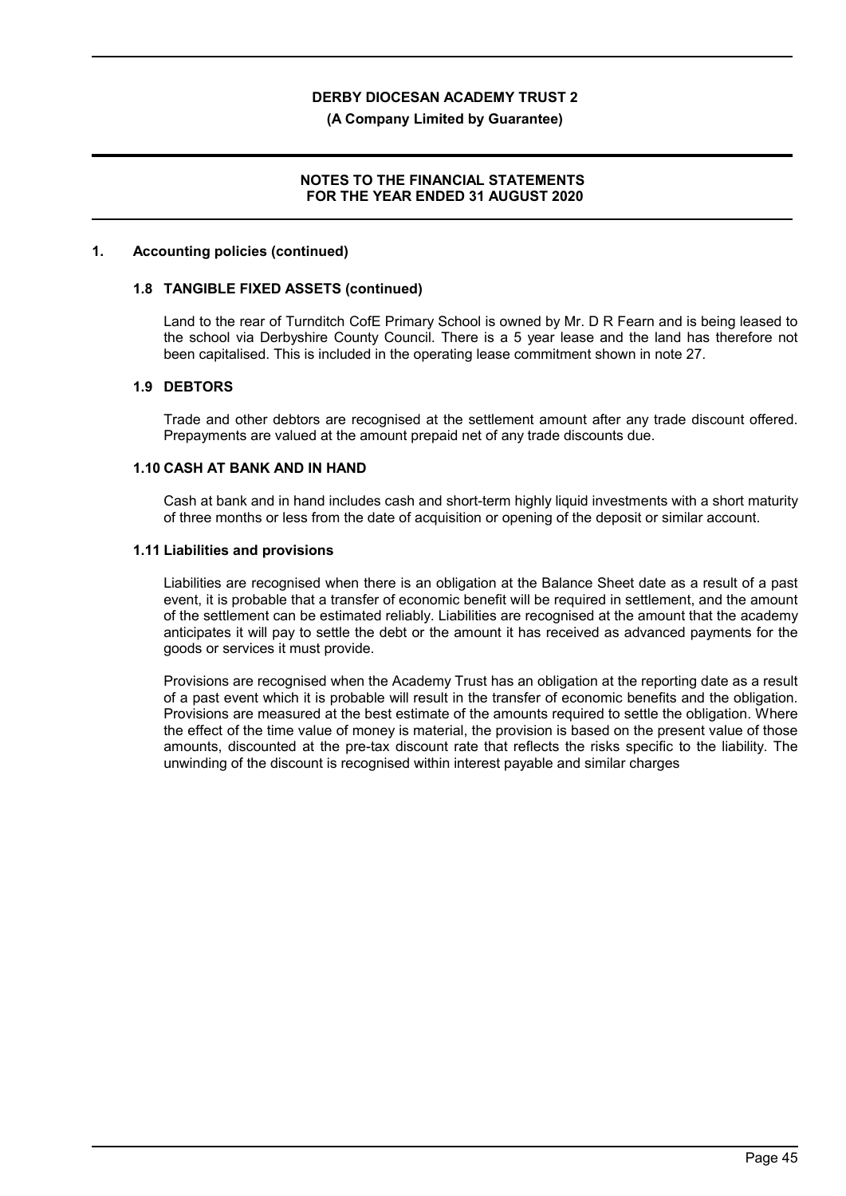## 1. Accounting policies (continued)

### 1.8 TANGIBLE FIXED ASSETS (continued)

Land to the rear of Turnditch CofE Primary School is owned by Mr. D R Fearn and is being leased to the school via Derbyshire County Council. There is a 5 year lease and the land has therefore not been capitalised. This is included in the operating lease commitment shown in note 27.

### 1.9 DEBTORS

Trade and other debtors are recognised at the settlement amount after any trade discount offered. Prepayments are valued at the amount prepaid net of any trade discounts due.

### 1.10 CASH AT BANK AND IN HAND

Cash at bank and in hand includes cash and short-term highly liquid investments with a short maturity of three months or less from the date of acquisition or opening of the deposit or similar account.

### 1.11 Liabilities and provisions

Liabilities are recognised when there is an obligation at the Balance Sheet date as a result of a past event, it is probable that a transfer of economic benefit will be required in settlement, and the amount of the settlement can be estimated reliably. Liabilities are recognised at the amount that the academy anticipates it will pay to settle the debt or the amount it has received as advanced payments for the goods or services it must provide.

Provisions are recognised when the Academy Trust has an obligation at the reporting date as a result of a past event which it is probable will result in the transfer of economic benefits and the obligation. Provisions are measured at the best estimate of the amounts required to settle the obligation. Where the effect of the time value of money is material, the provision is based on the present value of those amounts, discounted at the pre-tax discount rate that reflects the risks specific to the liability. The unwinding of the discount is recognised within interest payable and similar charges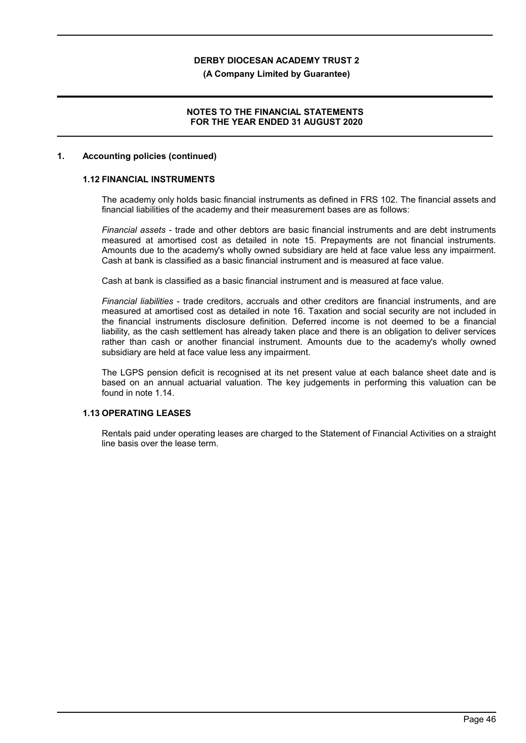## 1. Accounting policies (continued)

### 1.12 FINANCIAL INSTRUMENTS

The academy only holds basic financial instruments as defined in FRS 102. The financial assets and financial liabilities of the academy and their measurement bases are as follows:

*Financial assets* - trade and other debtors are basic financial instruments and are debt instruments measured at amortised cost as detailed in note 15. Prepayments are not financial instruments. Amounts due to the academy's wholly owned subsidiary are held at face value less any impairment. Cash at bank is classified as a basic financial instrument and is measured at face value.

Cash at bank is classified as a basic financial instrument and is measured at face value.

*Financial liabilities* - trade creditors, accruals and other creditors are financial instruments, and are measured at amortised cost as detailed in note 16. Taxation and social security are not included in the financial instruments disclosure definition. Deferred income is not deemed to be a financial liability, as the cash settlement has already taken place and there is an obligation to deliver services rather than cash or another financial instrument. Amounts due to the academy's wholly owned subsidiary are held at face value less any impairment.

The LGPS pension deficit is recognised at its net present value at each balance sheet date and is based on an annual actuarial valuation. The key judgements in performing this valuation can be found in note 1.14.

### 1.13 OPERATING LEASES

Rentals paid under operating leases are charged to the Statement of Financial Activities on a straight line basis over the lease term.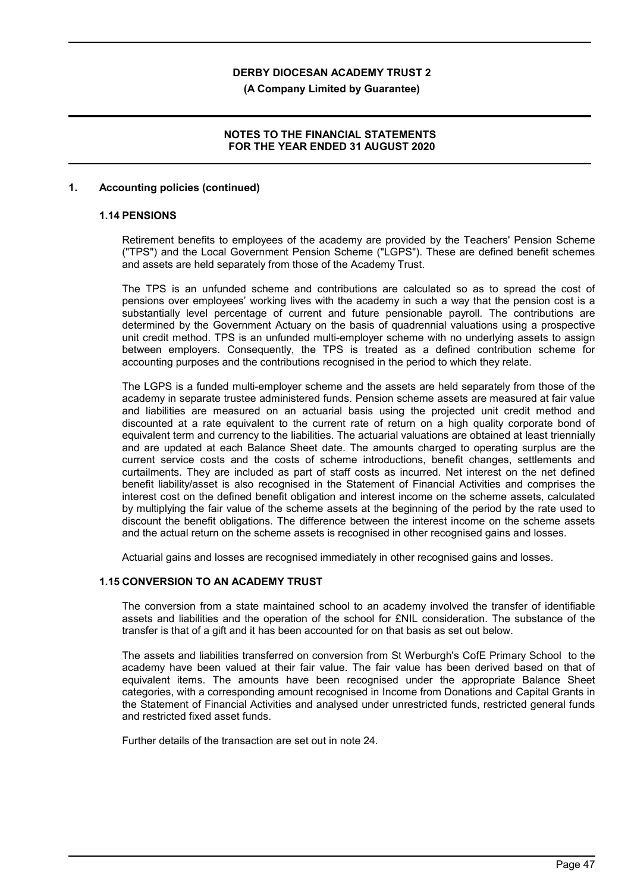## 1. Accounting policies (continued)

### 1.14 PENSIONS

Retirement benefits to employees of the academy are provided by the Teachers' Pension Scheme ("TPS") and the Local Government Pension Scheme ("LGPS"). These are defined benefit schemes and assets are held separately from those of the Academy Trust.

The TPS is an unfunded scheme and contributions are calculated so as to spread the cost of pensions over employees' working lives with the academy in such a way that the pension cost is a substantially level percentage of current and future pensionable payroll. The contributions are determined by the Government Actuary on the basis of quadrennial valuations using a prospective unit credit method. TPS is an unfunded multi-employer scheme with no underlying assets to assign between employers. Consequently, the TPS is treated as a defined contribution scheme for accounting purposes and the contributions recognised in the period to which they relate.

The LGPS is a funded multi-employer scheme and the assets are held separately from those of the academy in separate trustee administered funds. Pension scheme assets are measured at fair value and liabilities are measured on an actuarial basis using the projected unit credit method and discounted at a rate equivalent to the current rate of return on a high quality corporate bond of equivalent term and currency to the liabilities. The actuarial valuations are obtained at least triennially and are updated at each Balance Sheet date. The amounts charged to operating surplus are the current service costs and the costs of scheme introductions, benefit changes, settlements and curtailments. They are included as part of staff costs as incurred. Net interest on the net defined benefit liability/asset is also recognised in the Statement of Financial Activities and comprises the interest cost on the defined benefit obligation and interest income on the scheme assets, calculated by multiplying the fair value of the scheme assets at the beginning of the period by the rate used to discount the benefit obligations. The difference between the interest income on the scheme assets and the actual return on the scheme assets is recognised in other recognised gains and losses.

Actuarial gains and losses are recognised immediately in other recognised gains and losses.

### 1.15 CONVERSION TO AN ACADEMY TRUST

The conversion from a state maintained school to an academy involved the transfer of identifiable assets and liabilities and the operation of the school for £NIL consideration. The substance of the transfer is that of a gift and it has been accounted for on that basis as set out below.

The assets and liabilities transferred on conversion from St Werburgh's CofE Primary School to the academy have been valued at their fair value. The fair value has been derived based on that of equivalent items. The amounts have been recognised under the appropriate Balance Sheet categories, with a corresponding amount recognised in Income from Donations and Capital Grants in the Statement of Financial Activities and analysed under unrestricted funds, restricted general funds and restricted fixed asset funds.

Further details of the transaction are set out in note 24.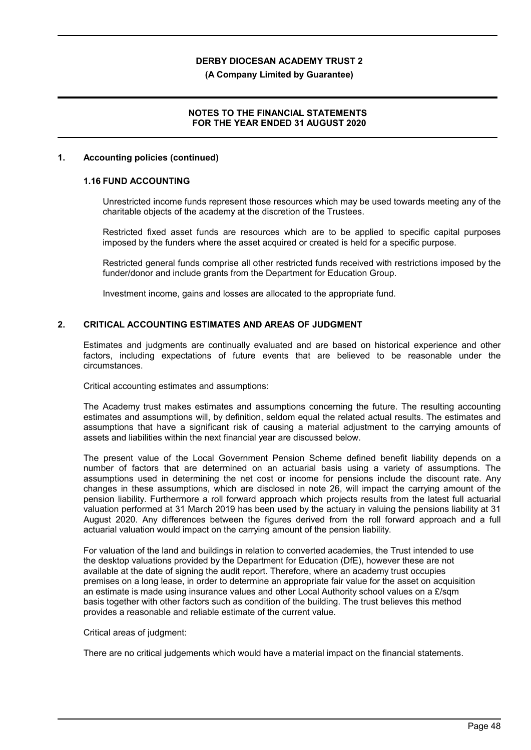## 1. Accounting policies (continued)

### 1.16 FUND ACCOUNTING

Unrestricted income funds represent those resources which may be used towards meeting any of the charitable objects of the academy at the discretion of the Trustees.

Restricted fixed asset funds are resources which are to be applied to specific capital purposes imposed by the funders where the asset acquired or created is held for a specific purpose.

Restricted general funds comprise all other restricted funds received with restrictions imposed by the funder/donor and include grants from the Department for Education Group.

Investment income, gains and losses are allocated to the appropriate fund.

## 2. CRITICAL ACCOUNTING ESTIMATES AND AREAS OF JUDGMENT

Estimates and judgments are continually evaluated and are based on historical experience and other factors, including expectations of future events that are believed to be reasonable under the circumstances.

Critical accounting estimates and assumptions:

The Academy trust makes estimates and assumptions concerning the future. The resulting accounting estimates and assumptions will, by definition, seldom equal the related actual results. The estimates and assumptions that have a significant risk of causing a material adjustment to the carrying amounts of assets and liabilities within the next financial year are discussed below.

The present value of the Local Government Pension Scheme defined benefit liability depends on a number of factors that are determined on an actuarial basis using a variety of assumptions. The assumptions used in determining the net cost or income for pensions include the discount rate. Any changes in these assumptions, which are disclosed in note 26, will impact the carrying amount of the pension liability. Furthermore a roll forward approach which projects results from the latest full actuarial valuation performed at 31 March 2019 has been used by the actuary in valuing the pensions liability at 31 August 2020. Any differences between the figures derived from the roll forward approach and a full actuarial valuation would impact on the carrying amount of the pension liability.

For valuation of the land and buildings in relation to converted academies, the Trust intended to use the desktop valuations provided by the Department for Education (DfE), however these are not available at the date of signing the audit report. Therefore, where an academy trust occupies premises on a long lease, in order to determine an appropriate fair value for the asset on acquisition an estimate is made using insurance values and other Local Authority school values on a £/sqm basis together with other factors such as condition of the building. The trust believes this method provides a reasonable and reliable estimate of the current value.

Critical areas of judgment:

There are no critical judgements which would have a material impact on the financial statements.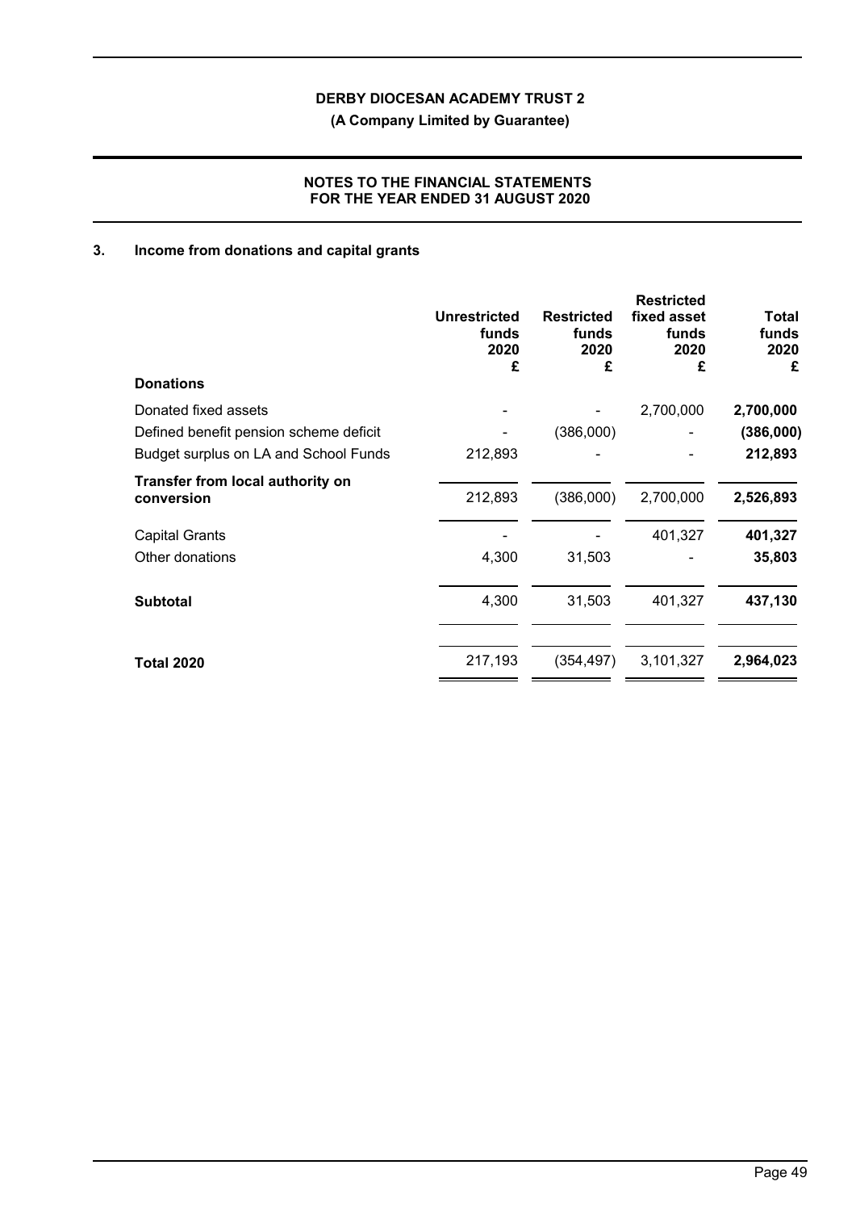## 3. Income from donations and capital grants

| | Unrestricted funds 2020 £ | Restricted funds 2020 £ | Restricted fixed asset funds 2020 £ | Total funds 2020 £ |
|---|---|---|---|---|
| **Donations** | | | | |
| Donated fixed assets | - | - | 2,700,000 | **2,700,000** |
| Defined benefit pension scheme deficit | - | (386,000) | - | **(386,000)** |
| Budget surplus on LA and School Funds | 212,893 | - | - | **212,893** |
| **Transfer from local authority on conversion** | 212,893 | (386,000) | 2,700,000 | **2,526,893** |
| Capital Grants | - | - | 401,327 | **401,327** |
| Other donations | 4,300 | 31,503 | - | **35,803** |
| **Subtotal** | 4,300 | 31,503 | 401,327 | **437,130** |
| **Total 2020** | 217,193 | (354,497) | 3,101,327 | **2,964,023** |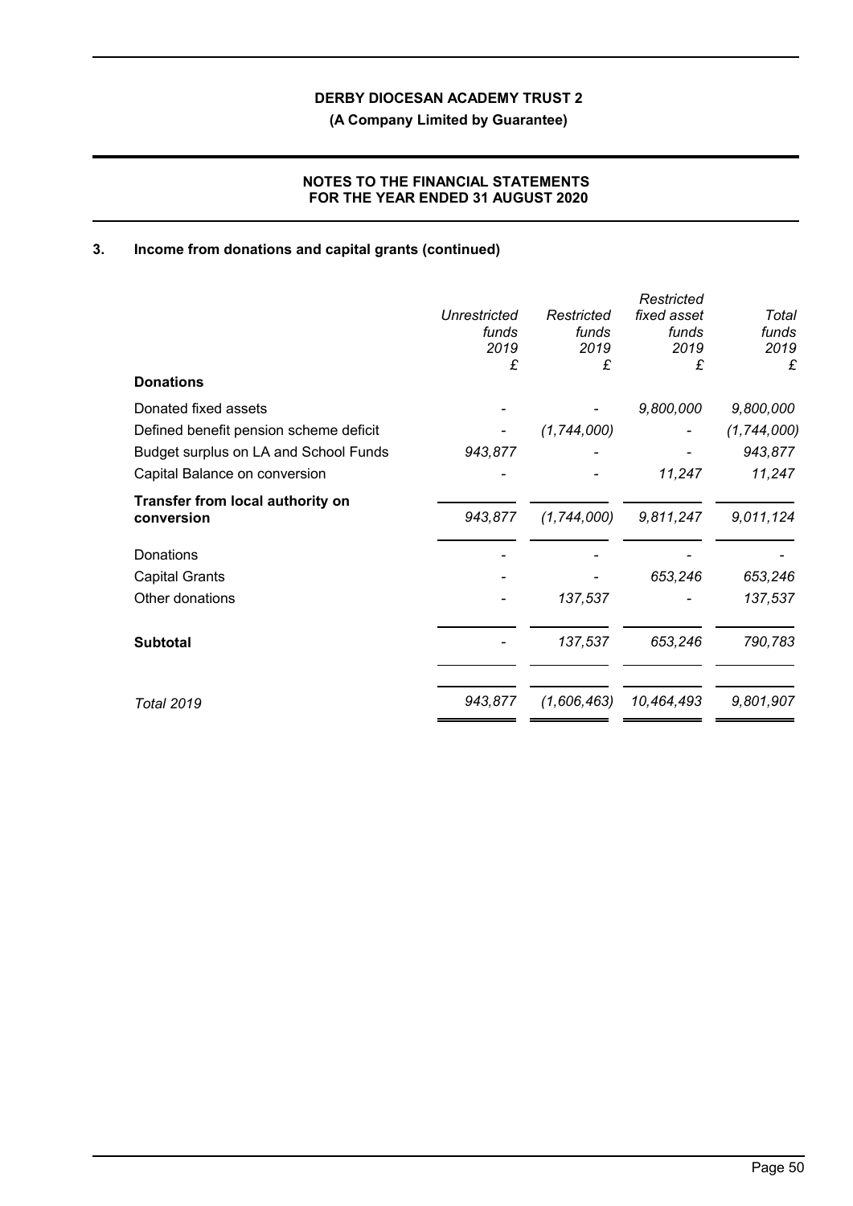## 3. Income from donations and capital grants (continued)

| | Unrestricted funds 2019 £ | Restricted funds 2019 £ | Restricted fixed asset funds 2019 £ | Total funds 2019 £ |
|---|---|---|---|---|
| **Donations** | | | | |
| Donated fixed assets | - | - | 9,800,000 | 9,800,000 |
| Defined benefit pension scheme deficit | - | (1,744,000) | - | (1,744,000) |
| Budget surplus on LA and School Funds | 943,877 | - | - | 943,877 |
| Capital Balance on conversion | - | - | 11,247 | 11,247 |
| **Transfer from local authority on conversion** | 943,877 | (1,744,000) | 9,811,247 | 9,011,124 |
| Donations | - | - | - | - |
| Capital Grants | - | - | 653,246 | 653,246 |
| Other donations | - | 137,537 | - | 137,537 |
| **Subtotal** | - | 137,537 | 653,246 | 790,783 |
| *Total 2019* | 943,877 | (1,606,463) | 10,464,493 | 9,801,907 |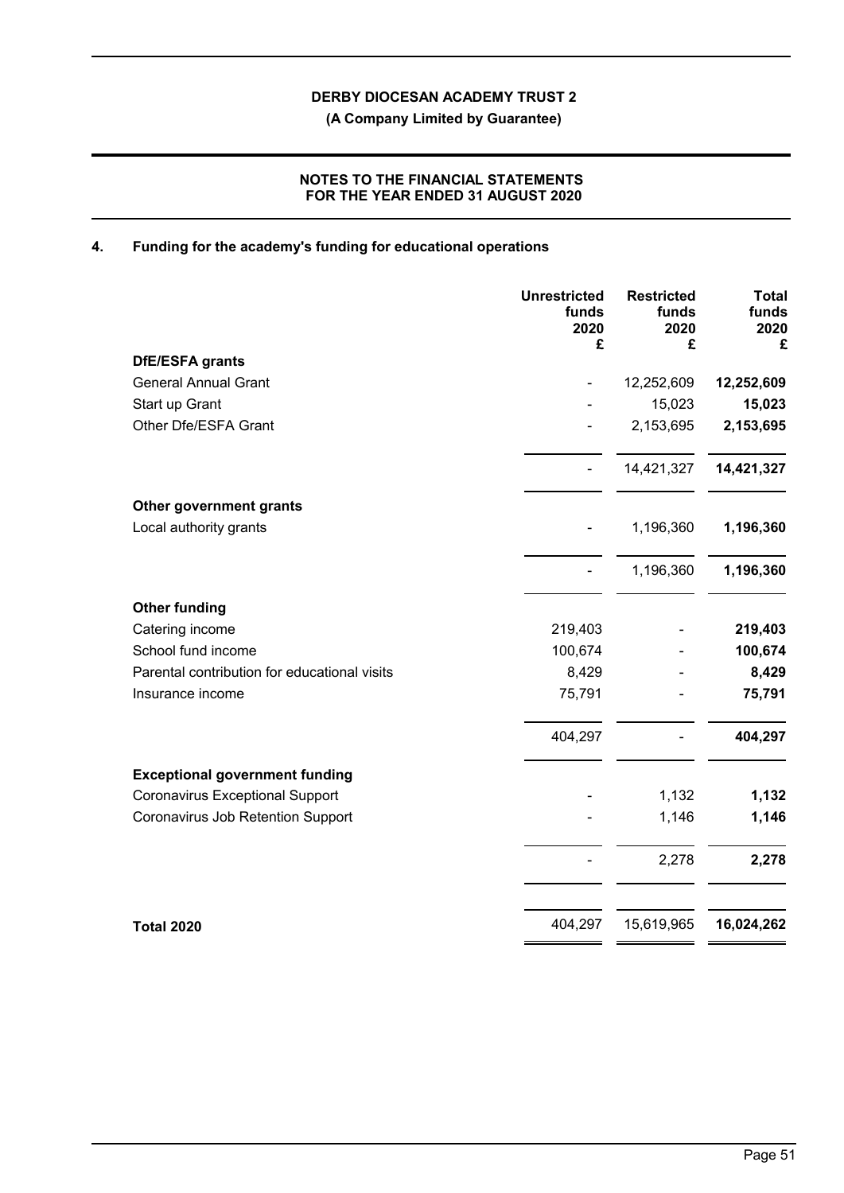**DERBY DIOCESAN ACADEMY TRUST 2**

**(A Company Limited by Guarantee)**

**NOTES TO THE FINANCIAL STATEMENTS FOR THE YEAR ENDED 31 AUGUST 2020**

## 4. Funding for the academy's funding for educational operations

| | Unrestricted funds 2020 £ | Restricted funds 2020 £ | Total funds 2020 £ |
|---|---|---|---|
| **DfE/ESFA grants** | | | |
| General Annual Grant | - | 12,252,609 | **12,252,609** |
| Start up Grant | - | 15,023 | **15,023** |
| Other Dfe/ESFA Grant | - | 2,153,695 | **2,153,695** |
| | - | 14,421,327 | **14,421,327** |
| **Other government grants** | | | |
| Local authority grants | - | 1,196,360 | **1,196,360** |
| | - | 1,196,360 | **1,196,360** |
| **Other funding** | | | |
| Catering income | 219,403 | - | **219,403** |
| School fund income | 100,674 | - | **100,674** |
| Parental contribution for educational visits | 8,429 | - | **8,429** |
| Insurance income | 75,791 | - | **75,791** |
| | 404,297 | - | **404,297** |
| **Exceptional government funding** | | | |
| Coronavirus Exceptional Support | - | 1,132 | **1,132** |
| Coronavirus Job Retention Support | - | 1,146 | **1,146** |
| | - | 2,278 | **2,278** |
| **Total 2020** | 404,297 | 15,619,965 | **16,024,262** |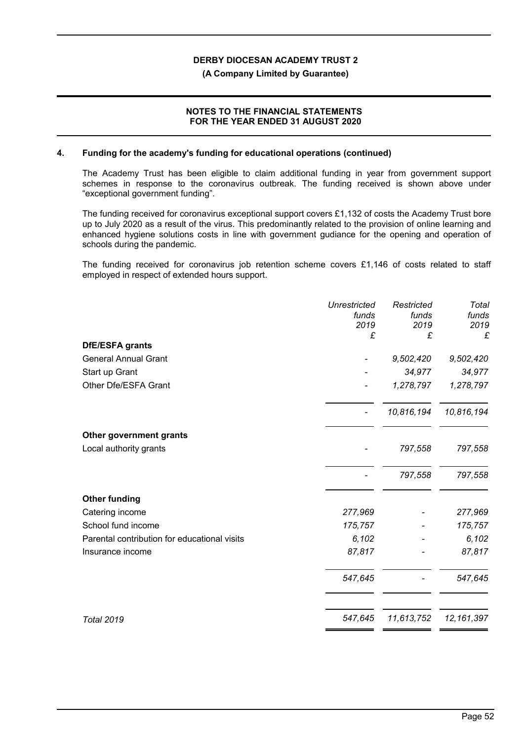## 4. Funding for the academy's funding for educational operations (continued)

The Academy Trust has been eligible to claim additional funding in year from government support schemes in response to the coronavirus outbreak. The funding received is shown above under "exceptional government funding".

The funding received for coronavirus exceptional support covers £1,132 of costs the Academy Trust bore up to July 2020 as a result of the virus. This predominantly related to the provision of online learning and enhanced hygiene solutions costs in line with government gudiance for the opening and operation of schools during the pandemic.

The funding received for coronavirus job retention scheme covers £1,146 of costs related to staff employed in respect of extended hours support.

| | *Unrestricted funds 2019 £* | *Restricted funds 2019 £* | *Total funds 2019 £* |
|---|---|---|---|
| **DfE/ESFA grants** | | | |
| General Annual Grant | - | *9,502,420* | *9,502,420* |
| Start up Grant | - | *34,977* | *34,977* |
| Other Dfe/ESFA Grant | - | *1,278,797* | *1,278,797* |
| | - | *10,816,194* | *10,816,194* |
| **Other government grants** | | | |
| Local authority grants | - | *797,558* | *797,558* |
| | - | *797,558* | *797,558* |
| **Other funding** | | | |
| Catering income | *277,969* | - | *277,969* |
| School fund income | *175,757* | - | *175,757* |
| Parental contribution for educational visits | *6,102* | - | *6,102* |
| Insurance income | *87,817* | - | *87,817* |
| | *547,645* | - | *547,645* |
| *Total 2019* | *547,645* | *11,613,752* | *12,161,397* |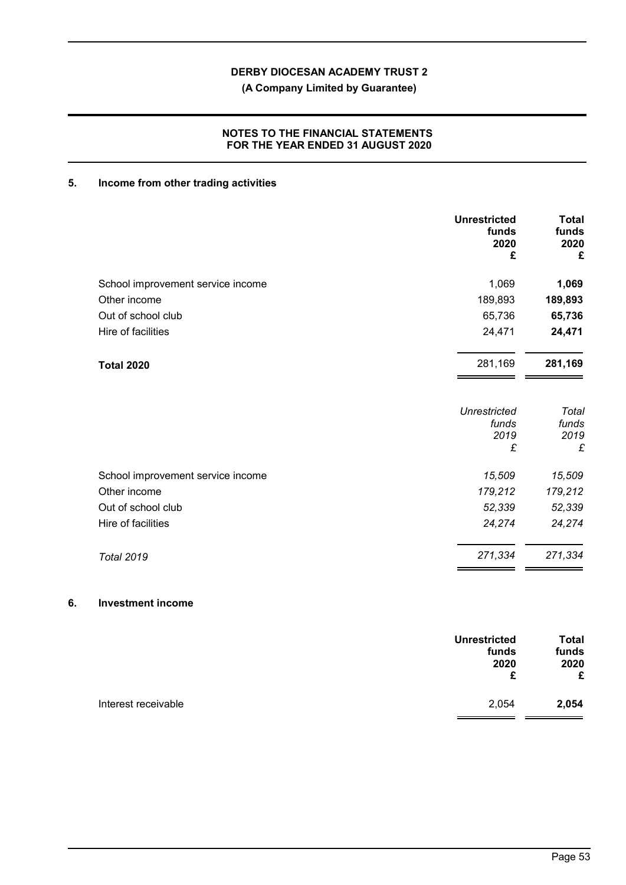# DERBY DIOCESAN ACADEMY TRUST 2

**(A Company Limited by Guarantee)**

**NOTES TO THE FINANCIAL STATEMENTS FOR THE YEAR ENDED 31 AUGUST 2020**

## 5. Income from other trading activities

| | **Unrestricted funds 2020 £** | **Total funds 2020 £** |
|---|---|---|
| School improvement service income | 1,069 | **1,069** |
| Other income | 189,893 | **189,893** |
| Out of school club | 65,736 | **65,736** |
| Hire of facilities | 24,471 | **24,471** |
| **Total 2020** | 281,169 | **281,169** |

| | *Unrestricted funds 2019 £* | *Total funds 2019 £* |
|---|---|---|
| School improvement service income | *15,509* | *15,509* |
| Other income | *179,212* | *179,212* |
| Out of school club | *52,339* | *52,339* |
| Hire of facilities | *24,274* | *24,274* |
| *Total 2019* | *271,334* | *271,334* |

## 6. Investment income

| | **Unrestricted funds 2020 £** | **Total funds 2020 £** |
|---|---|---|
| Interest receivable | 2,054 | **2,054** |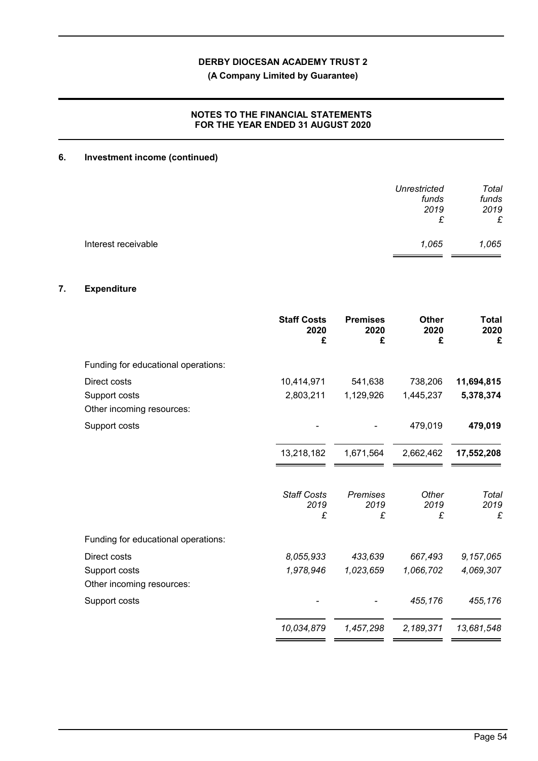## 6. Investment income (continued)

| | Unrestricted funds 2019 £ | Total funds 2019 £ |
|---|---|---|
| Interest receivable | *1,065* | *1,065* |

## 7. Expenditure

| | Staff Costs 2020 £ | Premises 2020 £ | Other 2020 £ | Total 2020 £ |
|---|---|---|---|---|
| Funding for educational operations: | | | | |
| Direct costs | 10,414,971 | 541,638 | 738,206 | **11,694,815** |
| Support costs | 2,803,211 | 1,129,926 | 1,445,237 | **5,378,374** |
| Other incoming resources: | | | | |
| Support costs | - | - | 479,019 | **479,019** |
| | 13,218,182 | 1,671,564 | 2,662,462 | **17,552,208** |

| | Staff Costs 2019 £ | Premises 2019 £ | Other 2019 £ | Total 2019 £ |
|---|---|---|---|---|
| Funding for educational operations: | | | | |
| Direct costs | *8,055,933* | *433,639* | *667,493* | *9,157,065* |
| Support costs | *1,978,946* | *1,023,659* | *1,066,702* | *4,069,307* |
| Other incoming resources: | | | | |
| Support costs | - | - | *455,176* | *455,176* |
| | *10,034,879* | *1,457,298* | *2,189,371* | *13,681,548* |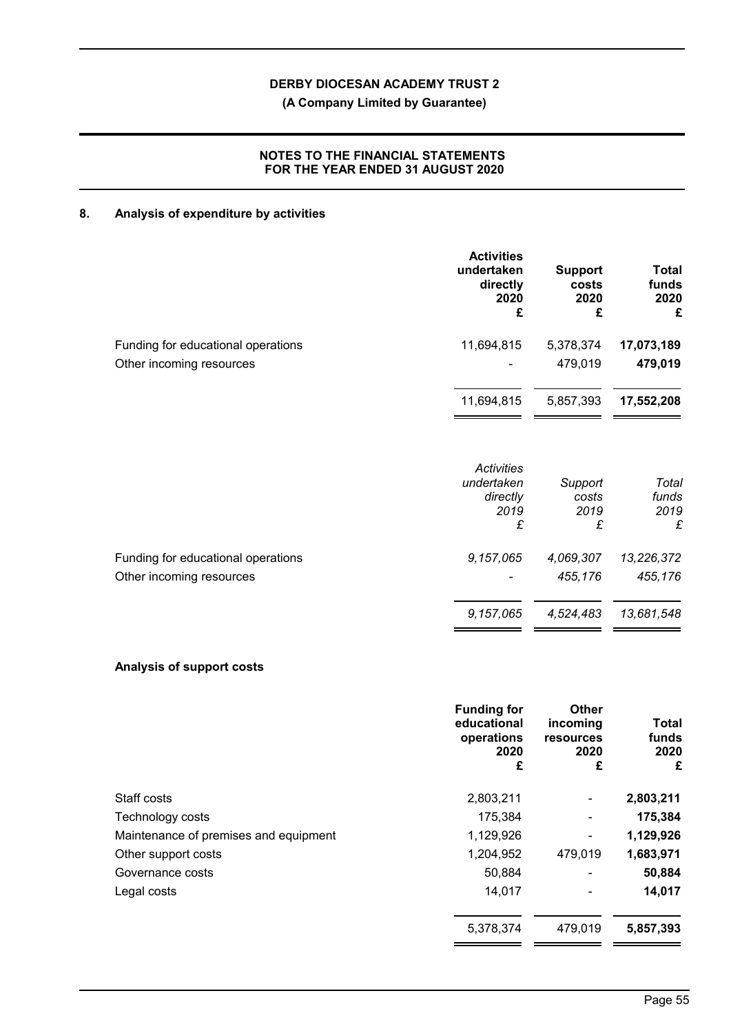## 8. Analysis of expenditure by activities

| | Activities undertaken directly 2020 £ | Support costs 2020 £ | Total funds 2020 £ |
|---|---|---|---|
| Funding for educational operations | 11,694,815 | 5,378,374 | **17,073,189** |
| Other incoming resources | - | 479,019 | **479,019** |
| | 11,694,815 | 5,857,393 | **17,552,208** |

| | *Activities undertaken directly 2019 £* | *Support costs 2019 £* | *Total funds 2019 £* |
|---|---|---|---|
| Funding for educational operations | *9,157,065* | *4,069,307* | *13,226,372* |
| Other incoming resources | - | *455,176* | *455,176* |
| | *9,157,065* | *4,524,483* | *13,681,548* |

### Analysis of support costs

| | Funding for educational operations 2020 £ | Other incoming resources 2020 £ | Total funds 2020 £ |
|---|---|---|---|
| Staff costs | 2,803,211 | - | **2,803,211** |
| Technology costs | 175,384 | - | **175,384** |
| Maintenance of premises and equipment | 1,129,926 | - | **1,129,926** |
| Other support costs | 1,204,952 | 479,019 | **1,683,971** |
| Governance costs | 50,884 | - | **50,884** |
| Legal costs | 14,017 | - | **14,017** |
| | 5,378,374 | 479,019 | **5,857,393** |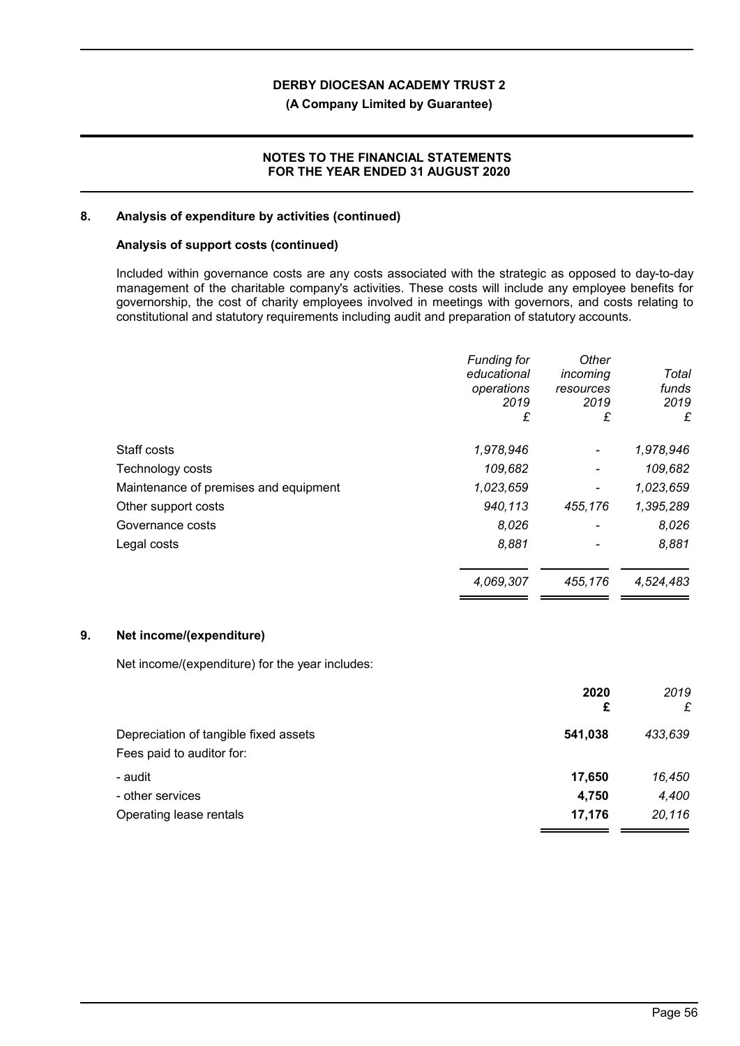## 8. Analysis of expenditure by activities (continued)

### Analysis of support costs (continued)

Included within governance costs are any costs associated with the strategic as opposed to day-to-day management of the charitable company's activities. These costs will include any employee benefits for governorship, the cost of charity employees involved in meetings with governors, and costs relating to constitutional and statutory requirements including audit and preparation of statutory accounts.

| | *Funding for educational operations 2019 £* | *Other incoming resources 2019 £* | *Total funds 2019 £* |
|---|---|---|---|
| Staff costs | *1,978,946* | *-* | *1,978,946* |
| Technology costs | *109,682* | *-* | *109,682* |
| Maintenance of premises and equipment | *1,023,659* | *-* | *1,023,659* |
| Other support costs | *940,113* | *455,176* | *1,395,289* |
| Governance costs | *8,026* | *-* | *8,026* |
| Legal costs | *8,881* | *-* | *8,881* |
| | *4,069,307* | *455,176* | *4,524,483* |

## 9. Net income/(expenditure)

Net income/(expenditure) for the year includes:

| | **2020 £** | *2019 £* |
|---|---|---|
| Depreciation of tangible fixed assets | **541,038** | *433,639* |
| Fees paid to auditor for: | | |
| - audit | **17,650** | *16,450* |
| - other services | **4,750** | *4,400* |
| Operating lease rentals | **17,176** | *20,116* |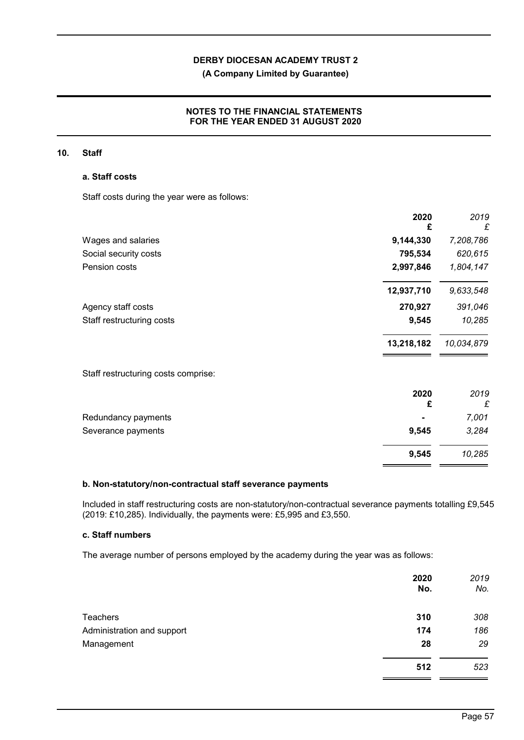## 10. Staff

### a. Staff costs

Staff costs during the year were as follows:

| | 2020<br>£ | *2019*<br>*£* |
|---|---|---|
| Wages and salaries | **9,144,330** | *7,208,786* |
| Social security costs | **795,534** | *620,615* |
| Pension costs | **2,997,846** | *1,804,147* |
| | **12,937,710** | *9,633,548* |
| Agency staff costs | **270,927** | *391,046* |
| Staff restructuring costs | **9,545** | *10,285* |
| | **13,218,182** | *10,034,879* |

Staff restructuring costs comprise:

| | 2020<br>£ | *2019*<br>*£* |
|---|---|---|
| Redundancy payments | **-** | *7,001* |
| Severance payments | **9,545** | *3,284* |
| | **9,545** | *10,285* |

### b. Non-statutory/non-contractual staff severance payments

Included in staff restructuring costs are non-statutory/non-contractual severance payments totalling £9,545 (2019: £10,285). Individually, the payments were: £5,995 and £3,550.

### c. Staff numbers

The average number of persons employed by the academy during the year was as follows:

| | 2020<br>No. | *2019*<br>*No.* |
|---|---|---|
| Teachers | **310** | *308* |
| Administration and support | **174** | *186* |
| Management | **28** | *29* |
| | **512** | *523* |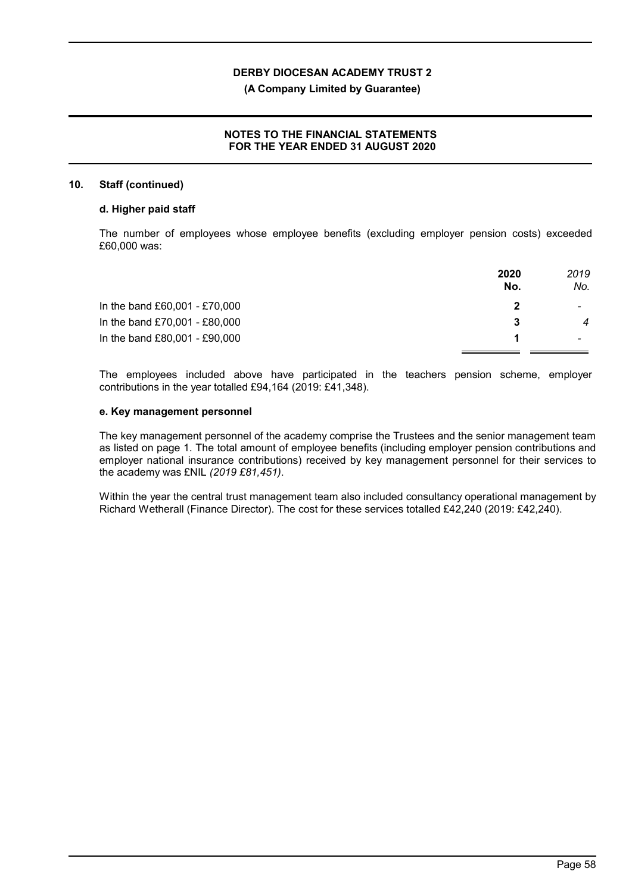## 10. Staff (continued)

### d. Higher paid staff

The number of employees whose employee benefits (excluding employer pension costs) exceeded £60,000 was:

| | 2020 No. | *2019 No.* |
|---|---|---|
| In the band £60,001 - £70,000 | **2** | *-* |
| In the band £70,001 - £80,000 | **3** | *4* |
| In the band £80,001 - £90,000 | **1** | *-* |

The employees included above have participated in the teachers pension scheme, employer contributions in the year totalled £94,164 (2019: £41,348).

### e. Key management personnel

The key management personnel of the academy comprise the Trustees and the senior management team as listed on page 1. The total amount of employee benefits (including employer pension contributions and employer national insurance contributions) received by key management personnel for their services to the academy was £NIL *(2019 £81,451)*.

Within the year the central trust management team also included consultancy operational management by Richard Wetherall (Finance Director). The cost for these services totalled £42,240 (2019: £42,240).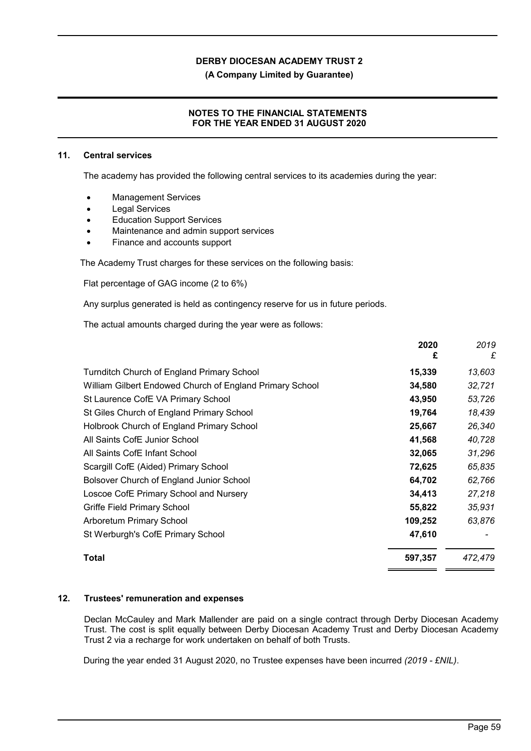## 11. Central services

The academy has provided the following central services to its academies during the year:

- Management Services
- Legal Services
- Education Support Services
- Maintenance and admin support services
- Finance and accounts support

The Academy Trust charges for these services on the following basis:

Flat percentage of GAG income (2 to 6%)

Any surplus generated is held as contingency reserve for us in future periods.

The actual amounts charged during the year were as follows:

| | **2020** **£** | *2019* *£* |
|---|---|---|
| Turnditch Church of England Primary School | **15,339** | *13,603* |
| William Gilbert Endowed Church of England Primary School | **34,580** | *32,721* |
| St Laurence CofE VA Primary School | **43,950** | *53,726* |
| St Giles Church of England Primary School | **19,764** | *18,439* |
| Holbrook Church of England Primary School | **25,667** | *26,340* |
| All Saints CofE Junior School | **41,568** | *40,728* |
| All Saints CofE Infant School | **32,065** | *31,296* |
| Scargill CofE (Aided) Primary School | **72,625** | *65,835* |
| Bolsover Church of England Junior School | **64,702** | *62,766* |
| Loscoe CofE Primary School and Nursery | **34,413** | *27,218* |
| Griffe Field Primary School | **55,822** | *35,931* |
| Arboretum Primary School | **109,252** | *63,876* |
| St Werburgh's CofE Primary School | **47,610** | - |
| **Total** | **597,357** | *472,479* |

## 12. Trustees' remuneration and expenses

Declan McCauley and Mark Mallender are paid on a single contract through Derby Diocesan Academy Trust. The cost is split equally between Derby Diocesan Academy Trust and Derby Diocesan Academy Trust 2 via a recharge for work undertaken on behalf of both Trusts.

During the year ended 31 August 2020, no Trustee expenses have been incurred *(2019 - £NIL)*.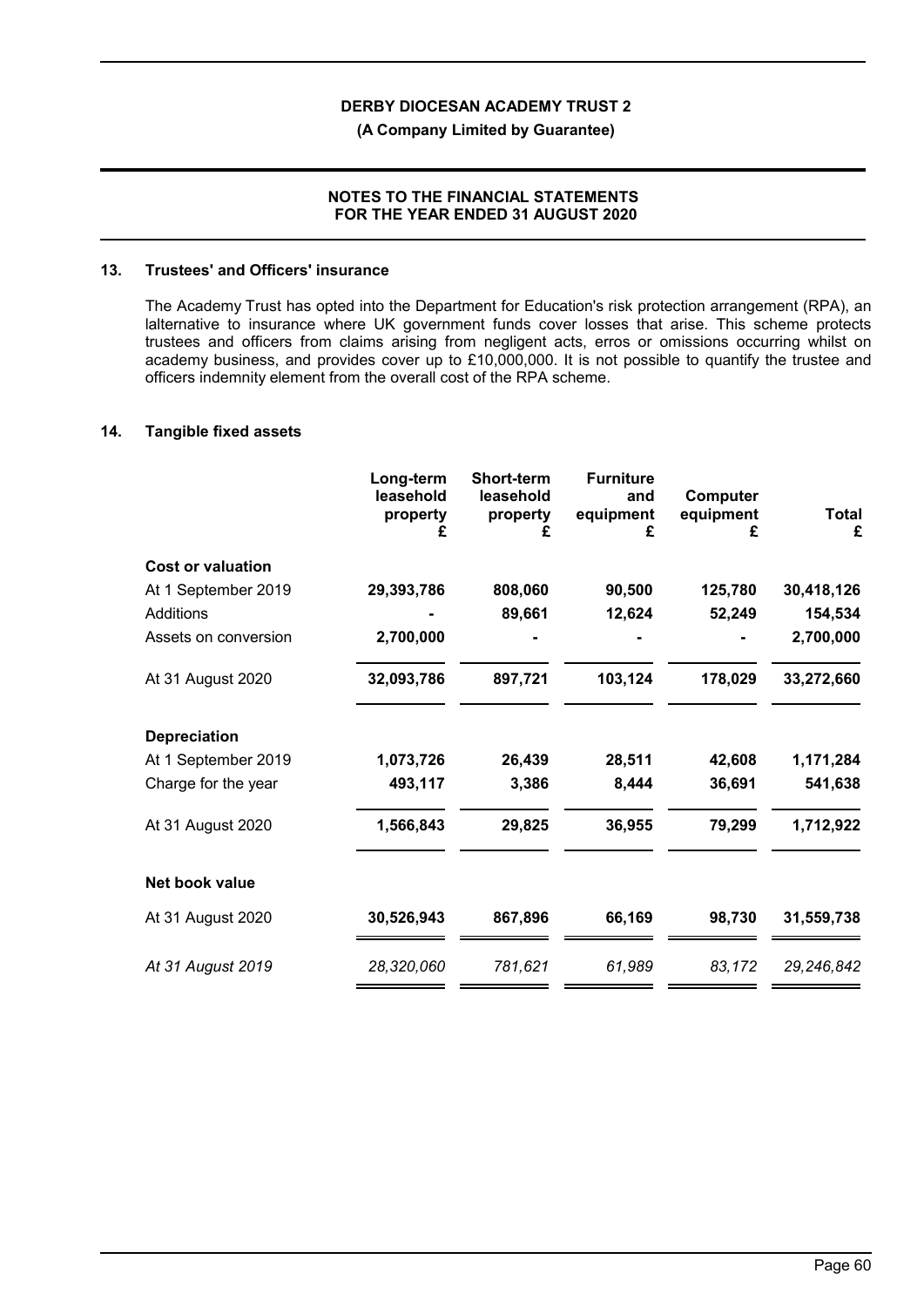## 13. Trustees' and Officers' insurance

The Academy Trust has opted into the Department for Education's risk protection arrangement (RPA), an lalternative to insurance where UK government funds cover losses that arise. This scheme protects trustees and officers from claims arising from negligent acts, erros or omissions occurring whilst on academy business, and provides cover up to £10,000,000. It is not possible to quantify the trustee and officers indemnity element from the overall cost of the RPA scheme.

## 14. Tangible fixed assets

| | Long-term leasehold property £ | Short-term leasehold property £ | Furniture and equipment £ | Computer equipment £ | Total £ |
|---|---|---|---|---|---|
| **Cost or valuation** | | | | | |
| At 1 September 2019 | **29,393,786** | **808,060** | **90,500** | **125,780** | **30,418,126** |
| Additions | **-** | **89,661** | **12,624** | **52,249** | **154,534** |
| Assets on conversion | **2,700,000** | **-** | **-** | **-** | **2,700,000** |
| At 31 August 2020 | **32,093,786** | **897,721** | **103,124** | **178,029** | **33,272,660** |
| **Depreciation** | | | | | |
| At 1 September 2019 | **1,073,726** | **26,439** | **28,511** | **42,608** | **1,171,284** |
| Charge for the year | **493,117** | **3,386** | **8,444** | **36,691** | **541,638** |
| At 31 August 2020 | **1,566,843** | **29,825** | **36,955** | **79,299** | **1,712,922** |
| **Net book value** | | | | | |
| At 31 August 2020 | **30,526,943** | **867,896** | **66,169** | **98,730** | **31,559,738** |
| *At 31 August 2019* | *28,320,060* | *781,621* | *61,989* | *83,172* | *29,246,842* |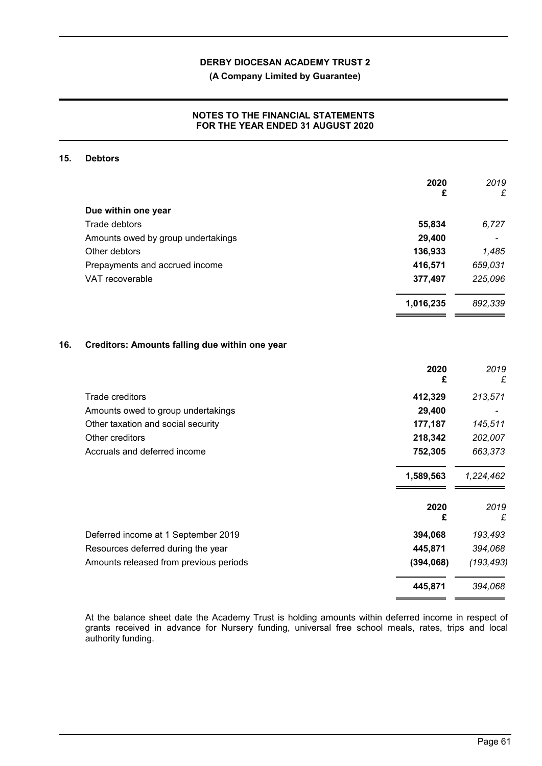## 15. Debtors

| | 2020 £ | *2019 £* |
|---|---|---|
| **Due within one year** | | |
| Trade debtors | **55,834** | *6,727* |
| Amounts owed by group undertakings | **29,400** | *-* |
| Other debtors | **136,933** | *1,485* |
| Prepayments and accrued income | **416,571** | *659,031* |
| VAT recoverable | **377,497** | *225,096* |
| | **1,016,235** | *892,339* |

## 16. Creditors: Amounts falling due within one year

| | 2020 £ | *2019 £* |
|---|---|---|
| Trade creditors | **412,329** | *213,571* |
| Amounts owed to group undertakings | **29,400** | *-* |
| Other taxation and social security | **177,187** | *145,511* |
| Other creditors | **218,342** | *202,007* |
| Accruals and deferred income | **752,305** | *663,373* |
| | **1,589,563** | *1,224,462* |

| | 2020 £ | *2019 £* |
|---|---|---|
| Deferred income at 1 September 2019 | **394,068** | *193,493* |
| Resources deferred during the year | **445,871** | *394,068* |
| Amounts released from previous periods | **(394,068)** | *(193,493)* |
| | **445,871** | *394,068* |

At the balance sheet date the Academy Trust is holding amounts within deferred income in respect of grants received in advance for Nursery funding, universal free school meals, rates, trips and local authority funding.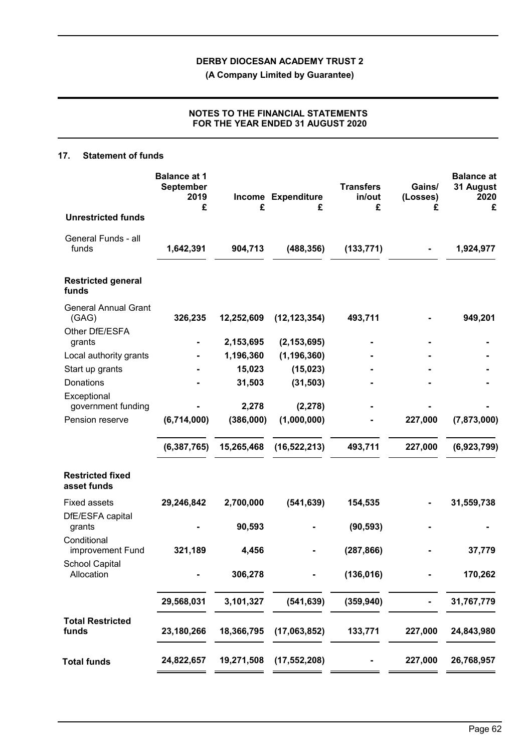**DERBY DIOCESAN ACADEMY TRUST 2**

**(A Company Limited by Guarantee)**

**NOTES TO THE FINANCIAL STATEMENTS FOR THE YEAR ENDED 31 AUGUST 2020**

## 17. Statement of funds

| | Balance at 1 September 2019 £ | Income £ | Expenditure £ | Transfers in/out £ | Gains/ (Losses) £ | Balance at 31 August 2020 £ |
|---|---|---|---|---|---|---|
| **Unrestricted funds** | | | | | | |
| General Funds - all funds | **1,642,391** | **904,713** | **(488,356)** | **(133,771)** | **-** | **1,924,977** |
| **Restricted general funds** | | | | | | |
| General Annual Grant (GAG) | **326,235** | **12,252,609** | **(12,123,354)** | **493,711** | **-** | **949,201** |
| Other DfE/ESFA grants | **-** | **2,153,695** | **(2,153,695)** | **-** | **-** | **-** |
| Local authority grants | **-** | **1,196,360** | **(1,196,360)** | **-** | **-** | **-** |
| Start up grants | **-** | **15,023** | **(15,023)** | **-** | **-** | **-** |
| Donations | **-** | **31,503** | **(31,503)** | **-** | **-** | **-** |
| Exceptional government funding | **-** | **2,278** | **(2,278)** | **-** | **-** | **-** |
| Pension reserve | **(6,714,000)** | **(386,000)** | **(1,000,000)** | **-** | **227,000** | **(7,873,000)** |
| | **(6,387,765)** | **15,265,468** | **(16,522,213)** | **493,711** | **227,000** | **(6,923,799)** |
| **Restricted fixed asset funds** | | | | | | |
| Fixed assets | **29,246,842** | **2,700,000** | **(541,639)** | **154,535** | **-** | **31,559,738** |
| DfE/ESFA capital grants | **-** | **90,593** | **-** | **(90,593)** | **-** | **-** |
| Conditional improvement Fund | **321,189** | **4,456** | **-** | **(287,866)** | **-** | **37,779** |
| School Capital Allocation | **-** | **306,278** | **-** | **(136,016)** | **-** | **170,262** |
| | **29,568,031** | **3,101,327** | **(541,639)** | **(359,940)** | **-** | **31,767,779** |
| **Total Restricted funds** | **23,180,266** | **18,366,795** | **(17,063,852)** | **133,771** | **227,000** | **24,843,980** |
| **Total funds** | **24,822,657** | **19,271,508** | **(17,552,208)** | **-** | **227,000** | **26,768,957** |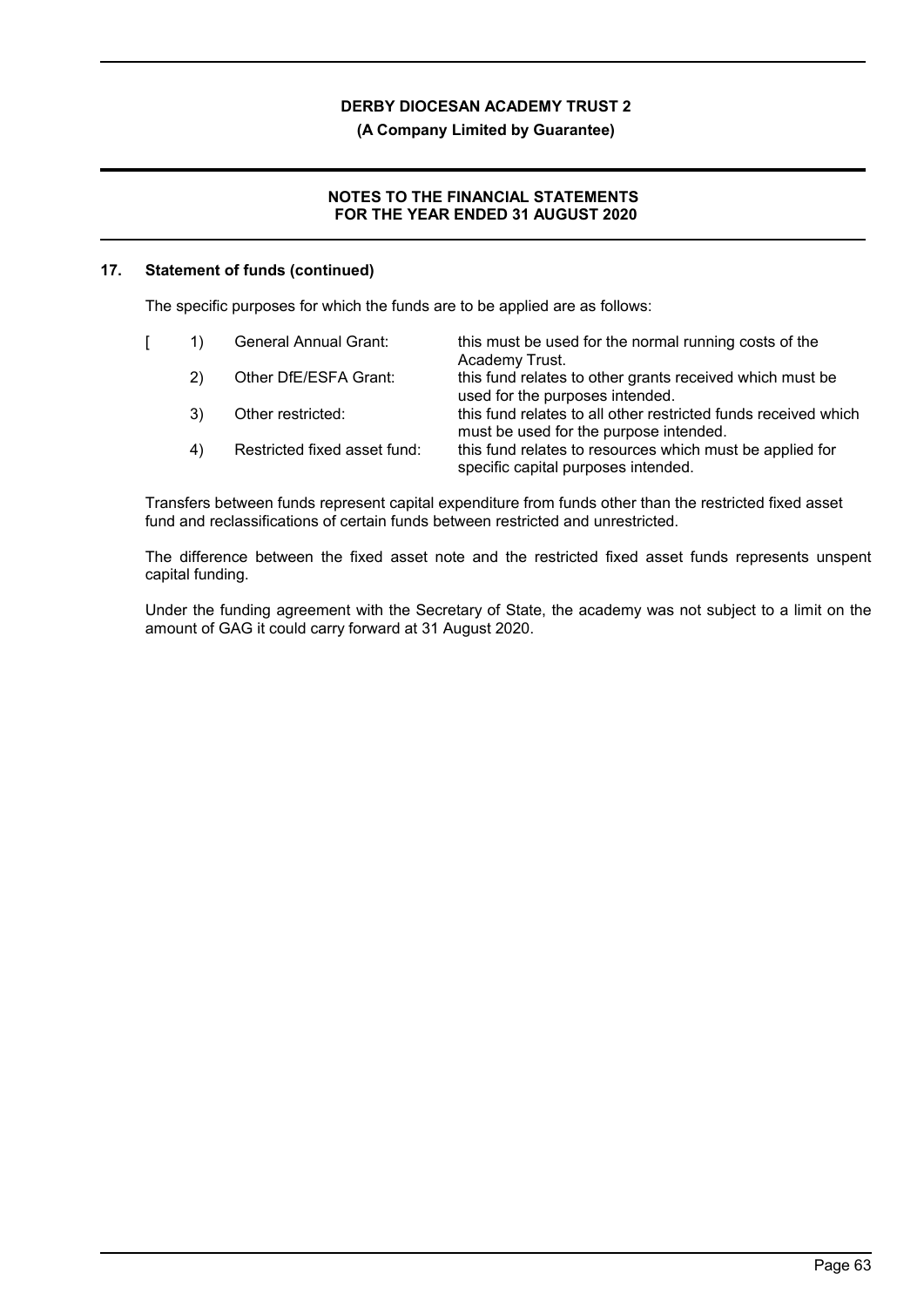## 17. Statement of funds (continued)

The specific purposes for which the funds are to be applied are as follows:

[ 1) General Annual Grant: this must be used for the normal running costs of the Academy Trust.

2) Other DfE/ESFA Grant: this fund relates to other grants received which must be used for the purposes intended.

3) Other restricted: this fund relates to all other restricted funds received which must be used for the purpose intended.

4) Restricted fixed asset fund: this fund relates to resources which must be applied for specific capital purposes intended.

Transfers between funds represent capital expenditure from funds other than the restricted fixed asset fund and reclassifications of certain funds between restricted and unrestricted.

The difference between the fixed asset note and the restricted fixed asset funds represents unspent capital funding.

Under the funding agreement with the Secretary of State, the academy was not subject to a limit on the amount of GAG it could carry forward at 31 August 2020.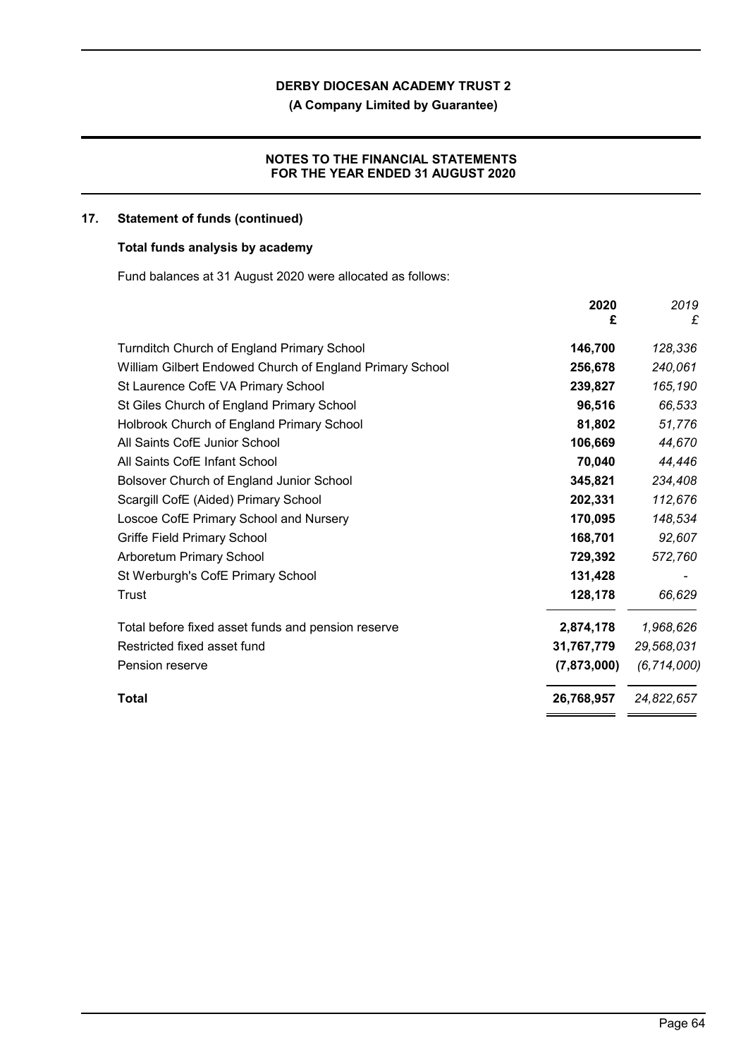**DERBY DIOCESAN ACADEMY TRUST 2**

**(A Company Limited by Guarantee)**

**NOTES TO THE FINANCIAL STATEMENTS FOR THE YEAR ENDED 31 AUGUST 2020**

## 17. Statement of funds (continued)

### Total funds analysis by academy

Fund balances at 31 August 2020 were allocated as follows:

| | 2020 £ | *2019 £* |
|---|---|---|
| Turnditch Church of England Primary School | **146,700** | *128,336* |
| William Gilbert Endowed Church of England Primary School | **256,678** | *240,061* |
| St Laurence CofE VA Primary School | **239,827** | *165,190* |
| St Giles Church of England Primary School | **96,516** | *66,533* |
| Holbrook Church of England Primary School | **81,802** | *51,776* |
| All Saints CofE Junior School | **106,669** | *44,670* |
| All Saints CofE Infant School | **70,040** | *44,446* |
| Bolsover Church of England Junior School | **345,821** | *234,408* |
| Scargill CofE (Aided) Primary School | **202,331** | *112,676* |
| Loscoe CofE Primary School and Nursery | **170,095** | *148,534* |
| Griffe Field Primary School | **168,701** | *92,607* |
| Arboretum Primary School | **729,392** | *572,760* |
| St Werburgh's CofE Primary School | **131,428** | *-* |
| Trust | **128,178** | *66,629* |
| Total before fixed asset funds and pension reserve | **2,874,178** | *1,968,626* |
| Restricted fixed asset fund | **31,767,779** | *29,568,031* |
| Pension reserve | **(7,873,000)** | *(6,714,000)* |
| **Total** | **26,768,957** | *24,822,657* |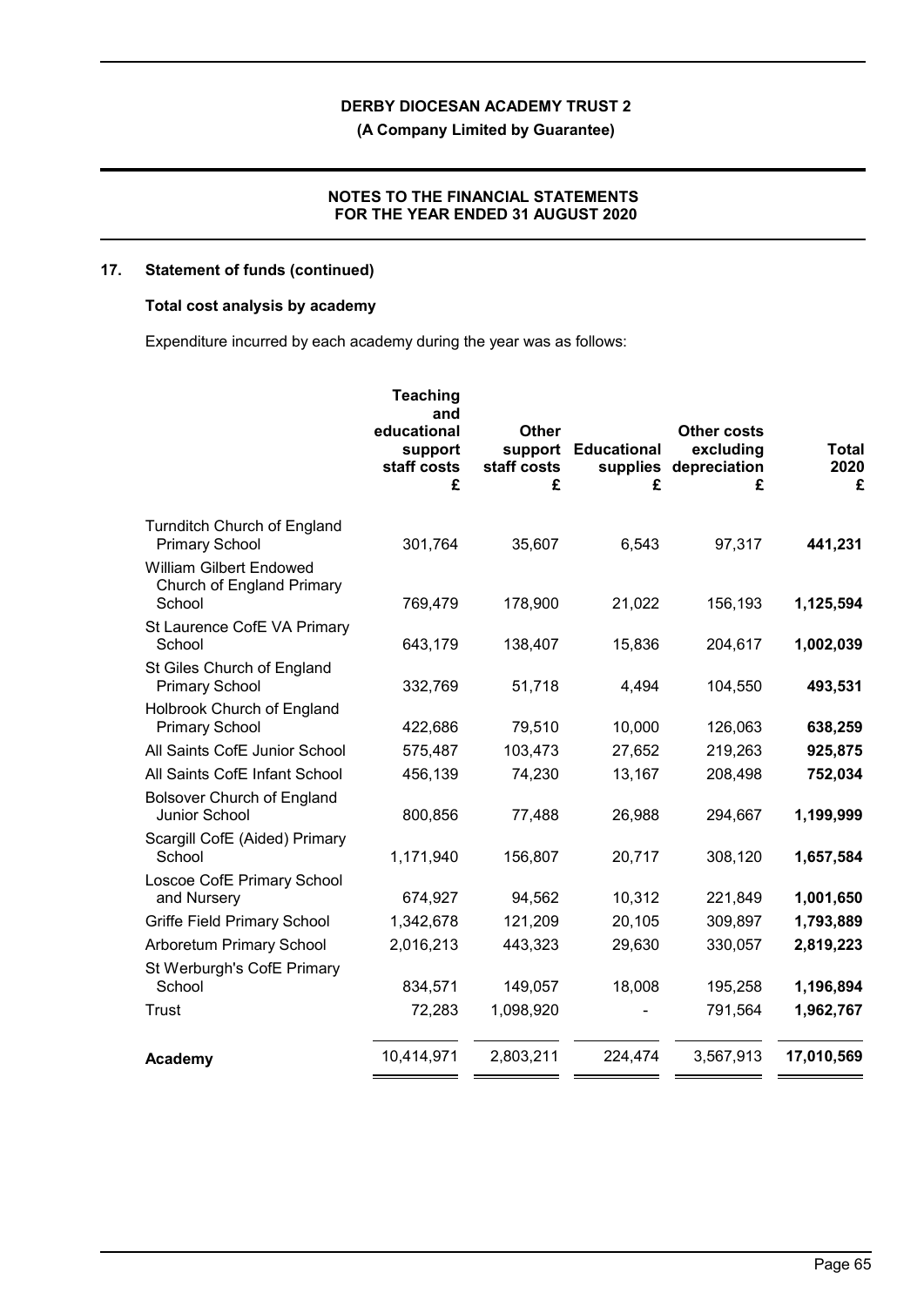## 17. Statement of funds (continued)

### Total cost analysis by academy

Expenditure incurred by each academy during the year was as follows:

| | Teaching and educational support staff costs £ | Other support staff costs £ | Educational supplies £ | Other costs excluding depreciation £ | Total 2020 £ |
|---|---|---|---|---|---|
| Turnditch Church of England Primary School | 301,764 | 35,607 | 6,543 | 97,317 | **441,231** |
| William Gilbert Endowed Church of England Primary School | 769,479 | 178,900 | 21,022 | 156,193 | **1,125,594** |
| St Laurence CofE VA Primary School | 643,179 | 138,407 | 15,836 | 204,617 | **1,002,039** |
| St Giles Church of England Primary School | 332,769 | 51,718 | 4,494 | 104,550 | **493,531** |
| Holbrook Church of England Primary School | 422,686 | 79,510 | 10,000 | 126,063 | **638,259** |
| All Saints CofE Junior School | 575,487 | 103,473 | 27,652 | 219,263 | **925,875** |
| All Saints CofE Infant School | 456,139 | 74,230 | 13,167 | 208,498 | **752,034** |
| Bolsover Church of England Junior School | 800,856 | 77,488 | 26,988 | 294,667 | **1,199,999** |
| Scargill CofE (Aided) Primary School | 1,171,940 | 156,807 | 20,717 | 308,120 | **1,657,584** |
| Loscoe CofE Primary School and Nursery | 674,927 | 94,562 | 10,312 | 221,849 | **1,001,650** |
| Griffe Field Primary School | 1,342,678 | 121,209 | 20,105 | 309,897 | **1,793,889** |
| Arboretum Primary School | 2,016,213 | 443,323 | 29,630 | 330,057 | **2,819,223** |
| St Werburgh's CofE Primary School | 834,571 | 149,057 | 18,008 | 195,258 | **1,196,894** |
| Trust | 72,283 | 1,098,920 | - | 791,564 | **1,962,767** |
| **Academy** | 10,414,971 | 2,803,211 | 224,474 | 3,567,913 | **17,010,569** |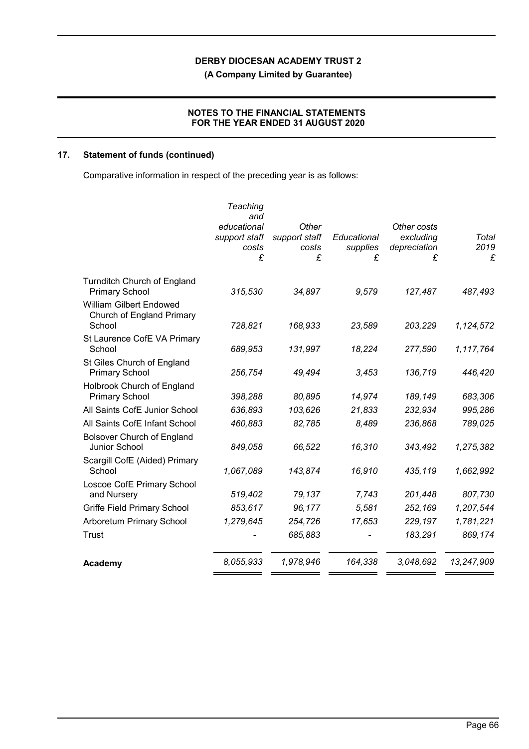## 17. Statement of funds (continued)

Comparative information in respect of the preceding year is as follows:

| | *Teaching and educational support staff costs* £ | *Other support staff costs* £ | *Educational supplies* £ | *Other costs excluding depreciation* £ | *Total 2019* £ |
|---|---|---|---|---|---|
| Turnditch Church of England Primary School | *315,530* | *34,897* | *9,579* | *127,487* | *487,493* |
| William Gilbert Endowed Church of England Primary School | *728,821* | *168,933* | *23,589* | *203,229* | *1,124,572* |
| St Laurence CofE VA Primary School | *689,953* | *131,997* | *18,224* | *277,590* | *1,117,764* |
| St Giles Church of England Primary School | *256,754* | *49,494* | *3,453* | *136,719* | *446,420* |
| Holbrook Church of England Primary School | *398,288* | *80,895* | *14,974* | *189,149* | *683,306* |
| All Saints CofE Junior School | *636,893* | *103,626* | *21,833* | *232,934* | *995,286* |
| All Saints CofE Infant School | *460,883* | *82,785* | *8,489* | *236,868* | *789,025* |
| Bolsover Church of England Junior School | *849,058* | *66,522* | *16,310* | *343,492* | *1,275,382* |
| Scargill CofE (Aided) Primary School | *1,067,089* | *143,874* | *16,910* | *435,119* | *1,662,992* |
| Loscoe CofE Primary School and Nursery | *519,402* | *79,137* | *7,743* | *201,448* | *807,730* |
| Griffe Field Primary School | *853,617* | *96,177* | *5,581* | *252,169* | *1,207,544* |
| Arboretum Primary School | *1,279,645* | *254,726* | *17,653* | *229,197* | *1,781,221* |
| Trust | *-* | *685,883* | *-* | *183,291* | *869,174* |
| **Academy** | *8,055,933* | *1,978,946* | *164,338* | *3,048,692* | *13,247,909* |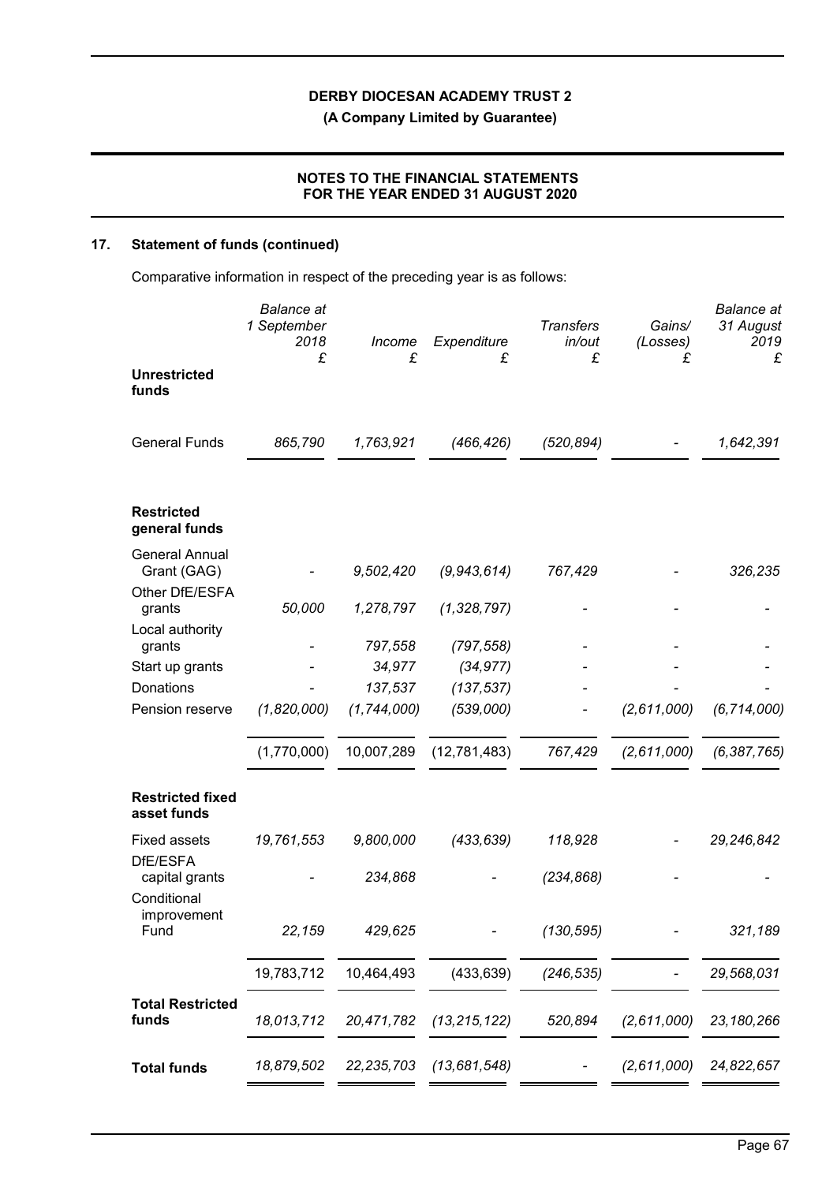## 17. Statement of funds (continued)

Comparative information in respect of the preceding year is as follows:

| | Balance at 1 September 2018 £ | Income £ | Expenditure £ | Transfers in/out £ | Gains/ (Losses) £ | Balance at 31 August 2019 £ |
|---|---|---|---|---|---|---|
| **Unrestricted funds** | | | | | | |
| General Funds | 865,790 | 1,763,921 | (466,426) | (520,894) | - | 1,642,391 |
| **Restricted general funds** | | | | | | |
| General Annual Grant (GAG) | - | 9,502,420 | (9,943,614) | 767,429 | - | 326,235 |
| Other DfE/ESFA grants | 50,000 | 1,278,797 | (1,328,797) | - | - | - |
| Local authority grants | - | 797,558 | (797,558) | - | - | - |
| Start up grants | - | 34,977 | (34,977) | - | - | - |
| Donations | - | 137,537 | (137,537) | - | - | - |
| Pension reserve | (1,820,000) | (1,744,000) | (539,000) | - | (2,611,000) | (6,714,000) |
| | (1,770,000) | 10,007,289 | (12,781,483) | 767,429 | (2,611,000) | (6,387,765) |
| **Restricted fixed asset funds** | | | | | | |
| Fixed assets | 19,761,553 | 9,800,000 | (433,639) | 118,928 | - | 29,246,842 |
| DfE/ESFA capital grants | - | 234,868 | - | (234,868) | - | - |
| Conditional improvement Fund | 22,159 | 429,625 | - | (130,595) | - | 321,189 |
| | 19,783,712 | 10,464,493 | (433,639) | (246,535) | - | 29,568,031 |
| **Total Restricted funds** | 18,013,712 | 20,471,782 | (13,215,122) | 520,894 | (2,611,000) | 23,180,266 |
| **Total funds** | 18,879,502 | 22,235,703 | (13,681,548) | - | (2,611,000) | 24,822,657 |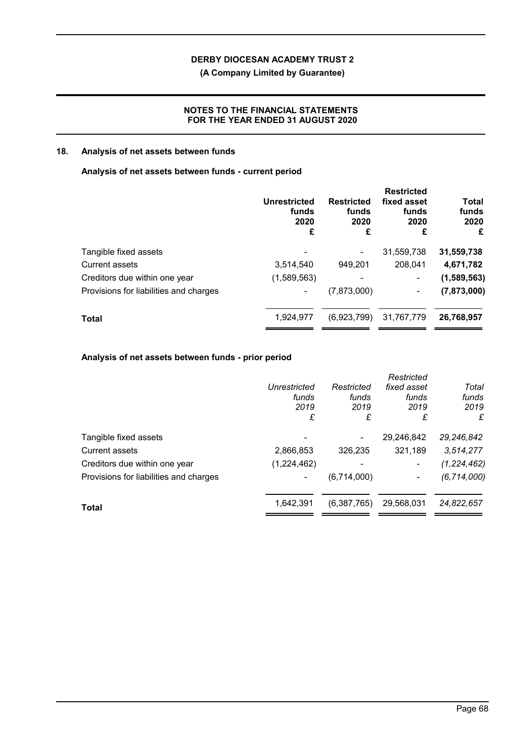## 18. Analysis of net assets between funds

### Analysis of net assets between funds - current period

| | Unrestricted funds 2020 £ | Restricted funds 2020 £ | Restricted fixed asset funds 2020 £ | Total funds 2020 £ |
|---|---|---|---|---|
| Tangible fixed assets | - | - | 31,559,738 | **31,559,738** |
| Current assets | 3,514,540 | 949,201 | 208,041 | **4,671,782** |
| Creditors due within one year | (1,589,563) | - | - | **(1,589,563)** |
| Provisions for liabilities and charges | - | (7,873,000) | - | **(7,873,000)** |
| **Total** | 1,924,977 | (6,923,799) | 31,767,779 | **26,768,957** |

### Analysis of net assets between funds - prior period

| | *Unrestricted funds 2019 £* | *Restricted funds 2019 £* | *Restricted fixed asset funds 2019 £* | *Total funds 2019 £* |
|---|---|---|---|---|
| Tangible fixed assets | - | - | 29,246,842 | *29,246,842* |
| Current assets | 2,866,853 | 326,235 | 321,189 | *3,514,277* |
| Creditors due within one year | (1,224,462) | - | - | *(1,224,462)* |
| Provisions for liabilities and charges | - | (6,714,000) | - | *(6,714,000)* |
| **Total** | 1,642,391 | (6,387,765) | 29,568,031 | *24,822,657* |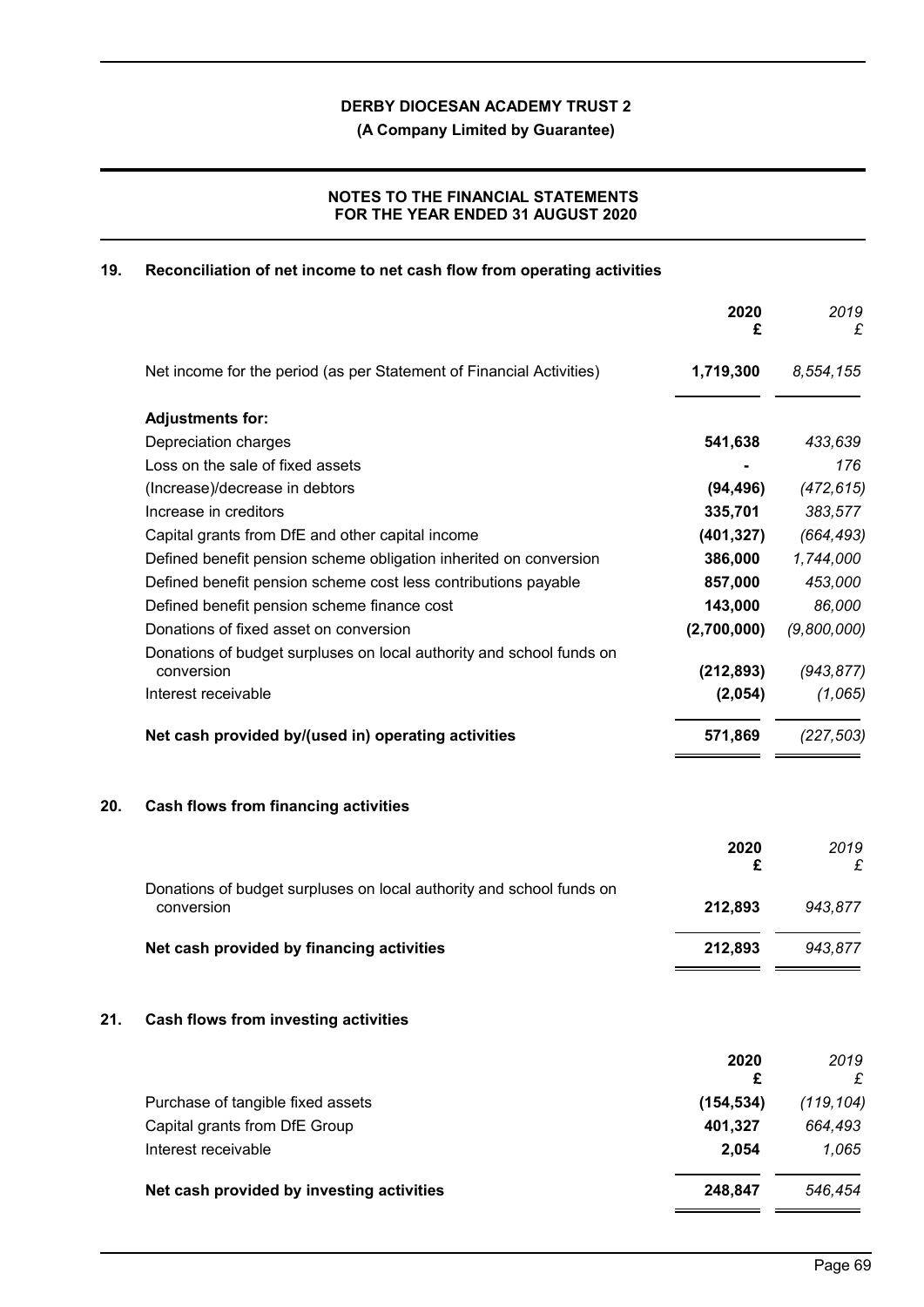# DERBY DIOCESAN ACADEMY TRUST 2

**(A Company Limited by Guarantee)**

**NOTES TO THE FINANCIAL STATEMENTS FOR THE YEAR ENDED 31 AUGUST 2020**

## 19. Reconciliation of net income to net cash flow from operating activities

| | 2020 £ | *2019 £* |
|---|---|---|
| Net income for the period (as per Statement of Financial Activities) | **1,719,300** | *8,554,155* |
| **Adjustments for:** | | |
| Depreciation charges | **541,638** | *433,639* |
| Loss on the sale of fixed assets | **-** | *176* |
| (Increase)/decrease in debtors | **(94,496)** | *(472,615)* |
| Increase in creditors | **335,701** | *383,577* |
| Capital grants from DfE and other capital income | **(401,327)** | *(664,493)* |
| Defined benefit pension scheme obligation inherited on conversion | **386,000** | *1,744,000* |
| Defined benefit pension scheme cost less contributions payable | **857,000** | *453,000* |
| Defined benefit pension scheme finance cost | **143,000** | *86,000* |
| Donations of fixed asset on conversion | **(2,700,000)** | *(9,800,000)* |
| Donations of budget surpluses on local authority and school funds on conversion | **(212,893)** | *(943,877)* |
| Interest receivable | **(2,054)** | *(1,065)* |
| **Net cash provided by/(used in) operating activities** | **571,869** | *(227,503)* |

## 20. Cash flows from financing activities

| | 2020 £ | *2019 £* |
|---|---|---|
| Donations of budget surpluses on local authority and school funds on conversion | **212,893** | *943,877* |
| **Net cash provided by financing activities** | **212,893** | *943,877* |

## 21. Cash flows from investing activities

| | 2020 £ | *2019 £* |
|---|---|---|
| Purchase of tangible fixed assets | **(154,534)** | *(119,104)* |
| Capital grants from DfE Group | **401,327** | *664,493* |
| Interest receivable | **2,054** | *1,065* |
| **Net cash provided by investing activities** | **248,847** | *546,454* |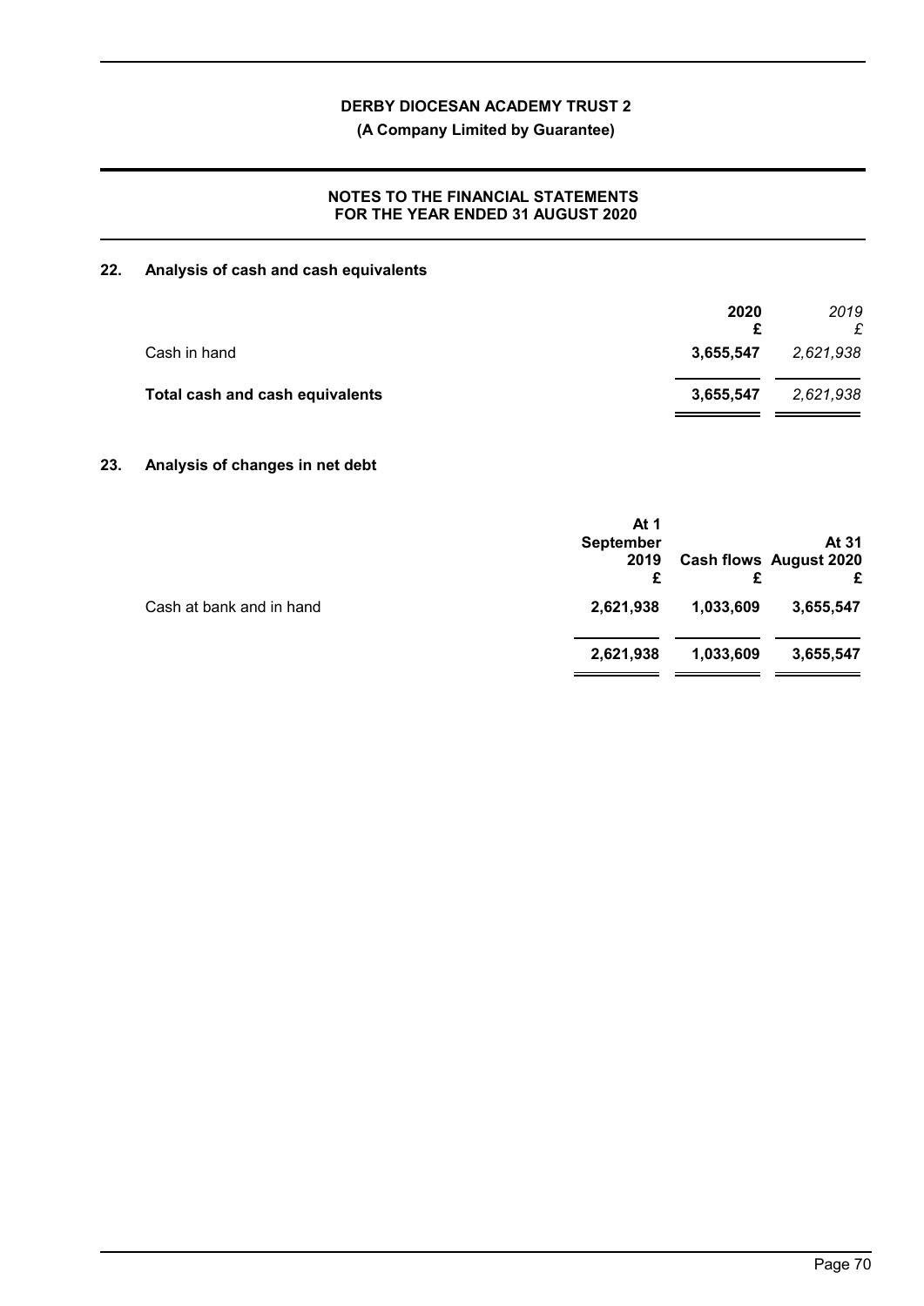## 22. Analysis of cash and cash equivalents

| | 2020<br>£ | *2019*<br>*£* |
|---|---|---|
| Cash in hand | **3,655,547** | *2,621,938* |
| **Total cash and cash equivalents** | **3,655,547** | *2,621,938* |

## 23. Analysis of changes in net debt

| | At 1 September 2019<br>£ | Cash flows<br>£ | At 31 August 2020<br>£ |
|---|---|---|---|
| Cash at bank and in hand | **2,621,938** | **1,033,609** | **3,655,547** |
| | **2,621,938** | **1,033,609** | **3,655,547** |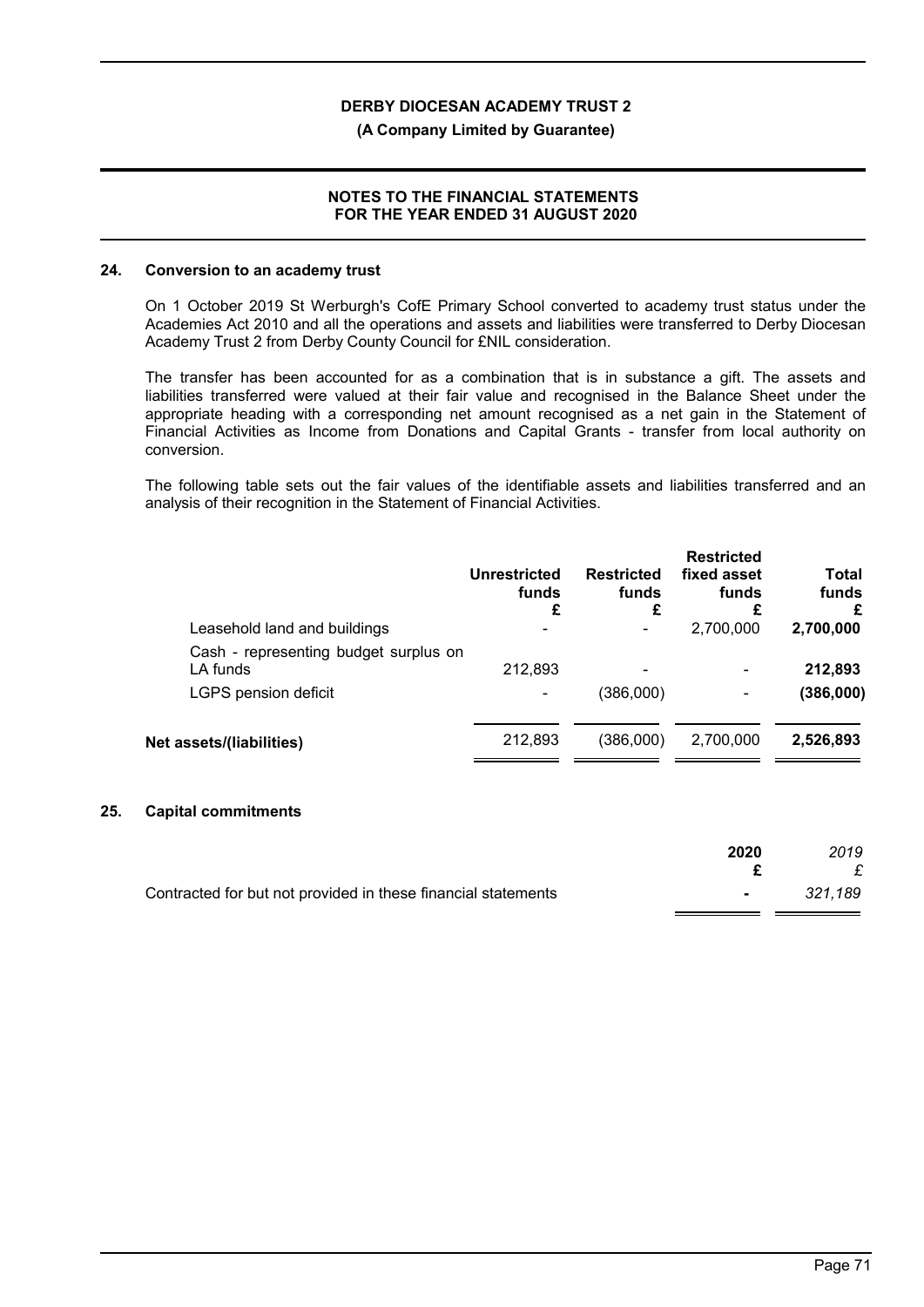## 24. Conversion to an academy trust

On 1 October 2019 St Werburgh's CofE Primary School converted to academy trust status under the Academies Act 2010 and all the operations and assets and liabilities were transferred to Derby Diocesan Academy Trust 2 from Derby County Council for £NIL consideration.

The transfer has been accounted for as a combination that is in substance a gift. The assets and liabilities transferred were valued at their fair value and recognised in the Balance Sheet under the appropriate heading with a corresponding net amount recognised as a net gain in the Statement of Financial Activities as Income from Donations and Capital Grants - transfer from local authority on conversion.

The following table sets out the fair values of the identifiable assets and liabilities transferred and an analysis of their recognition in the Statement of Financial Activities.

| | Unrestricted funds £ | Restricted funds £ | Restricted fixed asset funds £ | Total funds £ |
|---|---|---|---|---|
| Leasehold land and buildings | - | - | 2,700,000 | **2,700,000** |
| Cash - representing budget surplus on LA funds | 212,893 | - | - | **212,893** |
| LGPS pension deficit | - | (386,000) | - | **(386,000)** |
| **Net assets/(liabilities)** | 212,893 | (386,000) | 2,700,000 | **2,526,893** |

## 25. Capital commitments

| | 2020 £ | *2019 £* |
|---|---|---|
| Contracted for but not provided in these financial statements | - | *321,189* |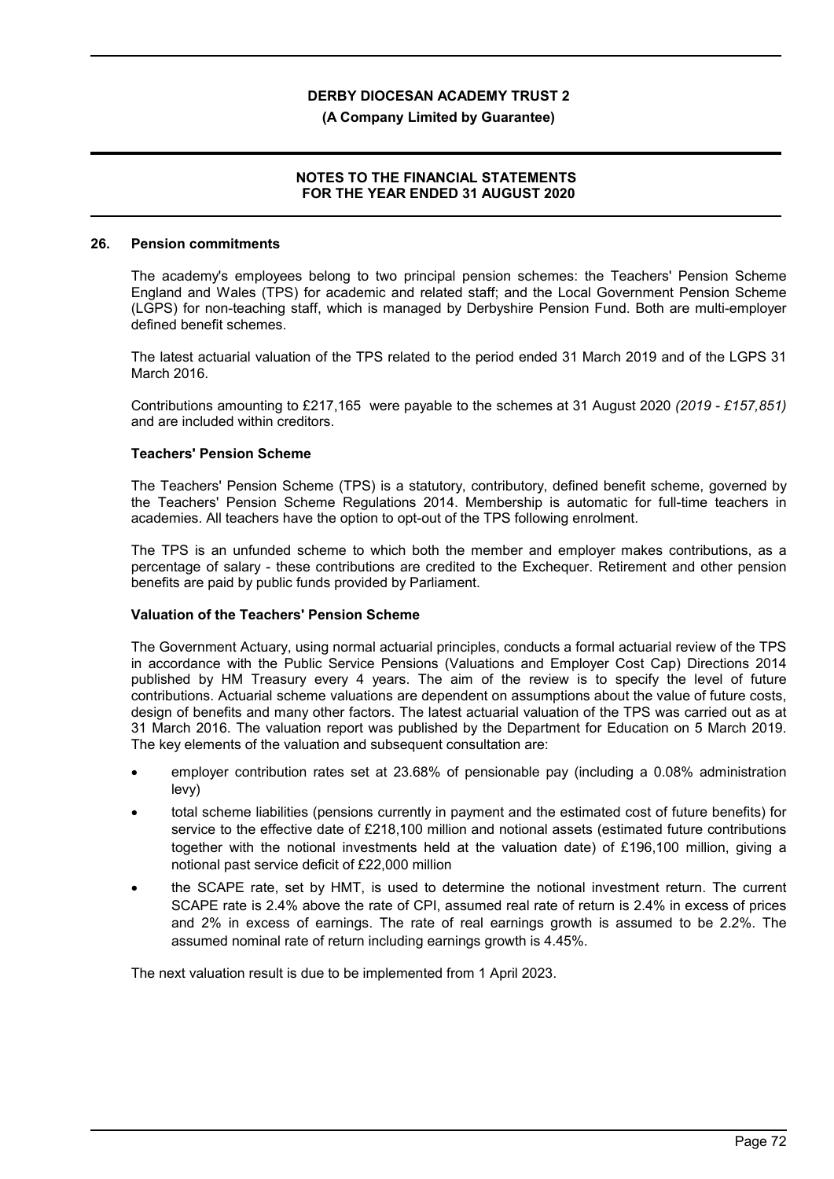## 26. Pension commitments

The academy's employees belong to two principal pension schemes: the Teachers' Pension Scheme England and Wales (TPS) for academic and related staff; and the Local Government Pension Scheme (LGPS) for non-teaching staff, which is managed by Derbyshire Pension Fund. Both are multi-employer defined benefit schemes.

The latest actuarial valuation of the TPS related to the period ended 31 March 2019 and of the LGPS 31 March 2016.

Contributions amounting to £217,165 were payable to the schemes at 31 August 2020 *(2019 - £157,851)* and are included within creditors.

### Teachers' Pension Scheme

The Teachers' Pension Scheme (TPS) is a statutory, contributory, defined benefit scheme, governed by the Teachers' Pension Scheme Regulations 2014. Membership is automatic for full-time teachers in academies. All teachers have the option to opt-out of the TPS following enrolment.

The TPS is an unfunded scheme to which both the member and employer makes contributions, as a percentage of salary - these contributions are credited to the Exchequer. Retirement and other pension benefits are paid by public funds provided by Parliament.

### Valuation of the Teachers' Pension Scheme

The Government Actuary, using normal actuarial principles, conducts a formal actuarial review of the TPS in accordance with the Public Service Pensions (Valuations and Employer Cost Cap) Directions 2014 published by HM Treasury every 4 years. The aim of the review is to specify the level of future contributions. Actuarial scheme valuations are dependent on assumptions about the value of future costs, design of benefits and many other factors. The latest actuarial valuation of the TPS was carried out as at 31 March 2016. The valuation report was published by the Department for Education on 5 March 2019. The key elements of the valuation and subsequent consultation are:

- employer contribution rates set at 23.68% of pensionable pay (including a 0.08% administration levy)
- total scheme liabilities (pensions currently in payment and the estimated cost of future benefits) for service to the effective date of £218,100 million and notional assets (estimated future contributions together with the notional investments held at the valuation date) of £196,100 million, giving a notional past service deficit of £22,000 million
- the SCAPE rate, set by HMT, is used to determine the notional investment return. The current SCAPE rate is 2.4% above the rate of CPI, assumed real rate of return is 2.4% in excess of prices and 2% in excess of earnings. The rate of real earnings growth is assumed to be 2.2%. The assumed nominal rate of return including earnings growth is 4.45%.

The next valuation result is due to be implemented from 1 April 2023.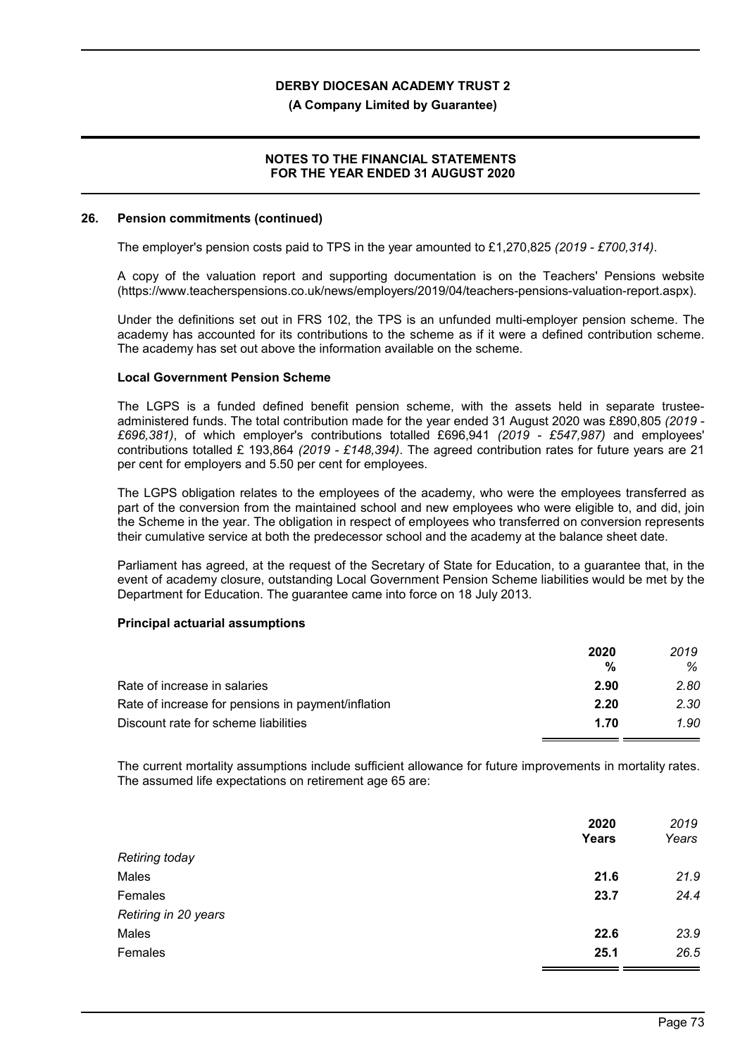## 26. Pension commitments (continued)

The employer's pension costs paid to TPS in the year amounted to £1,270,825 *(2019 - £700,314)*.

A copy of the valuation report and supporting documentation is on the Teachers' Pensions website (https://www.teacherspensions.co.uk/news/employers/2019/04/teachers-pensions-valuation-report.aspx).

Under the definitions set out in FRS 102, the TPS is an unfunded multi-employer pension scheme. The academy has accounted for its contributions to the scheme as if it were a defined contribution scheme. The academy has set out above the information available on the scheme.

### Local Government Pension Scheme

The LGPS is a funded defined benefit pension scheme, with the assets held in separate trustee-administered funds. The total contribution made for the year ended 31 August 2020 was £890,805 *(2019 - £696,381)*, of which employer's contributions totalled £696,941 *(2019 - £547,987)* and employees' contributions totalled £ 193,864 *(2019 - £148,394)*. The agreed contribution rates for future years are 21 per cent for employers and 5.50 per cent for employees.

The LGPS obligation relates to the employees of the academy, who were the employees transferred as part of the conversion from the maintained school and new employees who were eligible to, and did, join the Scheme in the year. The obligation in respect of employees who transferred on conversion represents their cumulative service at both the predecessor school and the academy at the balance sheet date.

Parliament has agreed, at the request of the Secretary of State for Education, to a guarantee that, in the event of academy closure, outstanding Local Government Pension Scheme liabilities would be met by the Department for Education. The guarantee came into force on 18 July 2013.

### Principal actuarial assumptions

| | 2020 % | *2019 %* |
|---|---|---|
| Rate of increase in salaries | **2.90** | *2.80* |
| Rate of increase for pensions in payment/inflation | **2.20** | *2.30* |
| Discount rate for scheme liabilities | **1.70** | *1.90* |

The current mortality assumptions include sufficient allowance for future improvements in mortality rates. The assumed life expectations on retirement age 65 are:

| | 2020 Years | *2019 Years* |
|---|---|---|
| *Retiring today* | | |
| Males | **21.6** | *21.9* |
| Females | **23.7** | *24.4* |
| *Retiring in 20 years* | | |
| Males | **22.6** | *23.9* |
| Females | **25.1** | *26.5* |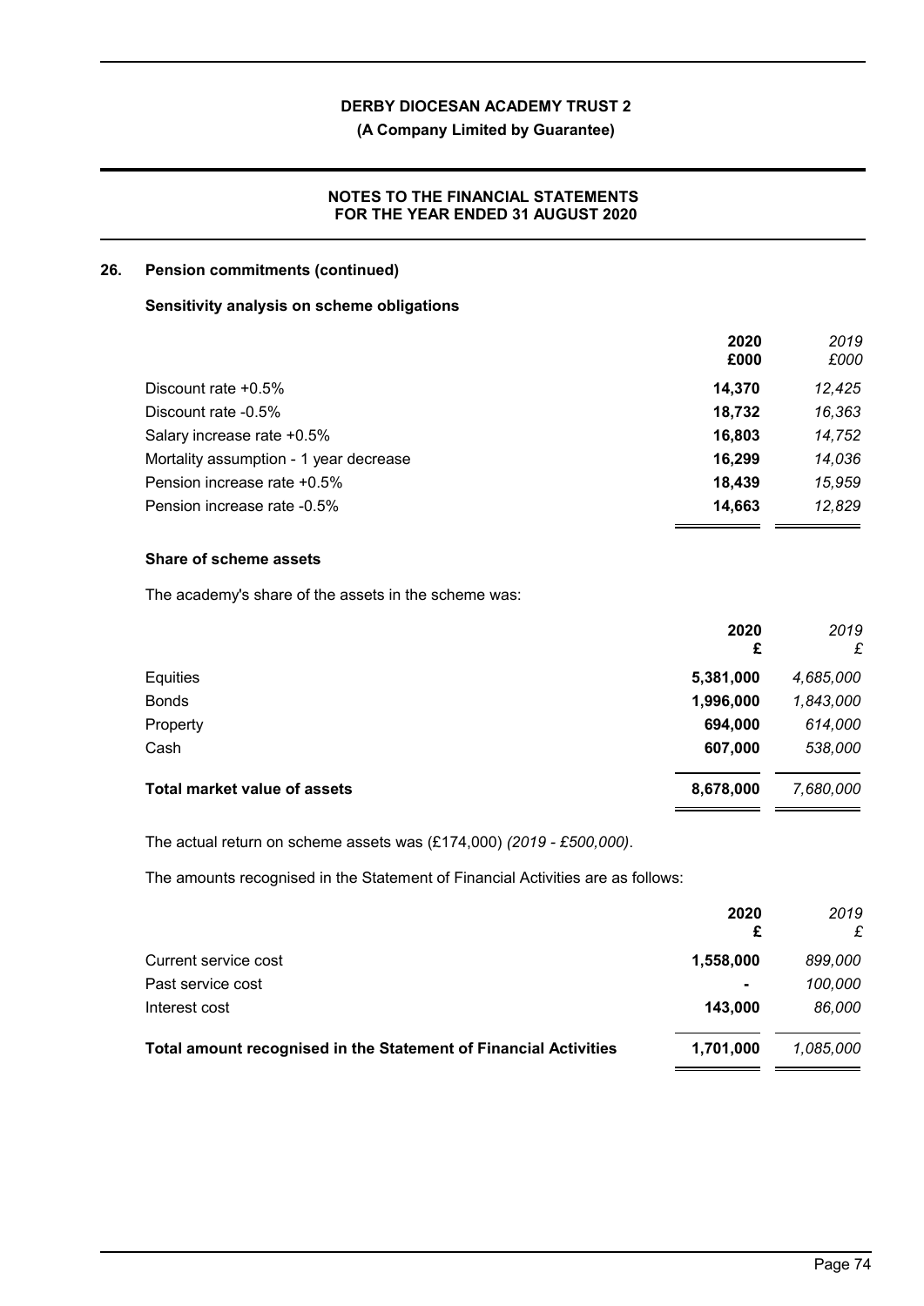## 26. Pension commitments (continued)

### Sensitivity analysis on scheme obligations

| | 2020 £000 | *2019 £000* |
|---|---|---|
| Discount rate +0.5% | **14,370** | *12,425* |
| Discount rate -0.5% | **18,732** | *16,363* |
| Salary increase rate +0.5% | **16,803** | *14,752* |
| Mortality assumption - 1 year decrease | **16,299** | *14,036* |
| Pension increase rate +0.5% | **18,439** | *15,959* |
| Pension increase rate -0.5% | **14,663** | *12,829* |

### Share of scheme assets

The academy's share of the assets in the scheme was:

| | 2020 £ | *2019 £* |
|---|---|---|
| Equities | **5,381,000** | *4,685,000* |
| Bonds | **1,996,000** | *1,843,000* |
| Property | **694,000** | *614,000* |
| Cash | **607,000** | *538,000* |
| **Total market value of assets** | **8,678,000** | *7,680,000* |

The actual return on scheme assets was (£174,000) *(2019 - £500,000)*.

The amounts recognised in the Statement of Financial Activities are as follows:

| | 2020 £ | *2019 £* |
|---|---|---|
| Current service cost | **1,558,000** | *899,000* |
| Past service cost | **-** | *100,000* |
| Interest cost | **143,000** | *86,000* |
| **Total amount recognised in the Statement of Financial Activities** | **1,701,000** | *1,085,000* |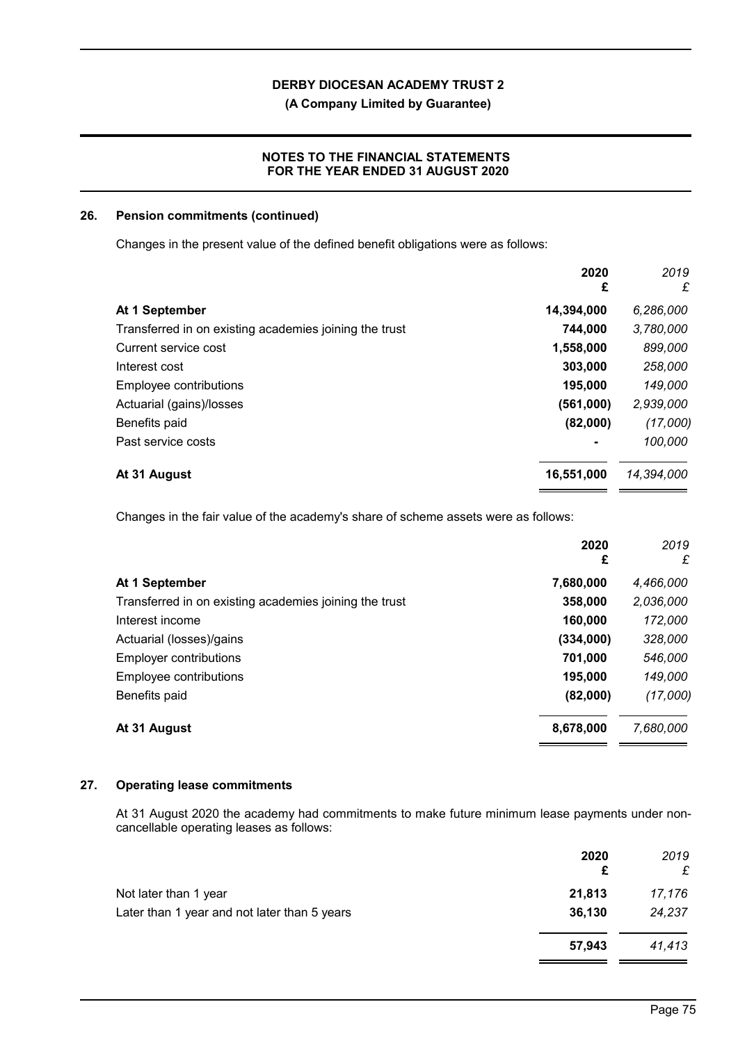## 26. Pension commitments (continued)

Changes in the present value of the defined benefit obligations were as follows:

| | 2020 £ | *2019 £* |
|---|---|---|
| **At 1 September** | **14,394,000** | *6,286,000* |
| Transferred in on existing academies joining the trust | **744,000** | *3,780,000* |
| Current service cost | **1,558,000** | *899,000* |
| Interest cost | **303,000** | *258,000* |
| Employee contributions | **195,000** | *149,000* |
| Actuarial (gains)/losses | **(561,000)** | *2,939,000* |
| Benefits paid | **(82,000)** | *(17,000)* |
| Past service costs | **-** | *100,000* |
| **At 31 August** | **16,551,000** | *14,394,000* |

Changes in the fair value of the academy's share of scheme assets were as follows:

| | 2020 £ | *2019 £* |
|---|---|---|
| **At 1 September** | **7,680,000** | *4,466,000* |
| Transferred in on existing academies joining the trust | **358,000** | *2,036,000* |
| Interest income | **160,000** | *172,000* |
| Actuarial (losses)/gains | **(334,000)** | *328,000* |
| Employer contributions | **701,000** | *546,000* |
| Employee contributions | **195,000** | *149,000* |
| Benefits paid | **(82,000)** | *(17,000)* |
| **At 31 August** | **8,678,000** | *7,680,000* |

## 27. Operating lease commitments

At 31 August 2020 the academy had commitments to make future minimum lease payments under non-cancellable operating leases as follows:

| | 2020 £ | *2019 £* |
|---|---|---|
| Not later than 1 year | **21,813** | *17,176* |
| Later than 1 year and not later than 5 years | **36,130** | *24,237* |
| | **57,943** | *41,413* |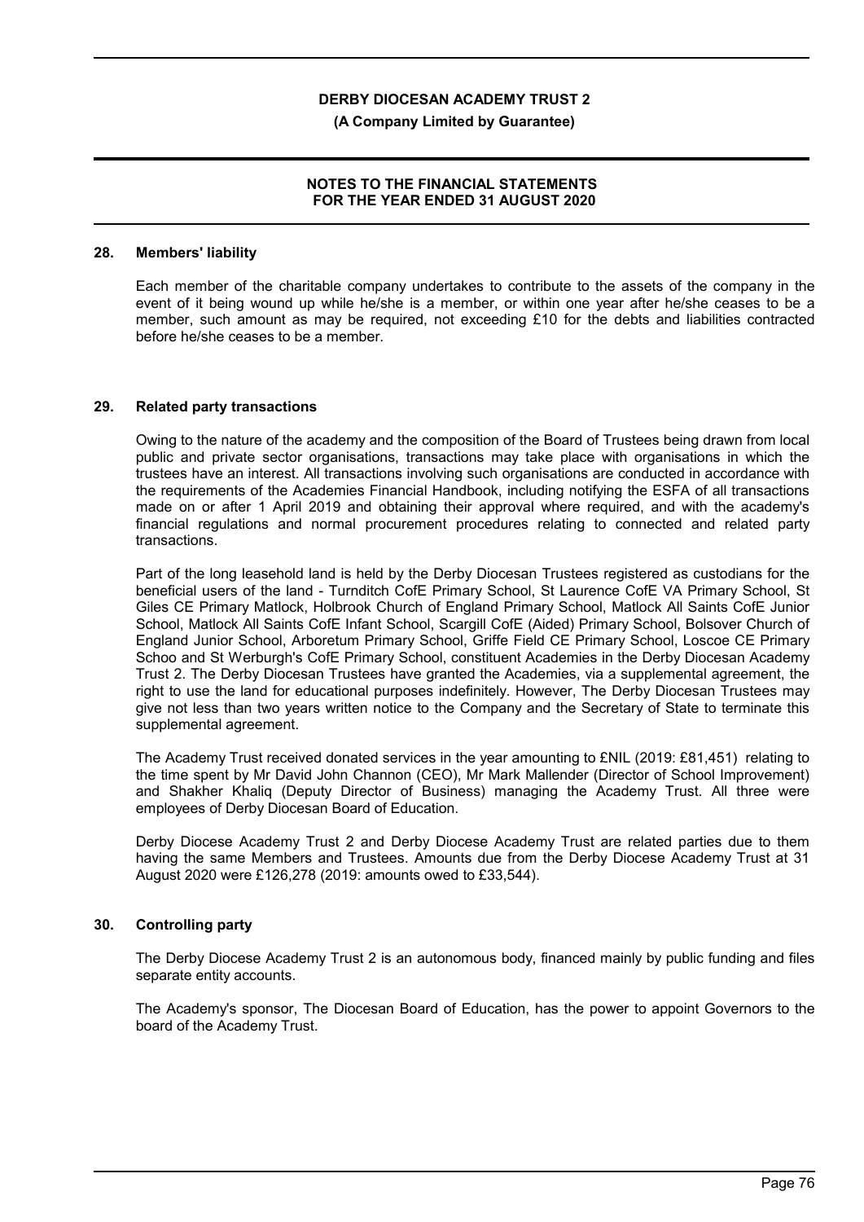## 28. Members' liability

Each member of the charitable company undertakes to contribute to the assets of the company in the event of it being wound up while he/she is a member, or within one year after he/she ceases to be a member, such amount as may be required, not exceeding £10 for the debts and liabilities contracted before he/she ceases to be a member.

## 29. Related party transactions

Owing to the nature of the academy and the composition of the Board of Trustees being drawn from local public and private sector organisations, transactions may take place with organisations in which the trustees have an interest. All transactions involving such organisations are conducted in accordance with the requirements of the Academies Financial Handbook, including notifying the ESFA of all transactions made on or after 1 April 2019 and obtaining their approval where required, and with the academy's financial regulations and normal procurement procedures relating to connected and related party transactions.

Part of the long leasehold land is held by the Derby Diocesan Trustees registered as custodians for the beneficial users of the land - Turnditch CofE Primary School, St Laurence CofE VA Primary School, St Giles CE Primary Matlock, Holbrook Church of England Primary School, Matlock All Saints CofE Junior School, Matlock All Saints CofE Infant School, Scargill CofE (Aided) Primary School, Bolsover Church of England Junior School, Arboretum Primary School, Griffe Field CE Primary School, Loscoe CE Primary Schoo and St Werburgh's CofE Primary School, constituent Academies in the Derby Diocesan Academy Trust 2. The Derby Diocesan Trustees have granted the Academies, via a supplemental agreement, the right to use the land for educational purposes indefinitely. However, The Derby Diocesan Trustees may give not less than two years written notice to the Company and the Secretary of State to terminate this supplemental agreement.

The Academy Trust received donated services in the year amounting to £NIL (2019: £81,451) relating to the time spent by Mr David John Channon (CEO), Mr Mark Mallender (Director of School Improvement) and Shakher Khaliq (Deputy Director of Business) managing the Academy Trust. All three were employees of Derby Diocesan Board of Education.

Derby Diocese Academy Trust 2 and Derby Diocese Academy Trust are related parties due to them having the same Members and Trustees. Amounts due from the Derby Diocese Academy Trust at 31 August 2020 were £126,278 (2019: amounts owed to £33,544).

## 30. Controlling party

The Derby Diocese Academy Trust 2 is an autonomous body, financed mainly by public funding and files separate entity accounts.

The Academy's sponsor, The Diocesan Board of Education, has the power to appoint Governors to the board of the Academy Trust.